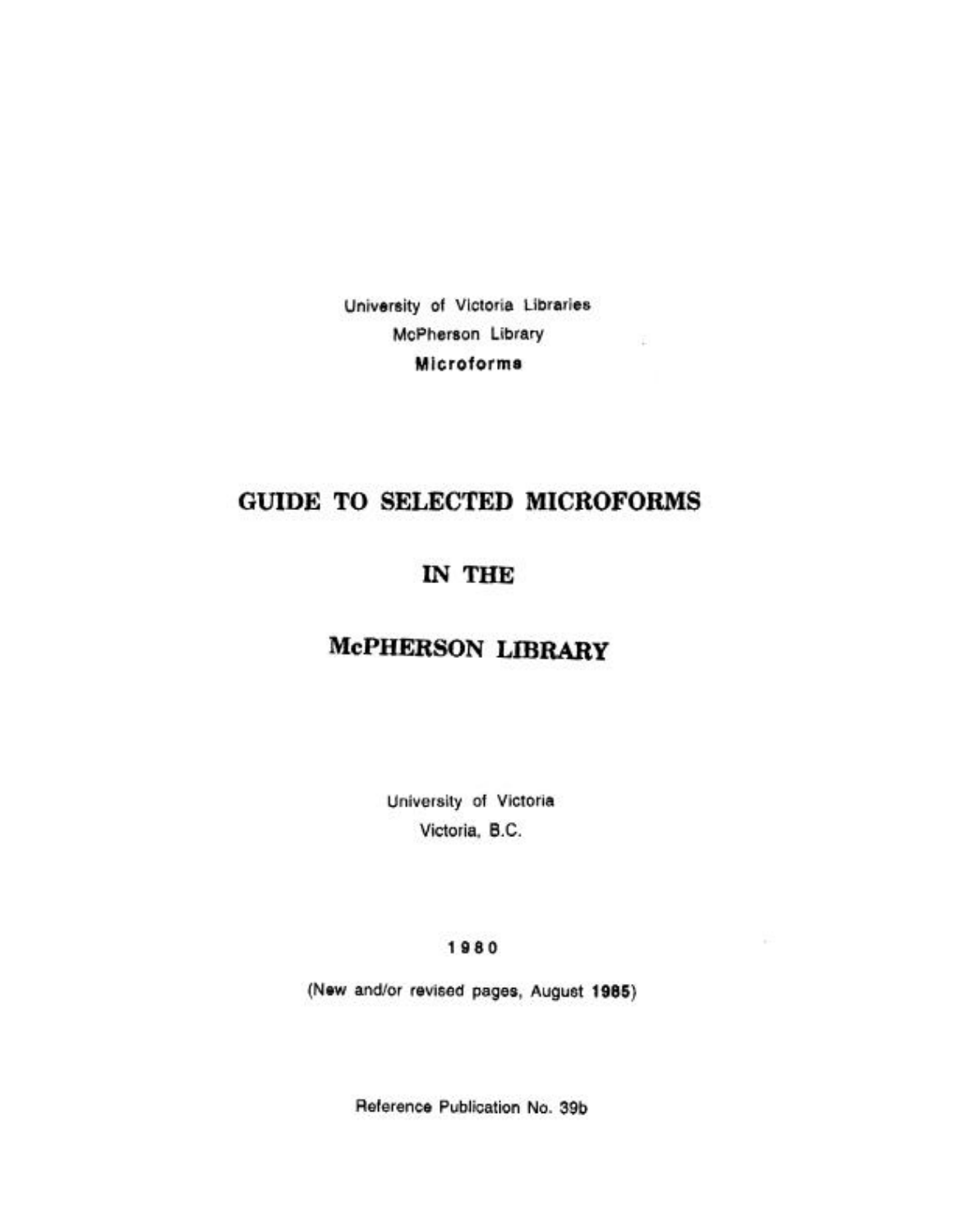University of Victoria Libraries
McPherson Library
**Microforms**

# GUIDE TO SELECTED MICROFORMS

# IN THE

# McPHERSON LIBRARY

University of Victoria
Victoria, B.C.

1980

(New and/or revised pages, August **1985**)

Reference Publication No. 39b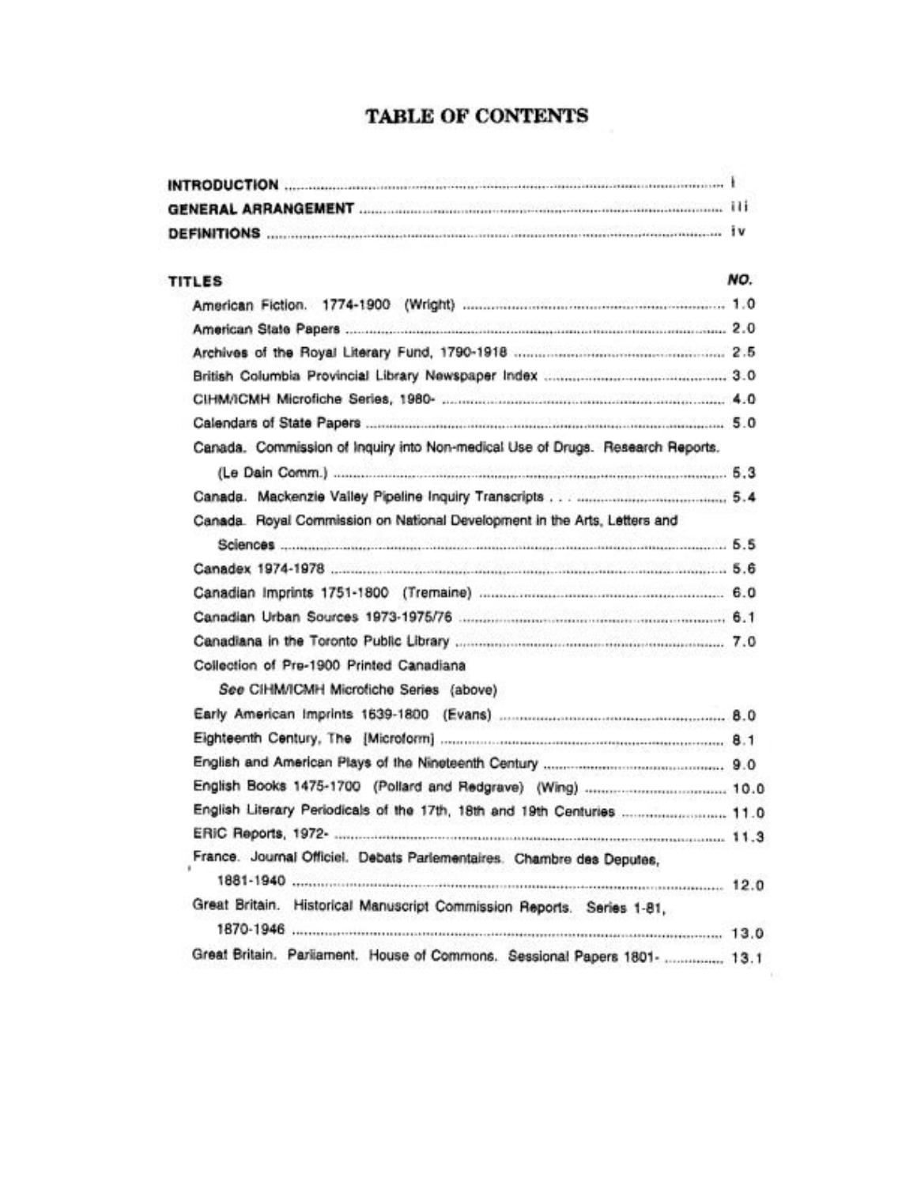# TABLE OF CONTENTS

| | |
|---|---|
| **INTRODUCTION** | i |
| **GENERAL ARRANGEMENT** | iii |
| **DEFINITIONS** | iv |

| **TITLES** | ***NO.*** |
|---|---|
| American Fiction. 1774-1900 (Wright) | 1.0 |
| American State Papers | 2.0 |
| Archives of the Royal Literary Fund, 1790-1918 | 2.5 |
| British Columbia Provincial Library Newspaper Index | 3.0 |
| CIHM/ICMH Microfiche Series, 1980- | 4.0 |
| Calendars of State Papers | 5.0 |
| Canada. Commission of Inquiry into Non-medical Use of Drugs. Research Reports. (Le Dain Comm.) | 5.3 |
| Canada. Mackenzie Valley Pipeline Inquiry Transcripts . . . | 5.4 |
| Canada. Royal Commission on National Development in the Arts, Letters and Sciences | 5.5 |
| Canadex 1974-1978 | 5.6 |
| Canadian Imprints 1751-1800 (Tremaine) | 6.0 |
| Canadian Urban Sources 1973-1975/76 | 6.1 |
| Canadiana in the Toronto Public Library | 7.0 |
| Collection of Pre-1900 Printed Canadiana *See* CIHM/ICMH Microfiche Series (above) | |
| Early American Imprints 1639-1800 (Evans) | 8.0 |
| Eighteenth Century, The [Microform] | 8.1 |
| English and American Plays of the Nineteenth Century | 9.0 |
| English Books 1475-1700 (Pollard and Redgrave) (Wing) | 10.0 |
| English Literary Periodicals of the 17th, 18th and 19th Centuries | 11.0 |
| ERIC Reports, 1972- | 11.3 |
| France. Journal Officiel. Debats Parlementaires. Chambre des Deputes, 1881-1940 | 12.0 |
| Great Britain. Historical Manuscript Commission Reports. Series 1-81, 1870-1946 | 13.0 |
| Great Britain. Parliament. House of Commons. Sessional Papers 1801- | 13.1 |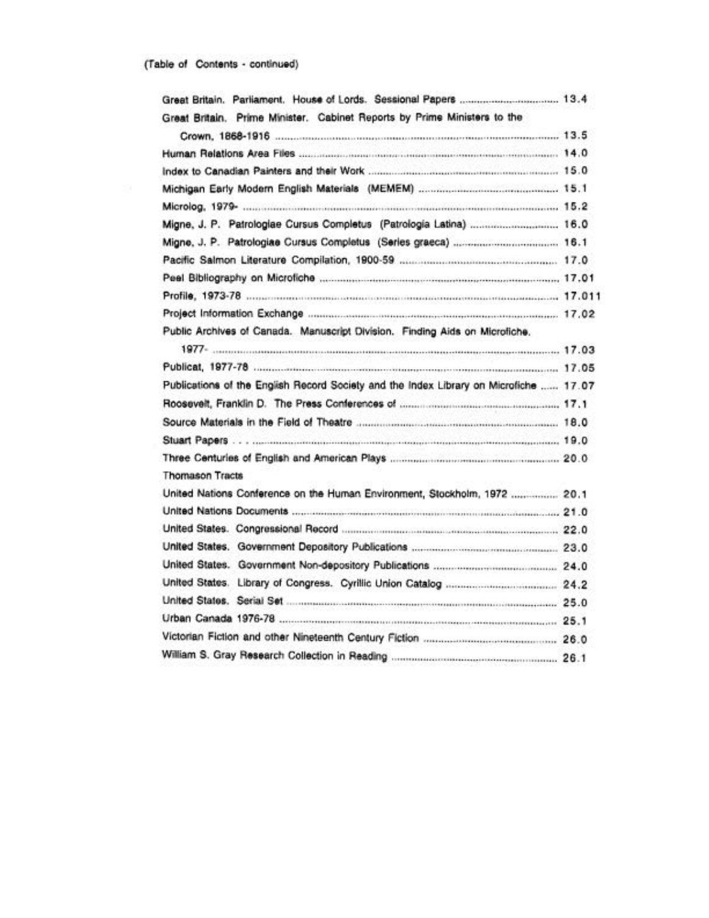(Table of Contents - continued)

| | |
|---|---|
| Great Britain. Parliament. House of Lords. Sessional Papers | 13.4 |
| Great Britain. Prime Minister. Cabinet Reports by Prime Ministers to the Crown, 1868-1916 | 13.5 |
| Human Relations Area Files | 14.0 |
| Index to Canadian Painters and their Work | 15.0 |
| Michigan Early Modern English Materials (MEMEM) | 15.1 |
| Microlog, 1979- | 15.2 |
| Migne, J. P. Patrologiae Cursus Completus (Patrologia Latina) | 16.0 |
| Migne, J. P. Patrologiae Cursus Completus (Series graeca) | 16.1 |
| Pacific Salmon Literature Compilation, 1900-59 | 17.0 |
| Peel Bibliography on Microfiche | 17.01 |
| Profile, 1973-78 | 17.011 |
| Project Information Exchange | 17.02 |
| Public Archives of Canada. Manuscript Division. Finding Aids on Microfiche. 1977- | 17.03 |
| Publicat, 1977-78 | 17.05 |
| Publications of the English Record Society and the Index Library on Microfiche | 17.07 |
| Roosevelt, Franklin D. The Press Conferences of | 17.1 |
| Source Materials in the Field of Theatre | 18.0 |
| Stuart Papers . . . | 19.0 |
| Three Centuries of English and American Plays | 20.0 |
| Thomason Tracts | |
| United Nations Conference on the Human Environment, Stockholm, 1972 | 20.1 |
| United Nations Documents | 21.0 |
| United States. Congressional Record | 22.0 |
| United States. Government Depository Publications | 23.0 |
| United States. Government Non-depository Publications | 24.0 |
| United States. Library of Congress. Cyrillic Union Catalog | 24.2 |
| United States. Serial Set | 25.0 |
| Urban Canada 1976-78 | 25.1 |
| Victorian Fiction and other Nineteenth Century Fiction | 26.0 |
| William S. Gray Research Collection in Reading | 26.1 |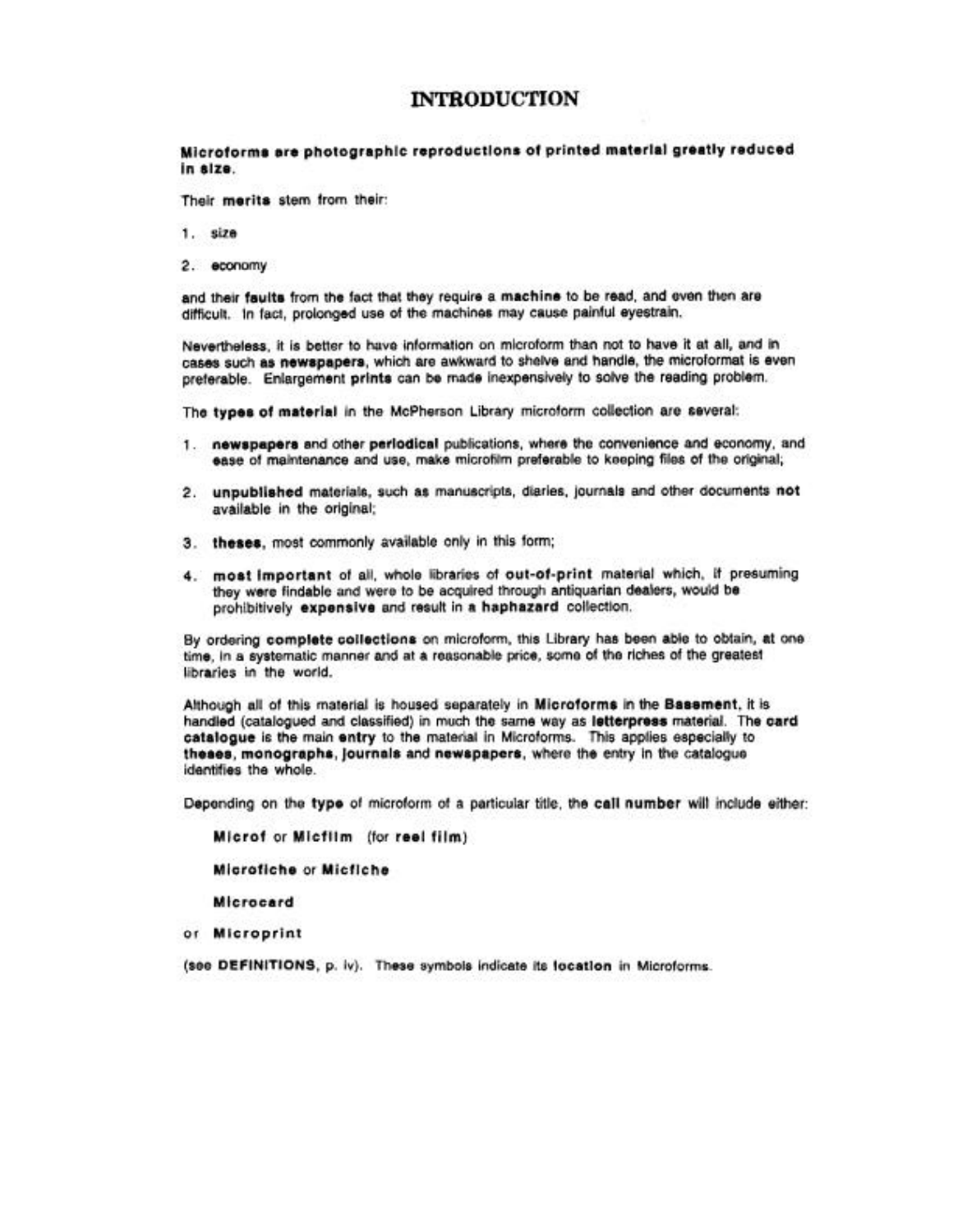# INTRODUCTION

**Microforms are photographic reproductions of printed material greatly reduced in size.**

Their **merits** stem from their:

1. size
2. economy

and their **faults** from the fact that they require a **machine** to be read, and even then are difficult. In fact, prolonged use of the machines may cause painful eyestrain.

Nevertheless, it is better to have information on microform than not to have it at all, and in cases such as **newspapers**, which are awkward to shelve and handle, the microformat is even preferable. Enlargement **prints** can be made inexpensively to solve the reading problem.

The **types of material** in the McPherson Library microform collection are several:

1. **newspapers** and other **periodical** publications, where the convenience and economy, and ease of maintenance and use, make microfilm preferable to keeping files of the original;
2. **unpublished** materials, such as manuscripts, diaries, journals and other documents **not** available in the original;
3. **theses**, most commonly available only in this form;
4. **most important** of all, whole libraries of **out-of-print** material which, if presuming they were findable and were to be acquired through antiquarian dealers, would be prohibitively **expensive** and result in a **haphazard** collection.

By ordering **complete collections** on microform, this Library has been able to obtain, at one time, in a systematic manner and at a reasonable price, some of the riches of the greatest libraries in the world.

Although all of this material is housed separately in **Microforms** in the **Basement**, it is handled (catalogued and classified) in much the same way as **letterpress** material. The **card catalogue** is the main **entry** to the material in Microforms. This applies especially to **theses, monographs, journals** and **newspapers**, where the entry in the catalogue identifies the whole.

Depending on the **type** of microform of a particular title, the **call number** will include either:

**Microf** or **Micfilm** (for **reel film**)

**Microfiche** or **Micfiche**

**Microcard**

or **Microprint**

(see **DEFINITIONS**, p. iv). These symbols indicate its **location** in Microforms.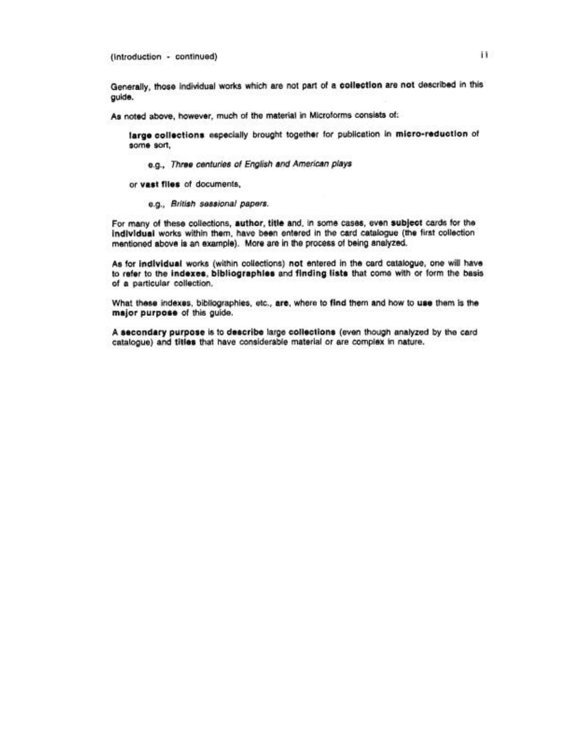(Introduction - continued)

Generally, those individual works which are not part of a **collection** are **not** described in this guide.

As noted above, however, much of the material in Microforms consists of:

> **large collections** especially brought together for publication in **micro-reduction** of some sort,
>
> > e.g., *Three centuries of English and American plays*
>
> or **vast files** of documents,
>
> > e.g., *British sessional papers.*

For many of these collections, **author**, **title** and, in some cases, even **subject** cards for the **individual** works within them, have been entered in the card catalogue (the first collection mentioned above is an example). More are in the process of being analyzed.

As for **individual** works (within collections) **not** entered in the card catalogue, one will have to refer to the **indexes**, **bibliographies** and **finding lists** that come with or form the basis of a particular collection.

What these indexes, bibliographies, etc., **are**, where to **find** them and how to **use** them is the **major purpose** of this guide.

A **secondary purpose** is to **describe** large **collections** (even though analyzed by the card catalogue) and **titles** that have considerable material or are complex in nature.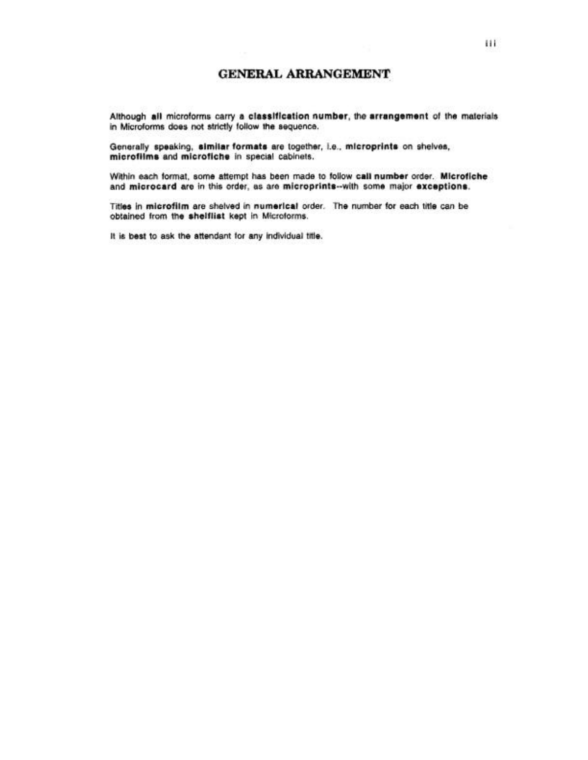# GENERAL ARRANGEMENT

Although **all** microforms carry a **classification number**, the **arrangement** of the materials in Microforms does not strictly follow the sequence.

Generally speaking, **similar formats** are together, i.e., **microprints** on shelves, **microfilms** and **microfiche** in special cabinets.

Within each format, some attempt has been made to follow **call number** order. **Microfiche** and **microcard** are in this order, as are **microprints**--with some major **exceptions**.

Titles in **microfilm** are shelved in **numerical** order. The number for each title can be obtained from the **shelflist** kept in Microforms.

It is best to ask the attendant for any individual title.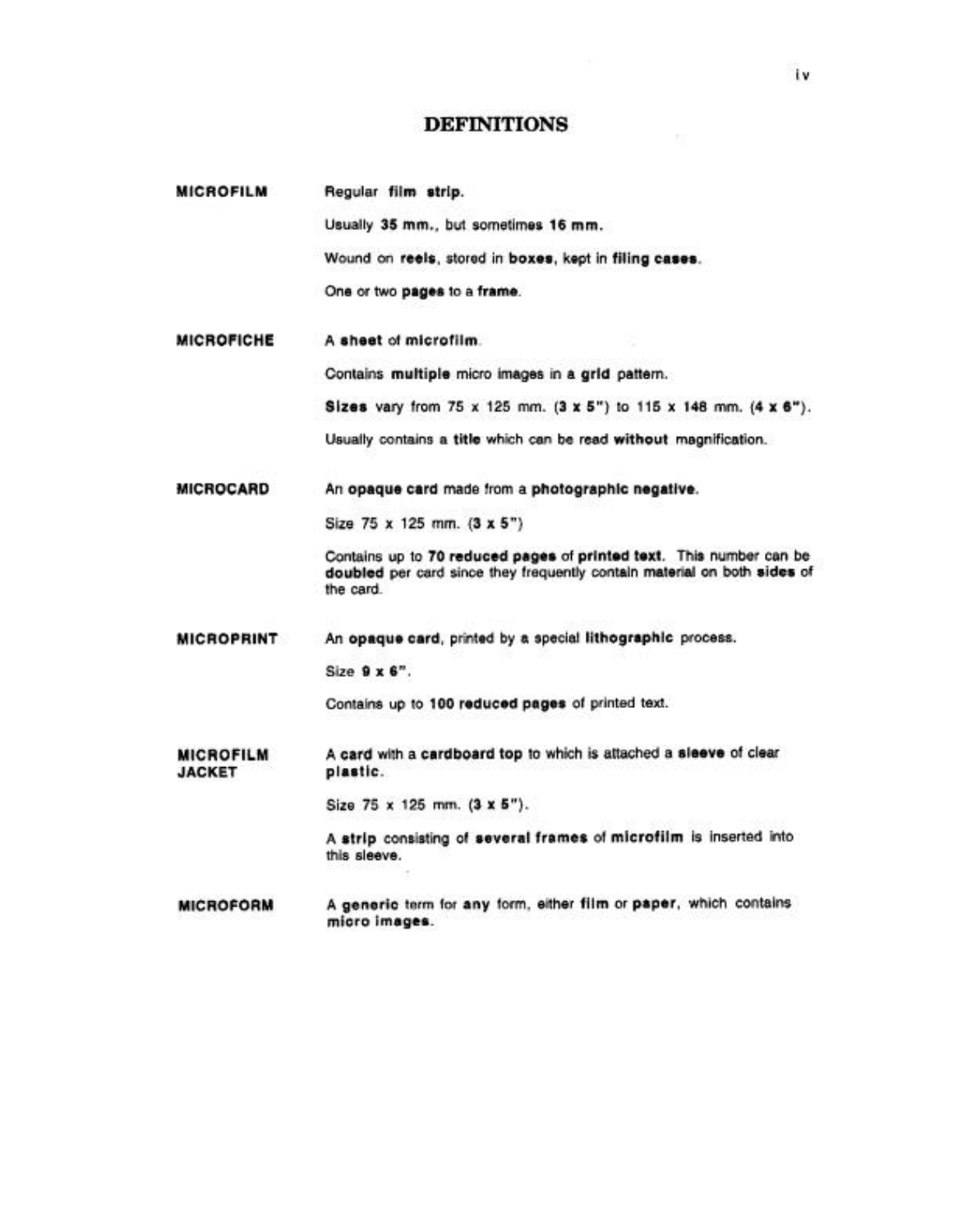# DEFINITIONS

**MICROFILM**

Regular **film strip**.

Usually **35 mm.**, but sometimes **16 mm.**

Wound on **reels**, stored in **boxes**, kept in **filing cases**.

One or two **pages** to a **frame**.

**MICROFICHE**

A **sheet** of **microfilm**.

Contains **multiple** micro images in a **grid** pattern.

**Sizes** vary from 75 x 125 mm. (**3 x 5"**) to 115 x 148 mm. (**4 x 6"**).

Usually contains a **title** which can be read **without** magnification.

**MICROCARD**

An **opaque card** made from a **photographic negative**.

Size 75 x 125 mm. (**3 x 5"**)

Contains up to **70 reduced pages** of **printed text**. This number can be **doubled** per card since they frequently contain material on both **sides** of the card.

**MICROPRINT**

An **opaque card**, printed by a special **lithographic** process.

Size **9 x 6"**.

Contains up to **100 reduced pages** of printed text.

**MICROFILM JACKET**

A **card** with a **cardboard top** to which is attached a **sleeve** of clear **plastic**.

Size 75 x 125 mm. (**3 x 5"**).

A **strip** consisting of **several frames** of **microfilm** is inserted into this sleeve.

**MICROFORM**

A **generic** term for **any** form, either **film** or **paper**, which contains **micro images**.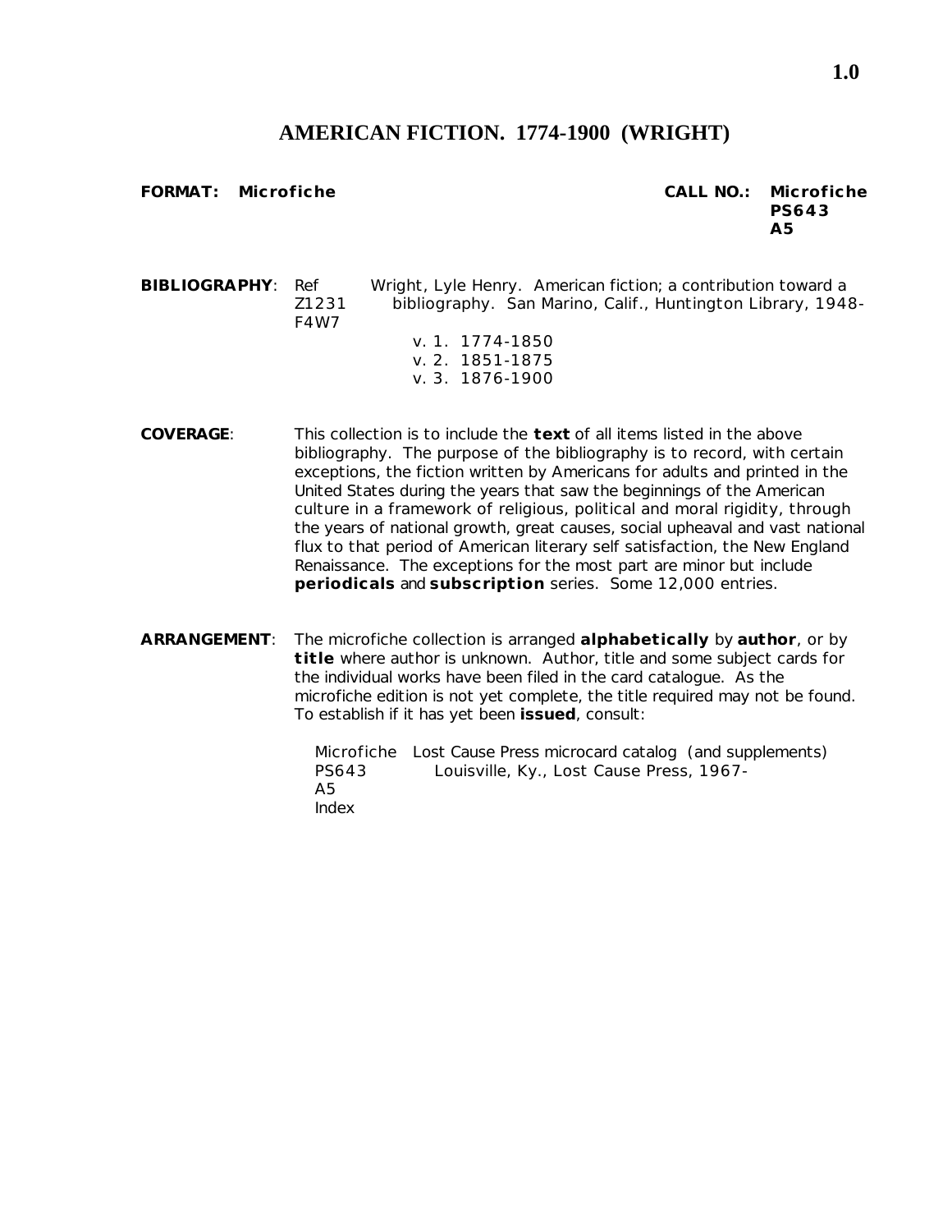# AMERICAN FICTION. 1774-1900 (WRIGHT)

**FORMAT: Microfiche** 

**CALL NO.: Microfiche PS643 A5**

**BIBLIOGRAPHY**: Ref Z1231 F4W7 — Wright, Lyle Henry. American fiction; a contribution toward a bibliography. San Marino, Calif., Huntington Library, 1948-

v. 1. 1774-1850
v. 2. 1851-1875
v. 3. 1876-1900

**COVERAGE**: This collection is to include the **text** of all items listed in the above bibliography. The purpose of the bibliography is to record, with certain exceptions, the fiction written by Americans for adults and printed in the United States during the years that saw the beginnings of the American culture in a framework of religious, political and moral rigidity, through the years of national growth, great causes, social upheaval and vast national flux to that period of American literary self satisfaction, the New England Renaissance. The exceptions for the most part are minor but include **periodicals** and **subscription** series. Some 12,000 entries.

**ARRANGEMENT**: The microfiche collection is arranged **alphabetically** by **author**, or by **title** where author is unknown. Author, title and some subject cards for the individual works have been filed in the card catalogue. As the microfiche edition is not yet complete, the title required may not be found. To establish if it has yet been **issued**, consult:

Microfiche PS643 A5 Index — Lost Cause Press microcard catalog (and supplements) Louisville, Ky., Lost Cause Press, 1967-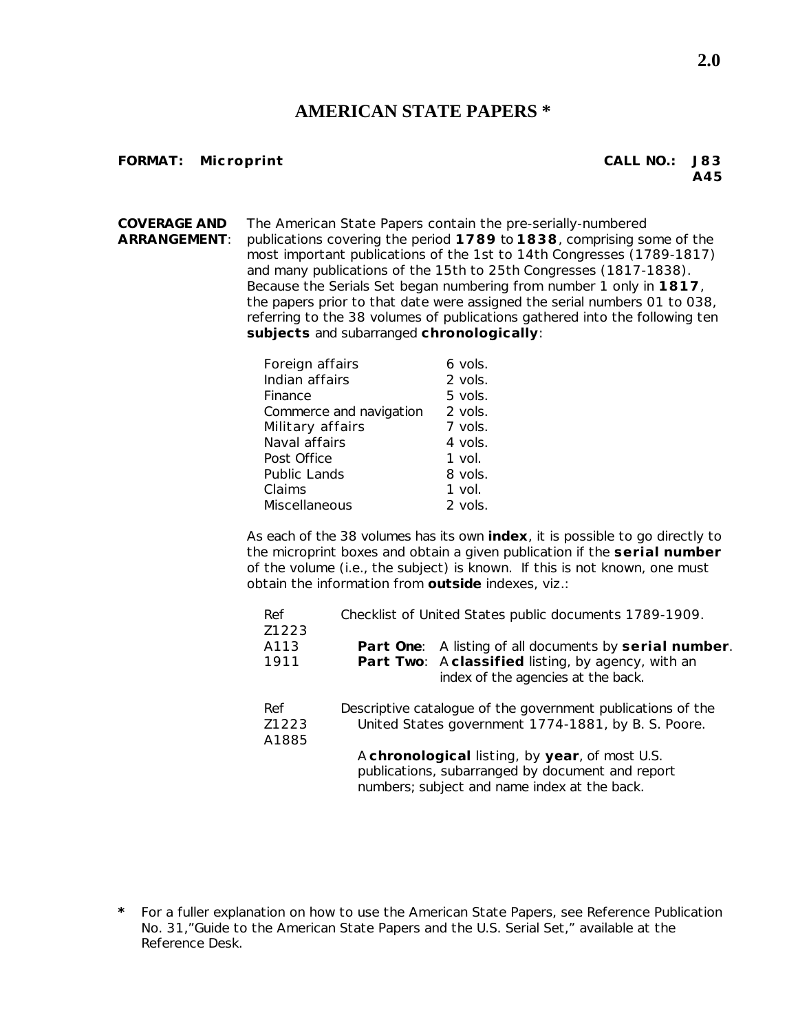# AMERICAN STATE PAPERS *

**FORMAT: Microprint** **CALL NO.: J83 A45**

**COVERAGE AND ARRANGEMENT**: The American State Papers contain the pre-serially-numbered publications covering the period **1789** to **1838**, comprising some of the most important publications of the 1st to 14th Congresses (1789-1817) and many publications of the 15th to 25th Congresses (1817-1838). Because the Serials Set began numbering from number 1 only in **1817**, the papers prior to that date were assigned the serial numbers 01 to 038, referring to the 38 volumes of publications gathered into the following ten **subjects** and subarranged **chronologically**:

| | |
|---|---|
| Foreign affairs | 6 vols. |
| Indian affairs | 2 vols. |
| Finance | 5 vols. |
| Commerce and navigation | 2 vols. |
| Military affairs | 7 vols. |
| Naval affairs | 4 vols. |
| Post Office | 1 vol. |
| Public Lands | 8 vols. |
| Claims | 1 vol. |
| Miscellaneous | 2 vols. |

As each of the 38 volumes has its own **index**, it is possible to go directly to the microprint boxes and obtain a given publication if the **serial number** of the volume (i.e., the subject) is known. If this is not known, one must obtain the information from **outside** indexes, viz.:

Ref Z1223 A113 1911 — Checklist of United States public documents 1789-1909.

- **Part One**: A listing of all documents by **serial number**.
- **Part Two**: A **classified** listing, by agency, with an index of the agencies at the back.

Ref Z1223 A1885 — Descriptive catalogue of the government publications of the United States government 1774-1881, by B. S. Poore.

A **chronological** listing, by **year**, of most U.S. publications, subarranged by document and report numbers; subject and name index at the back.

\* For a fuller explanation on how to use the American State Papers, see Reference Publication No. 31,"Guide to the American State Papers and the U.S. Serial Set," available at the Reference Desk.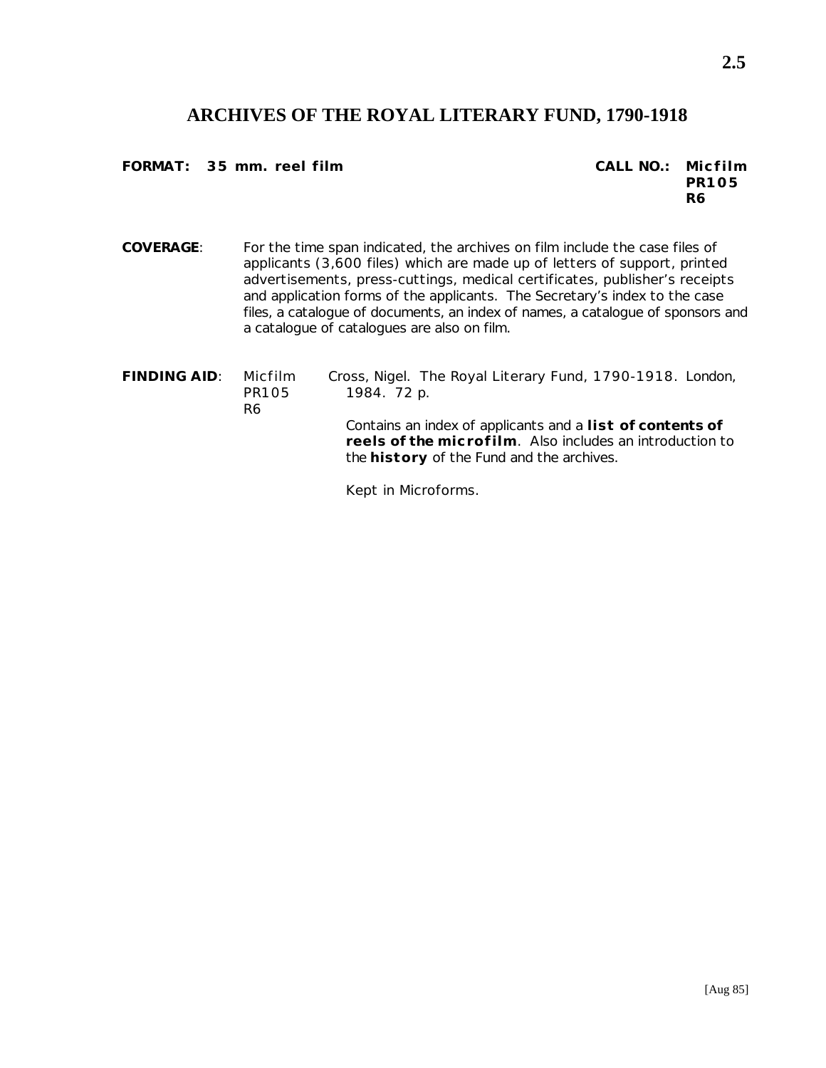# ARCHIVES OF THE ROYAL LITERARY FUND, 1790-1918

**FORMAT: 35 mm. reel film** **CALL NO.: Micfilm PR105 R6**

**COVERAGE**: For the time span indicated, the archives on film include the case files of applicants (3,600 files) which are made up of letters of support, printed advertisements, press-cuttings, medical certificates, publisher's receipts and application forms of the applicants. The Secretary's index to the case files, a catalogue of documents, an index of names, a catalogue of sponsors and a catalogue of catalogues are also on film.

**FINDING AID**: Micfilm PR105 R6 — Cross, Nigel. The Royal Literary Fund, 1790-1918. London, 1984. 72 p.

Contains an index of applicants and a **list of contents of reels of the microfilm**. Also includes an introduction to the **history** of the Fund and the archives.

Kept in Microforms.

[Aug 85]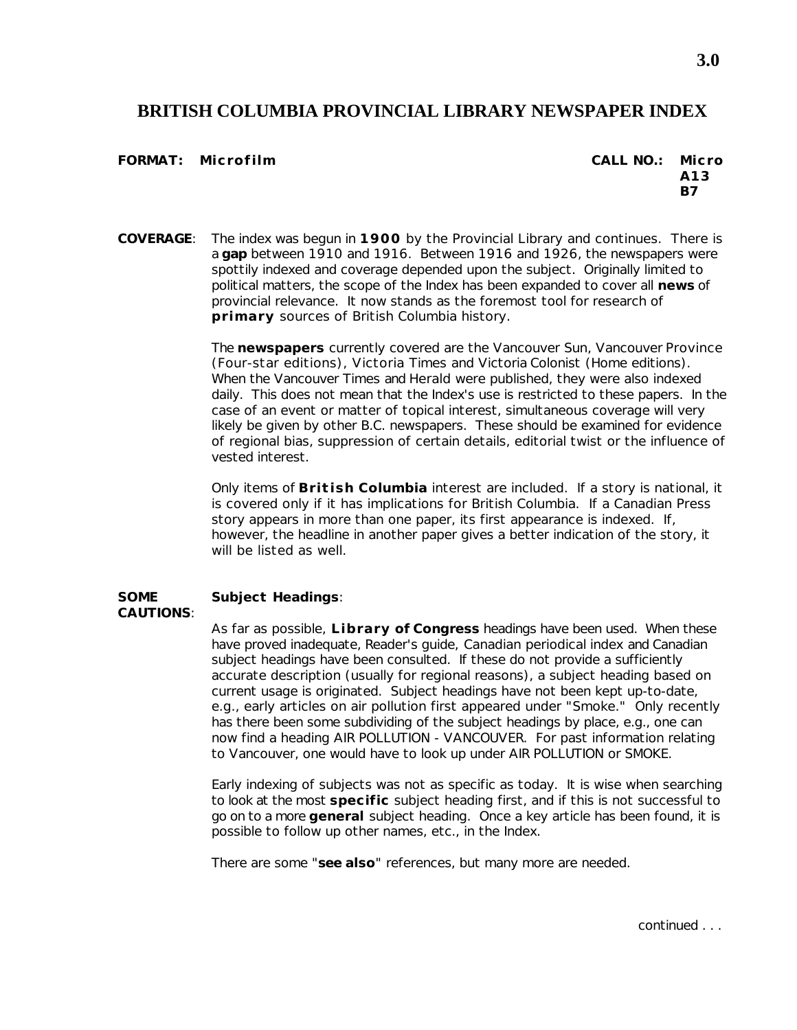# BRITISH COLUMBIA PROVINCIAL LIBRARY NEWSPAPER INDEX

**FORMAT: Microfilm** **CALL NO.: Micro A13 B7**

**COVERAGE**: The index was begun in **1900** by the Provincial Library and continues. There is a **gap** between 1910 and 1916. Between 1916 and 1926, the newspapers were spottily indexed and coverage depended upon the subject. Originally limited to political matters, the scope of the Index has been expanded to cover all **news** of provincial relevance. It now stands as the foremost tool for research of **primary** sources of British Columbia history.

The **newspapers** currently covered are the Vancouver Sun, Vancouver Province (Four-star editions), Victoria Times and Victoria Colonist (Home editions). When the Vancouver Times and Herald were published, they were also indexed daily. This does not mean that the Index's use is restricted to these papers. In the case of an event or matter of topical interest, simultaneous coverage will very likely be given by other B.C. newspapers. These should be examined for evidence of regional bias, suppression of certain details, editorial twist or the influence of vested interest.

Only items of **British Columbia** interest are included. If a story is national, it is covered only if it has implications for British Columbia. If a Canadian Press story appears in more than one paper, its first appearance is indexed. If, however, the headline in another paper gives a better indication of the story, it will be listed as well.

**SOME CAUTIONS**: **Subject Headings**:

As far as possible, **Library of Congress** headings have been used. When these have proved inadequate, Reader's guide, Canadian periodical index and Canadian subject headings have been consulted. If these do not provide a sufficiently accurate description (usually for regional reasons), a subject heading based on current usage is originated. Subject headings have not been kept up-to-date, e.g., early articles on air pollution first appeared under "Smoke." Only recently has there been some subdividing of the subject headings by place, e.g., one can now find a heading AIR POLLUTION - VANCOUVER. For past information relating to Vancouver, one would have to look up under AIR POLLUTION or SMOKE.

Early indexing of subjects was not as specific as today. It is wise when searching to look at the most **specific** subject heading first, and if this is not successful to go on to a more **general** subject heading. Once a key article has been found, it is possible to follow up other names, etc., in the Index.

There are some "**see also**" references, but many more are needed.

continued . . .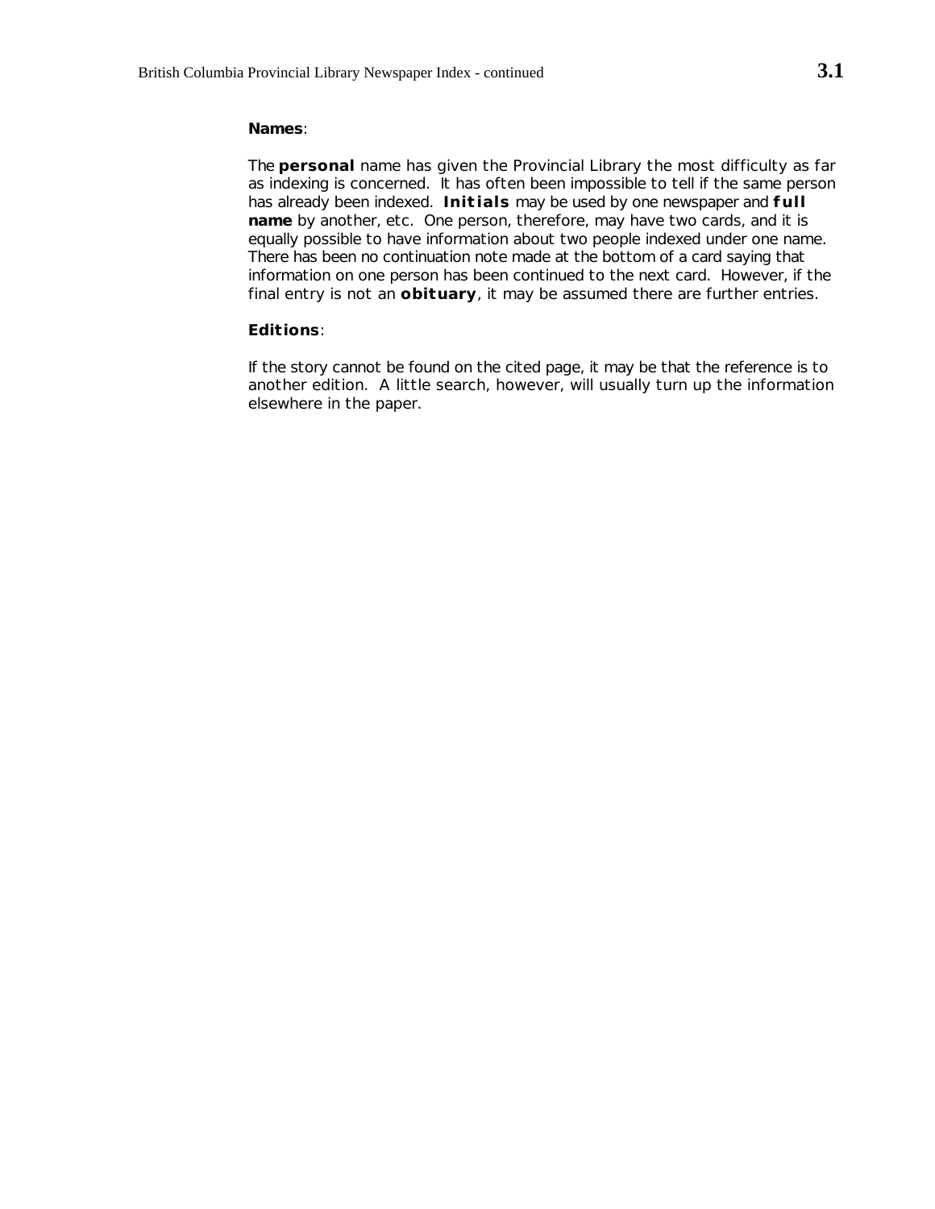**Names**:

The **personal** name has given the Provincial Library the most difficulty as far as indexing is concerned. It has often been impossible to tell if the same person has already been indexed. **Initials** may be used by one newspaper and **full name** by another, etc. One person, therefore, may have two cards, and it is equally possible to have information about two people indexed under one name. There has been no continuation note made at the bottom of a card saying that information on one person has been continued to the next card. However, if the final entry is not an **obituary**, it may be assumed there are further entries.

**Editions**:

If the story cannot be found on the cited page, it may be that the reference is to another edition. A little search, however, will usually turn up the information elsewhere in the paper.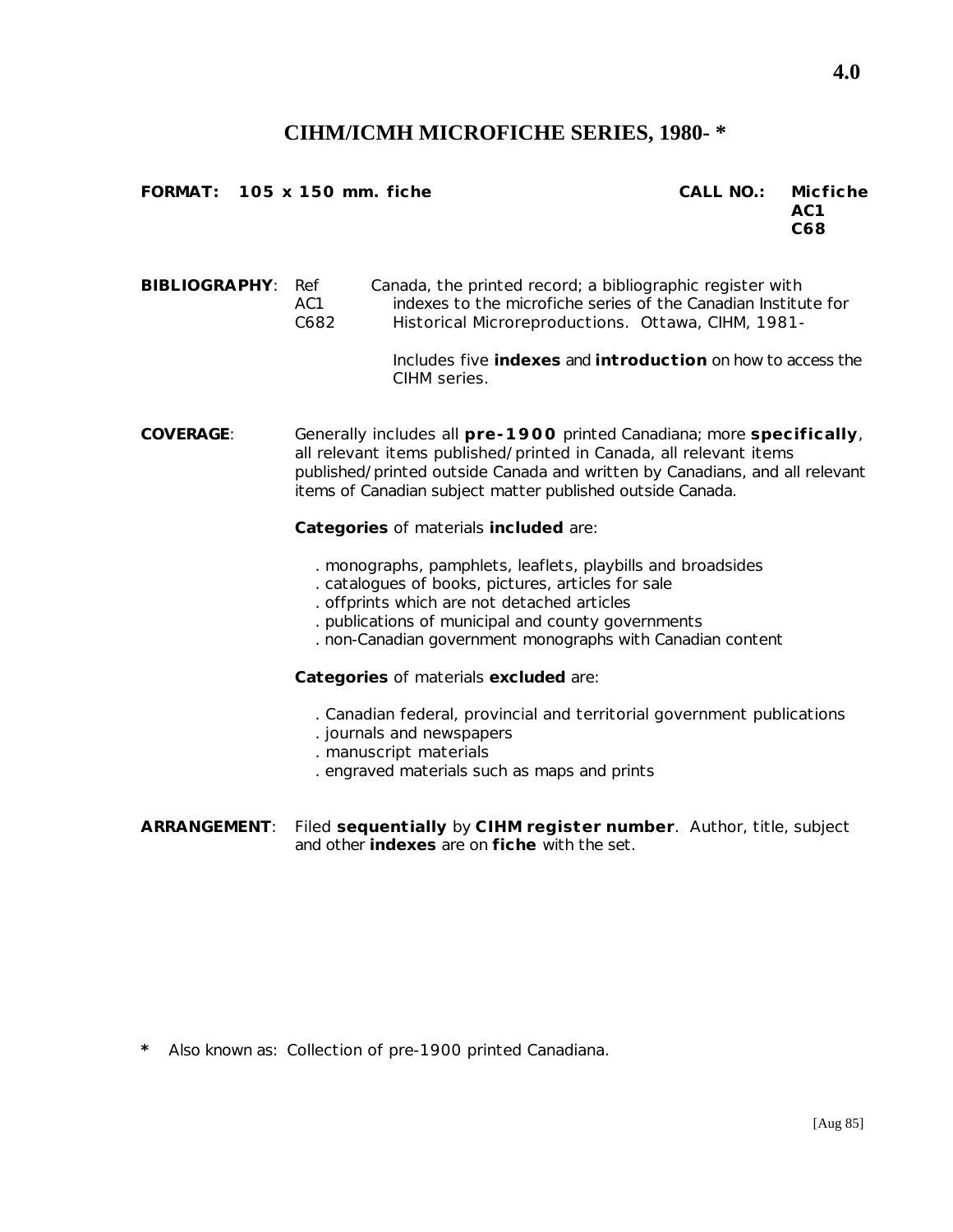# CIHM/ICMH MICROFICHE SERIES, 1980- *

**FORMAT: 105 x 150 mm. fiche** **CALL NO.: Micfiche AC1 C68**

**BIBLIOGRAPHY**: Ref AC1 C682 — Canada, the printed record; a bibliographic register with indexes to the microfiche series of the Canadian Institute for Historical Microreproductions. Ottawa, CIHM, 1981-

Includes five **indexes** and **introduction** on how to access the CIHM series.

**COVERAGE**: Generally includes all **pre-1900** printed Canadiana; more **specifically**, all relevant items published/printed in Canada, all relevant items published/printed outside Canada and written by Canadians, and all relevant items of Canadian subject matter published outside Canada.

**Categories** of materials **included** are:

. monographs, pamphlets, leaflets, playbills and broadsides
. catalogues of books, pictures, articles for sale
. offprints which are not detached articles
. publications of municipal and county governments
. non-Canadian government monographs with Canadian content

**Categories** of materials **excluded** are:

. Canadian federal, provincial and territorial government publications
. journals and newspapers
. manuscript materials
. engraved materials such as maps and prints

**ARRANGEMENT**: Filed **sequentially** by **CIHM register number**. Author, title, subject and other **indexes** are on **fiche** with the set.

**\*** Also known as: Collection of pre-1900 printed Canadiana.

[Aug 85]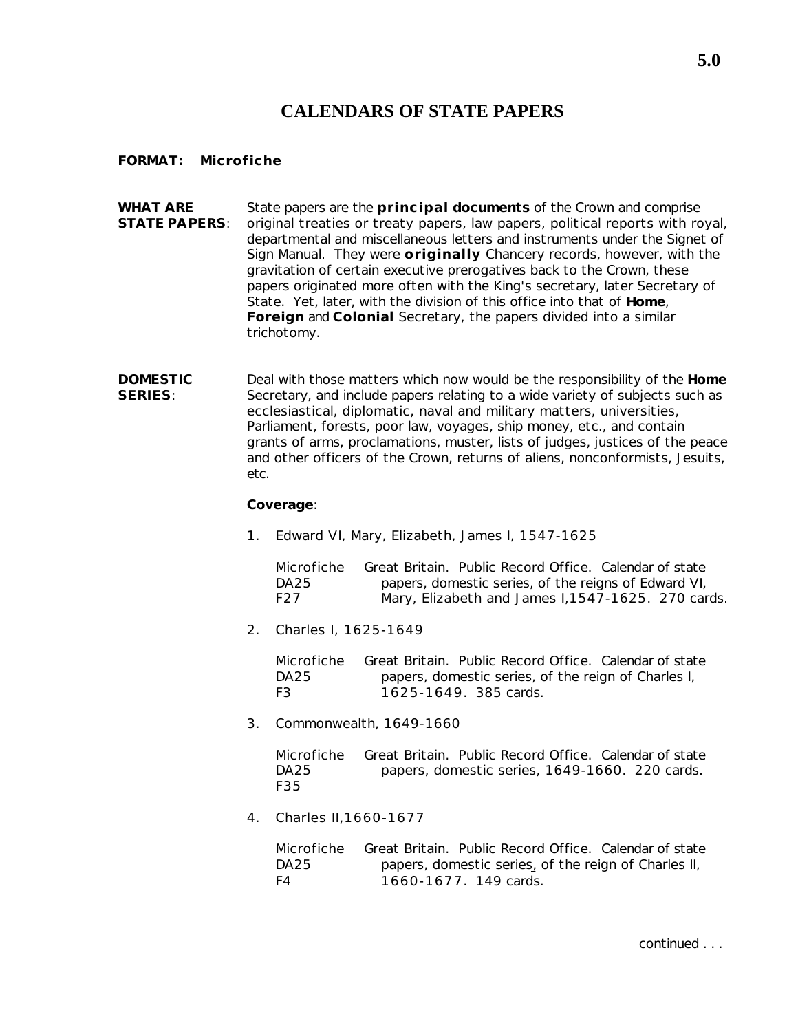# CALENDARS OF STATE PAPERS

**FORMAT: Microfiche**

**WHAT ARE STATE PAPERS**: State papers are the **principal documents** of the Crown and comprise original treaties or treaty papers, law papers, political reports with royal, departmental and miscellaneous letters and instruments under the Signet of Sign Manual. They were **originally** Chancery records, however, with the gravitation of certain executive prerogatives back to the Crown, these papers originated more often with the King's secretary, later Secretary of State. Yet, later, with the division of this office into that of **Home**, **Foreign** and **Colonial** Secretary, the papers divided into a similar trichotomy.

**DOMESTIC SERIES**: Deal with those matters which now would be the responsibility of the **Home** Secretary, and include papers relating to a wide variety of subjects such as ecclesiastical, diplomatic, naval and military matters, universities, Parliament, forests, poor law, voyages, ship money, etc., and contain grants of arms, proclamations, muster, lists of judges, justices of the peace and other officers of the Crown, returns of aliens, nonconformists, Jesuits, etc.

**Coverage**:

1. Edward VI, Mary, Elizabeth, James I, 1547-1625

   Microfiche DA25 F27 — Great Britain. Public Record Office. Calendar of state papers, domestic series, of the reigns of Edward VI, Mary, Elizabeth and James I,1547-1625. 270 cards.

2. Charles I, 1625-1649

   Microfiche DA25 F3 — Great Britain. Public Record Office. Calendar of state papers, domestic series, of the reign of Charles I, 1625-1649. 385 cards.

3. Commonwealth, 1649-1660

   Microfiche DA25 F35 — Great Britain. Public Record Office. Calendar of state papers, domestic series, 1649-1660. 220 cards.

4. Charles II,1660-1677

   Microfiche DA25 F4 — Great Britain. Public Record Office. Calendar of state papers, domestic series, of the reign of Charles II, 1660-1677. 149 cards.

continued . . .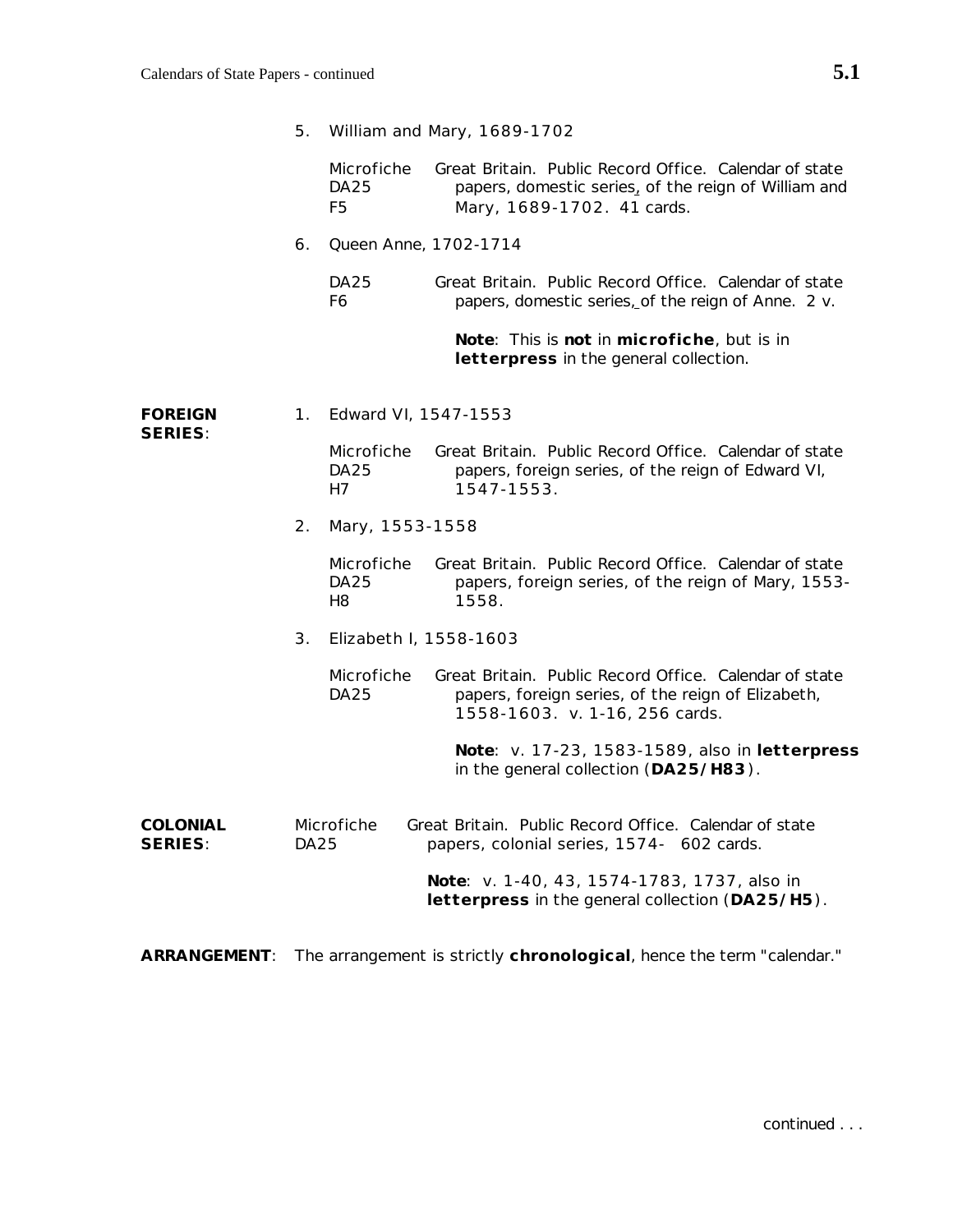5. William and Mary, 1689-1702

| | |
|---|---|
| Microfiche DA25 F5 | Great Britain. Public Record Office. Calendar of state papers, domestic series, of the reign of William and Mary, 1689-1702. 41 cards. |

6. Queen Anne, 1702-1714

| | |
|---|---|
| DA25 F6 | Great Britain. Public Record Office. Calendar of state papers, domestic series, of the reign of Anne. 2 v. |

**Note**: This is **not** in **microfiche**, but is in **letterpress** in the general collection.

**FOREIGN SERIES**:

1. Edward VI, 1547-1553

| | |
|---|---|
| Microfiche DA25 H7 | Great Britain. Public Record Office. Calendar of state papers, foreign series, of the reign of Edward VI, 1547-1553. |

2. Mary, 1553-1558

| | |
|---|---|
| Microfiche DA25 H8 | Great Britain. Public Record Office. Calendar of state papers, foreign series, of the reign of Mary, 1553-1558. |

3. Elizabeth I, 1558-1603

| | |
|---|---|
| Microfiche DA25 | Great Britain. Public Record Office. Calendar of state papers, foreign series, of the reign of Elizabeth, 1558-1603. v. 1-16, 256 cards. |

**Note**: v. 17-23, 1583-1589, also in **letterpress** in the general collection (**DA25/H83**).

**COLONIAL SERIES**:

| | |
|---|---|
| Microfiche DA25 | Great Britain. Public Record Office. Calendar of state papers, colonial series, 1574- 602 cards. |

**Note**: v. 1-40, 43, 1574-1783, 1737, also in **letterpress** in the general collection (**DA25/H5**).

**ARRANGEMENT**: The arrangement is strictly **chronological**, hence the term "calendar."

continued . . .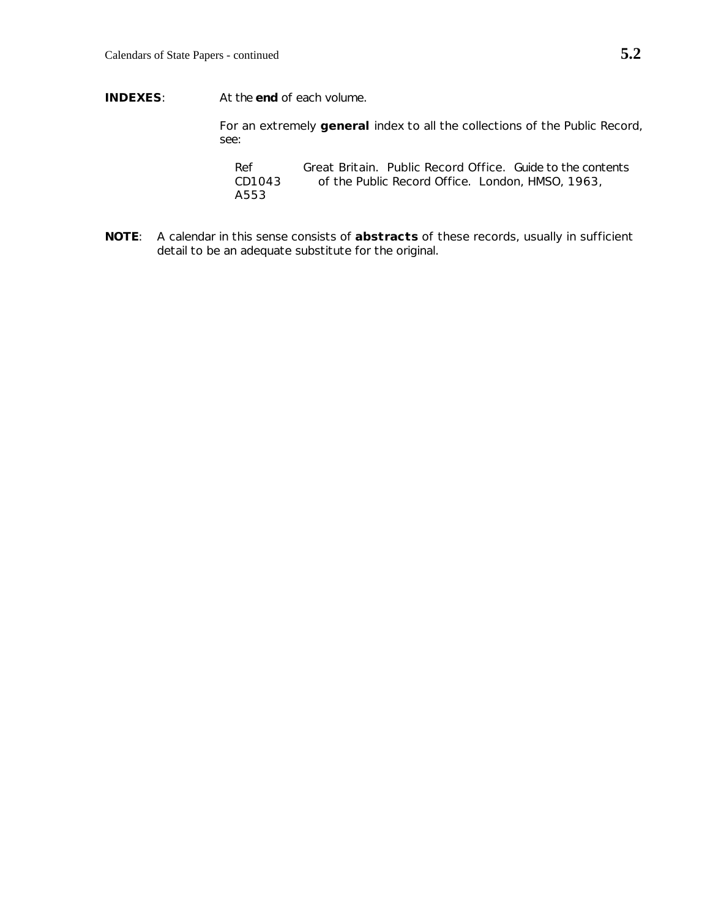**INDEXES**: At the **end** of each volume.

For an extremely **general** index to all the collections of the Public Record, see:

Ref CD1043 A553 — Great Britain. Public Record Office. Guide to the contents of the Public Record Office. London, HMSO, 1963,

**NOTE**: A calendar in this sense consists of **abstracts** of these records, usually in sufficient detail to be an adequate substitute for the original.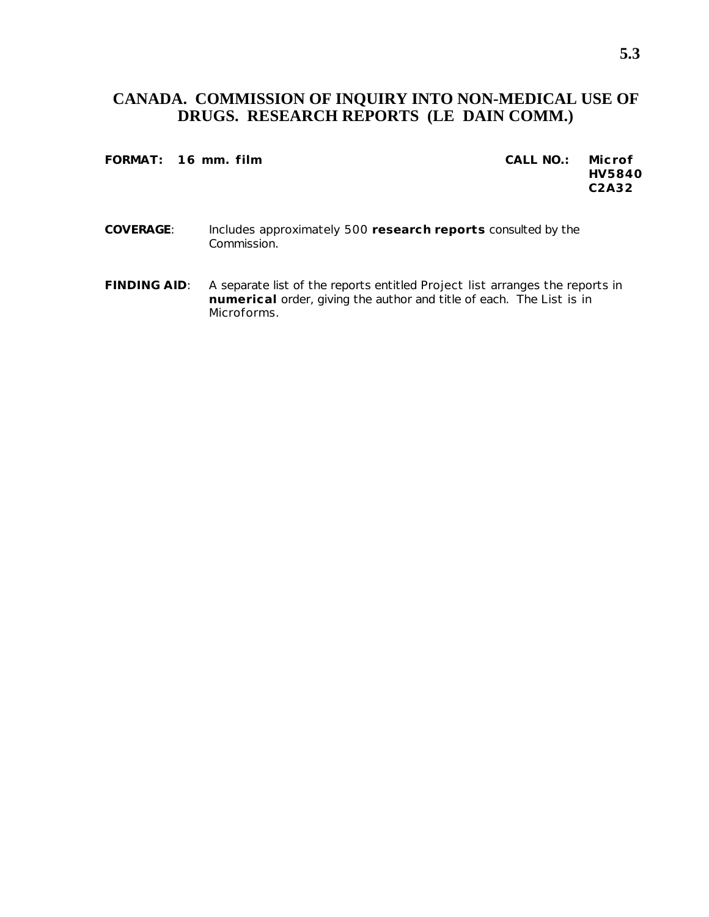# CANADA. COMMISSION OF INQUIRY INTO NON-MEDICAL USE OF DRUGS. RESEARCH REPORTS (LE DAIN COMM.)

**FORMAT: 16 mm. film**

**CALL NO.: Microf HV5840 C2A32**

**COVERAGE**: Includes approximately 500 **research reports** consulted by the Commission.

**FINDING AID**: A separate list of the reports entitled Project list arranges the reports in **numerical** order, giving the author and title of each. The List is in Microforms.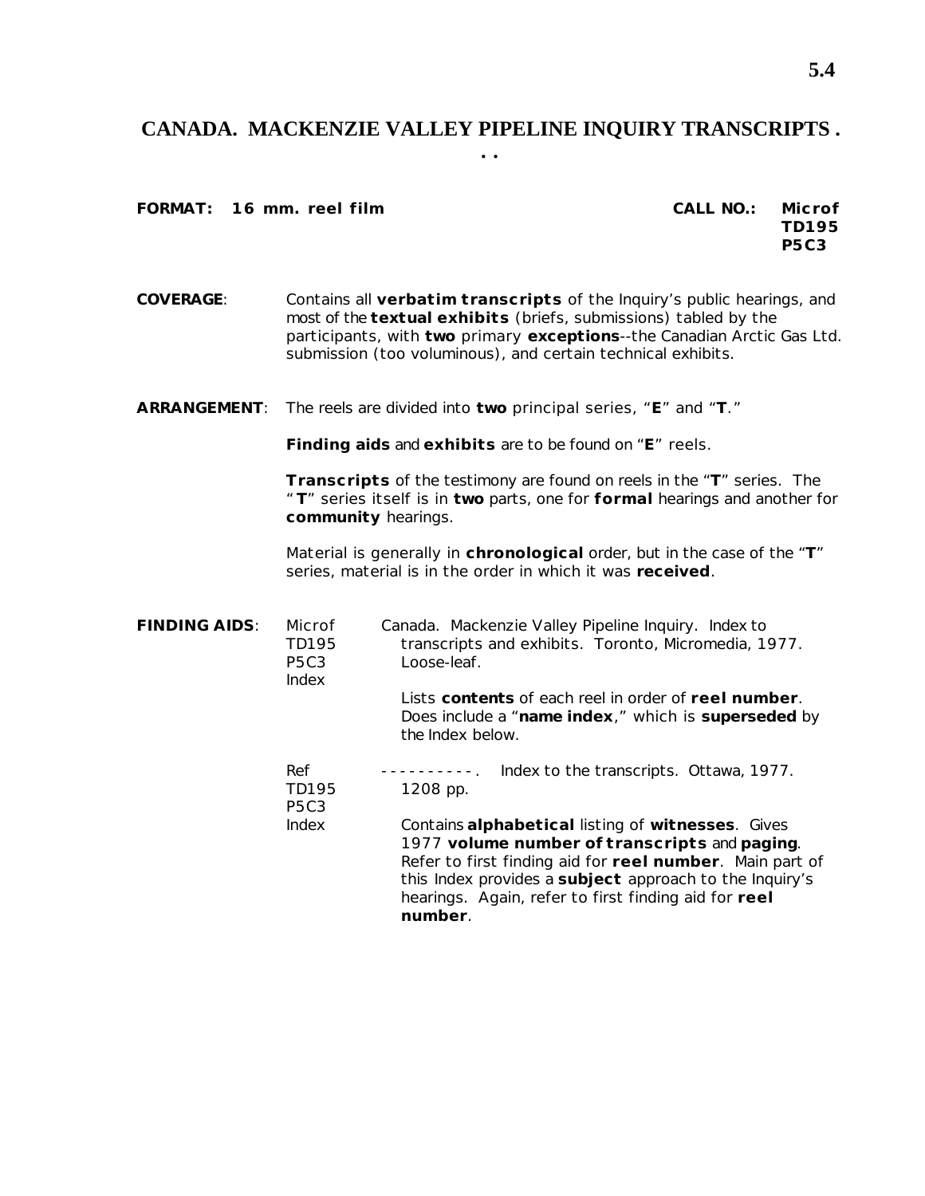# CANADA. MACKENZIE VALLEY PIPELINE INQUIRY TRANSCRIPTS . . .

**FORMAT: 16 mm. reel film** **CALL NO.: Microf TD195 P5C3**

**COVERAGE**: Contains all **verbatim transcripts** of the Inquiry's public hearings, and most of the **textual exhibits** (briefs, submissions) tabled by the participants, with **two** primary **exceptions**--the Canadian Arctic Gas Ltd. submission (too voluminous), and certain technical exhibits.

**ARRANGEMENT**: The reels are divided into **two** principal series, "**E**" and "**T**."

**Finding aids** and **exhibits** are to be found on "**E**" reels.

**Transcripts** of the testimony are found on reels in the "**T**" series. The "**T**" series itself is in **two** parts, one for **formal** hearings and another for **community** hearings.

Material is generally in **chronological** order, but in the case of the "**T**" series, material is in the order in which it was **received**.

**FINDING AIDS**:

Microf TD195 P5C3 Index — Canada. Mackenzie Valley Pipeline Inquiry. Index to transcripts and exhibits. Toronto, Micromedia, 1977. Loose-leaf.

Lists **contents** of each reel in order of **reel number**. Does include a "**name index**," which is **superseded** by the Index below.

Ref TD195 P5C3 Index — ----------. Index to the transcripts. Ottawa, 1977. 1208 pp.

Contains **alphabetical** listing of **witnesses**. Gives 1977 **volume number of transcripts** and **paging**. Refer to first finding aid for **reel number**. Main part of this Index provides a **subject** approach to the Inquiry's hearings. Again, refer to first finding aid for **reel number**.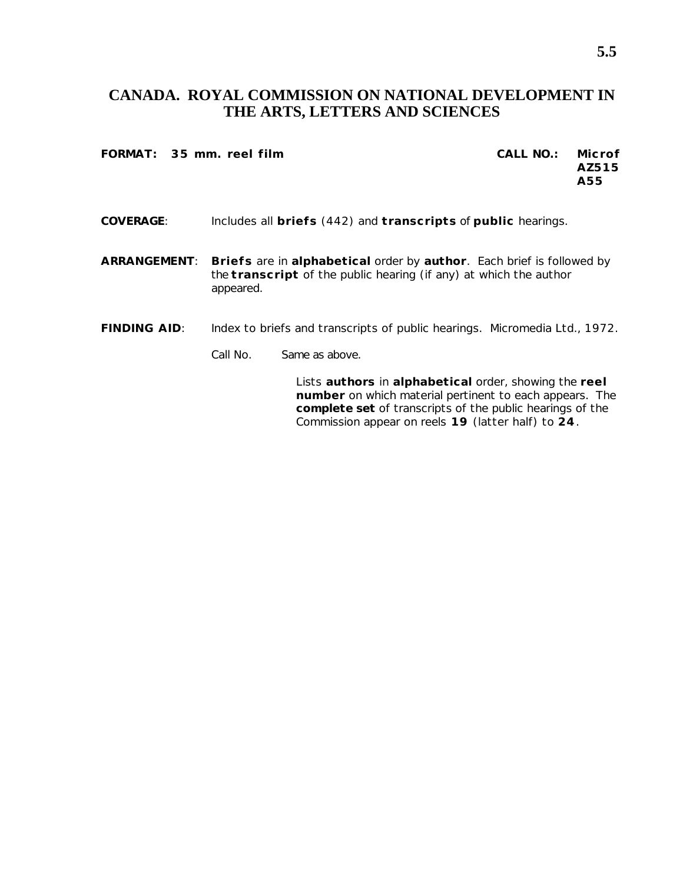# CANADA. ROYAL COMMISSION ON NATIONAL DEVELOPMENT IN THE ARTS, LETTERS AND SCIENCES

**FORMAT: 35 mm. reel film**

**CALL NO.: Microf AZ515 A55**

**COVERAGE**: Includes all **briefs** (442) and **transcripts** of **public** hearings.

**ARRANGEMENT**: **Briefs** are in **alphabetical** order by **author**. Each brief is followed by the **transcript** of the public hearing (if any) at which the author appeared.

**FINDING AID**: Index to briefs and transcripts of public hearings. Micromedia Ltd., 1972.

Call No. Same as above.

Lists **authors** in **alphabetical** order, showing the **reel number** on which material pertinent to each appears. The **complete set** of transcripts of the public hearings of the Commission appear on reels **19** (latter half) to **24**.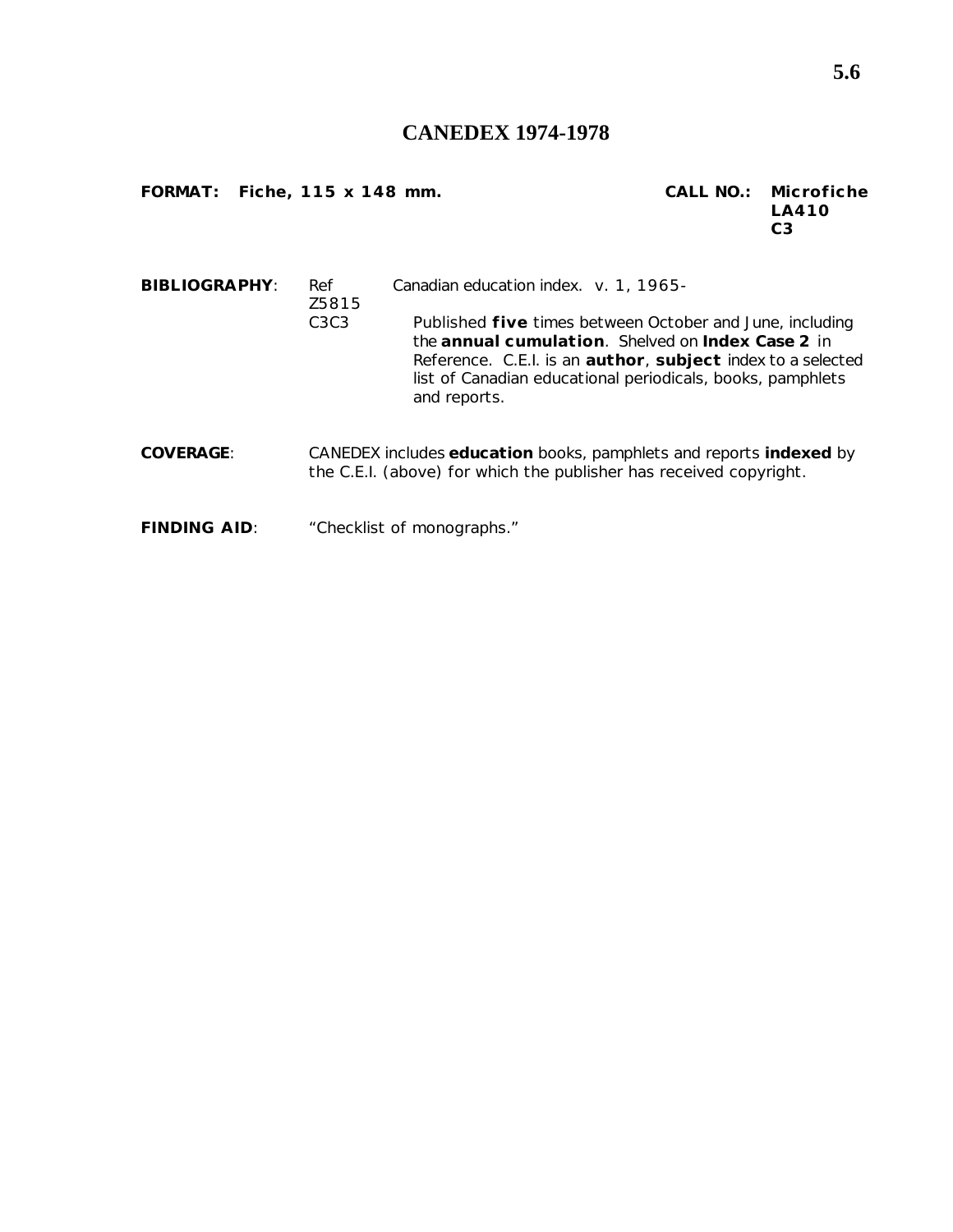# CANEDEX 1974-1978

**FORMAT: Fiche, 115 x 148 mm.**

**CALL NO.: Microfiche LA410 C3**

**BIBLIOGRAPHY**: Ref Z5815 C3C3 — Canadian education index. v. 1, 1965-

Published **five** times between October and June, including the **annual cumulation**. Shelved on **Index Case 2** in Reference. C.E.I. is an **author**, **subject** index to a selected list of Canadian educational periodicals, books, pamphlets and reports.

**COVERAGE**: CANEDEX includes **education** books, pamphlets and reports **indexed** by the C.E.I. (above) for which the publisher has received copyright.

**FINDING AID**: "Checklist of monographs."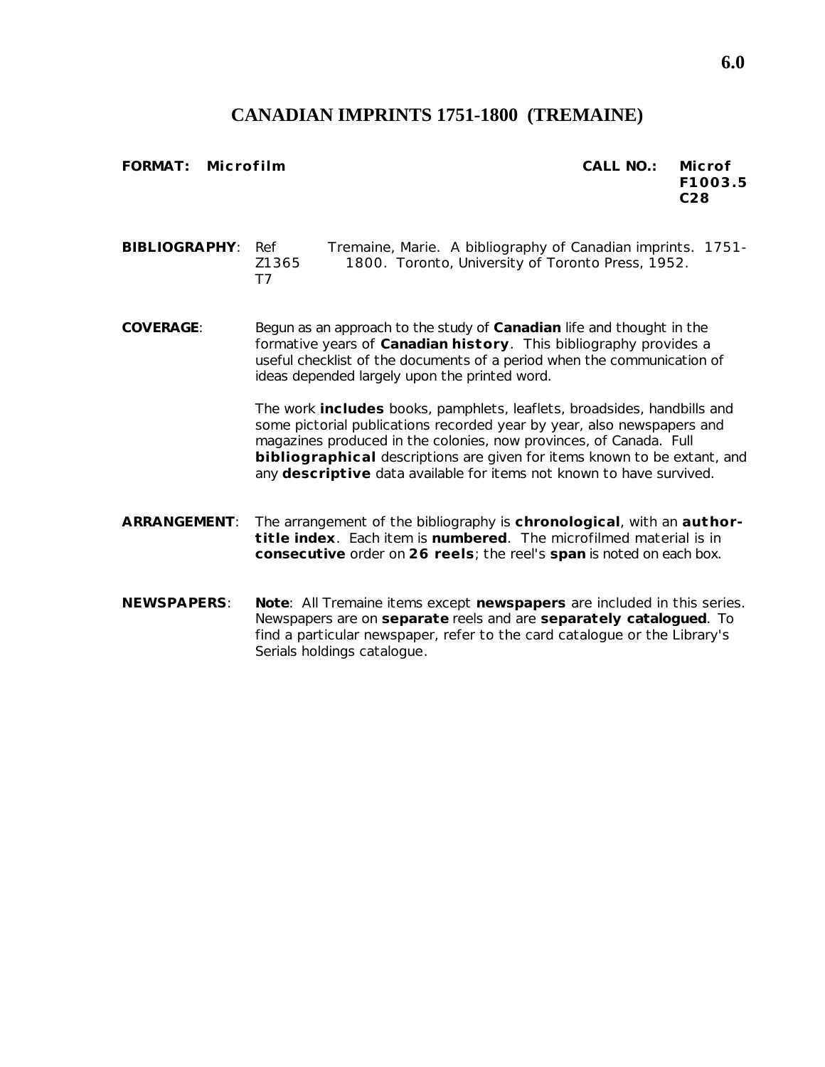# CANADIAN IMPRINTS 1751-1800 (TREMAINE)

**FORMAT: Microfilm** **CALL NO.: Microf F1003.5 C28**

**BIBLIOGRAPHY**: Ref Z1365 T7 — Tremaine, Marie. A bibliography of Canadian imprints. 1751-1800. Toronto, University of Toronto Press, 1952.

**COVERAGE**: Begun as an approach to the study of **Canadian** life and thought in the formative years of **Canadian history**. This bibliography provides a useful checklist of the documents of a period when the communication of ideas depended largely upon the printed word.

The work **includes** books, pamphlets, leaflets, broadsides, handbills and some pictorial publications recorded year by year, also newspapers and magazines produced in the colonies, now provinces, of Canada. Full **bibliographical** descriptions are given for items known to be extant, and any **descriptive** data available for items not known to have survived.

**ARRANGEMENT**: The arrangement of the bibliography is **chronological**, with an **author-title index**. Each item is **numbered**. The microfilmed material is in **consecutive** order on **26 reels**; the reel's **span** is noted on each box.

**NEWSPAPERS**: **Note**: All Tremaine items except **newspapers** are included in this series. Newspapers are on **separate** reels and are **separately catalogued**. To find a particular newspaper, refer to the card catalogue or the Library's Serials holdings catalogue.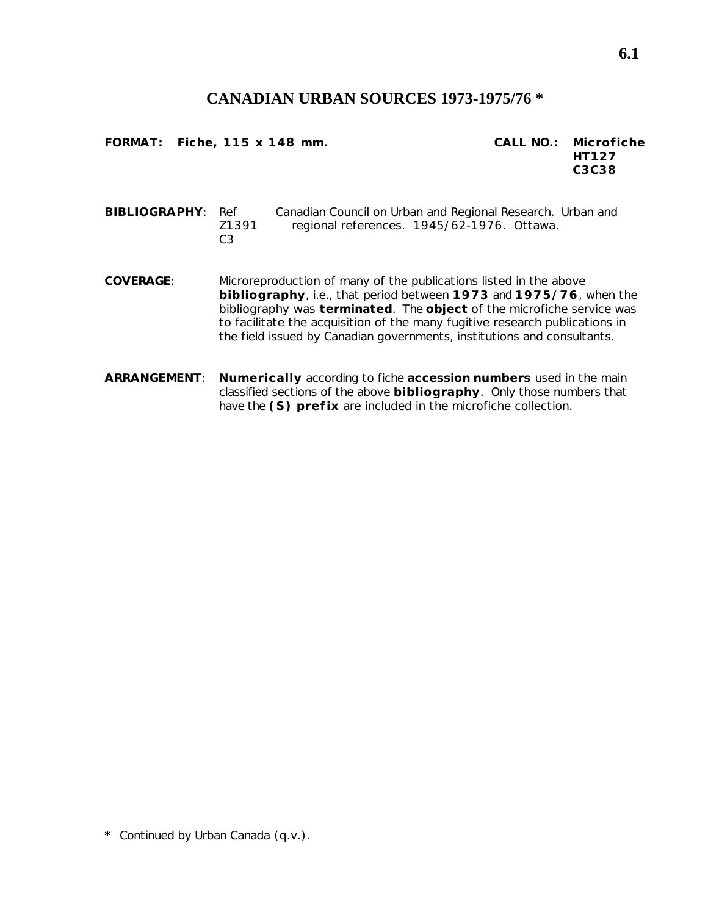# CANADIAN URBAN SOURCES 1973-1975/76 *

**FORMAT:** **Fiche, 115 x 148 mm.**

**CALL NO.:** **Microfiche HT127 C3C38**

**BIBLIOGRAPHY:** Ref Z1391 C3 — Canadian Council on Urban and Regional Research. Urban and regional references. 1945/62-1976. Ottawa.

**COVERAGE:** Microreproduction of many of the publications listed in the above **bibliography**, i.e., that period between **1973** and **1975/76**, when the bibliography was **terminated**. The **object** of the microfiche service was to facilitate the acquisition of the many fugitive research publications in the field issued by Canadian governments, institutions and consultants.

**ARRANGEMENT:** **Numerically** according to fiche **accession numbers** used in the main classified sections of the above **bibliography**. Only those numbers that have the **(S) prefix** are included in the microfiche collection.

**\*** Continued by Urban Canada (q.v.).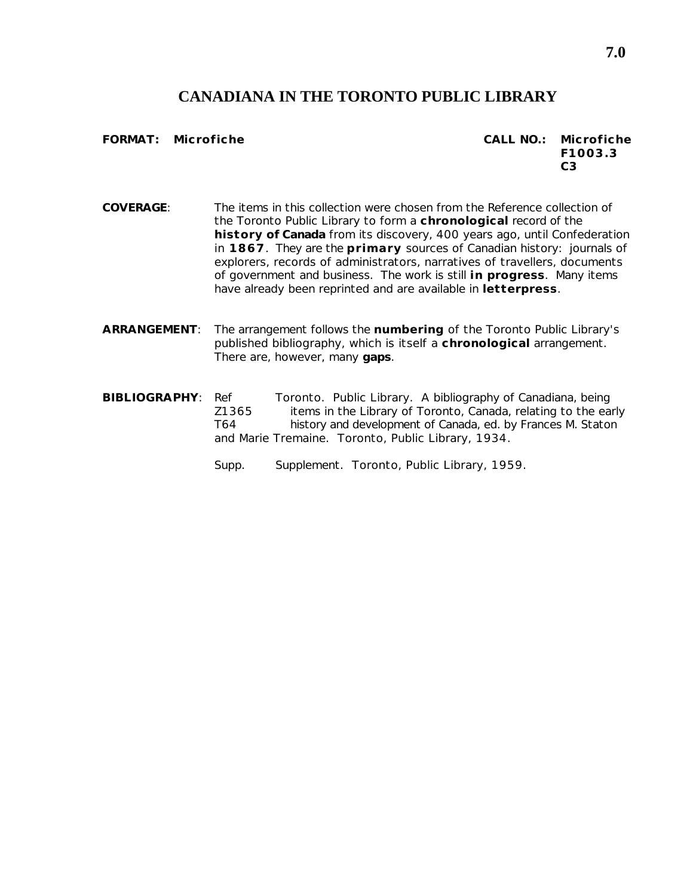# CANADIANA IN THE TORONTO PUBLIC LIBRARY

**FORMAT: Microfiche** **CALL NO.: Microfiche F1003.3 C3**

**COVERAGE**: The items in this collection were chosen from the Reference collection of the Toronto Public Library to form a **chronological** record of the **history of Canada** from its discovery, 400 years ago, until Confederation in **1867**. They are the **primary** sources of Canadian history: journals of explorers, records of administrators, narratives of travellers, documents of government and business. The work is still **in progress**. Many items have already been reprinted and are available in **letterpress**.

**ARRANGEMENT**: The arrangement follows the **numbering** of the Toronto Public Library's published bibliography, which is itself a **chronological** arrangement. There are, however, many **gaps**.

**BIBLIOGRAPHY**: Ref Z1365 T64 Toronto. Public Library. A bibliography of Canadiana, being items in the Library of Toronto, Canada, relating to the early history and development of Canada, ed. by Frances M. Staton and Marie Tremaine. Toronto, Public Library, 1934.

Supp. Supplement. Toronto, Public Library, 1959.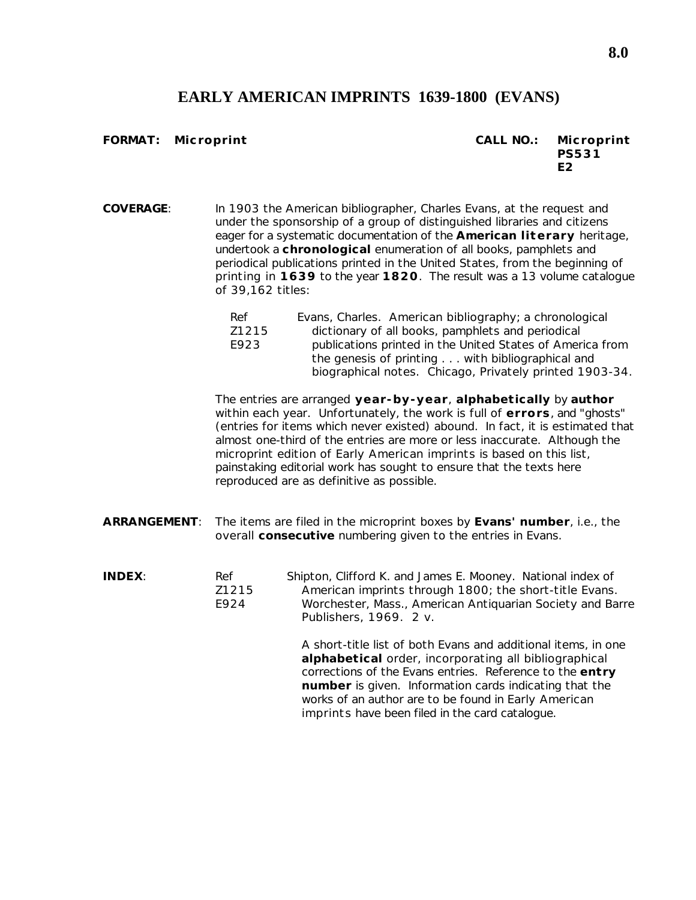# EARLY AMERICAN IMPRINTS 1639-1800 (EVANS)

**FORMAT: Microprint**

**CALL NO.: Microprint PS531 E2**

**COVERAGE**: In 1903 the American bibliographer, Charles Evans, at the request and under the sponsorship of a group of distinguished libraries and citizens eager for a systematic documentation of the **American literary** heritage, undertook a **chronological** enumeration of all books, pamphlets and periodical publications printed in the United States, from the beginning of printing in **1639** to the year **1820**. The result was a 13 volume catalogue of 39,162 titles:

Ref Z1215 E923 — Evans, Charles. American bibliography; a chronological dictionary of all books, pamphlets and periodical publications printed in the United States of America from the genesis of printing . . . with bibliographical and biographical notes. Chicago, Privately printed 1903-34.

The entries are arranged **year-by-year**, **alphabetically** by **author** within each year. Unfortunately, the work is full of **errors**, and "ghosts" (entries for items which never existed) abound. In fact, it is estimated that almost one-third of the entries are more or less inaccurate. Although the microprint edition of Early American imprints is based on this list, painstaking editorial work has sought to ensure that the texts here reproduced are as definitive as possible.

**ARRANGEMENT**: The items are filed in the microprint boxes by **Evans' number**, i.e., the overall **consecutive** numbering given to the entries in Evans.

**INDEX**: Ref Z1215 E924 — Shipton, Clifford K. and James E. Mooney. National index of American imprints through 1800; the short-title Evans. Worchester, Mass., American Antiquarian Society and Barre Publishers, 1969. 2 v.

A short-title list of both Evans and additional items, in one **alphabetical** order, incorporating all bibliographical corrections of the Evans entries. Reference to the **entry number** is given. Information cards indicating that the works of an author are to be found in Early American imprints have been filed in the card catalogue.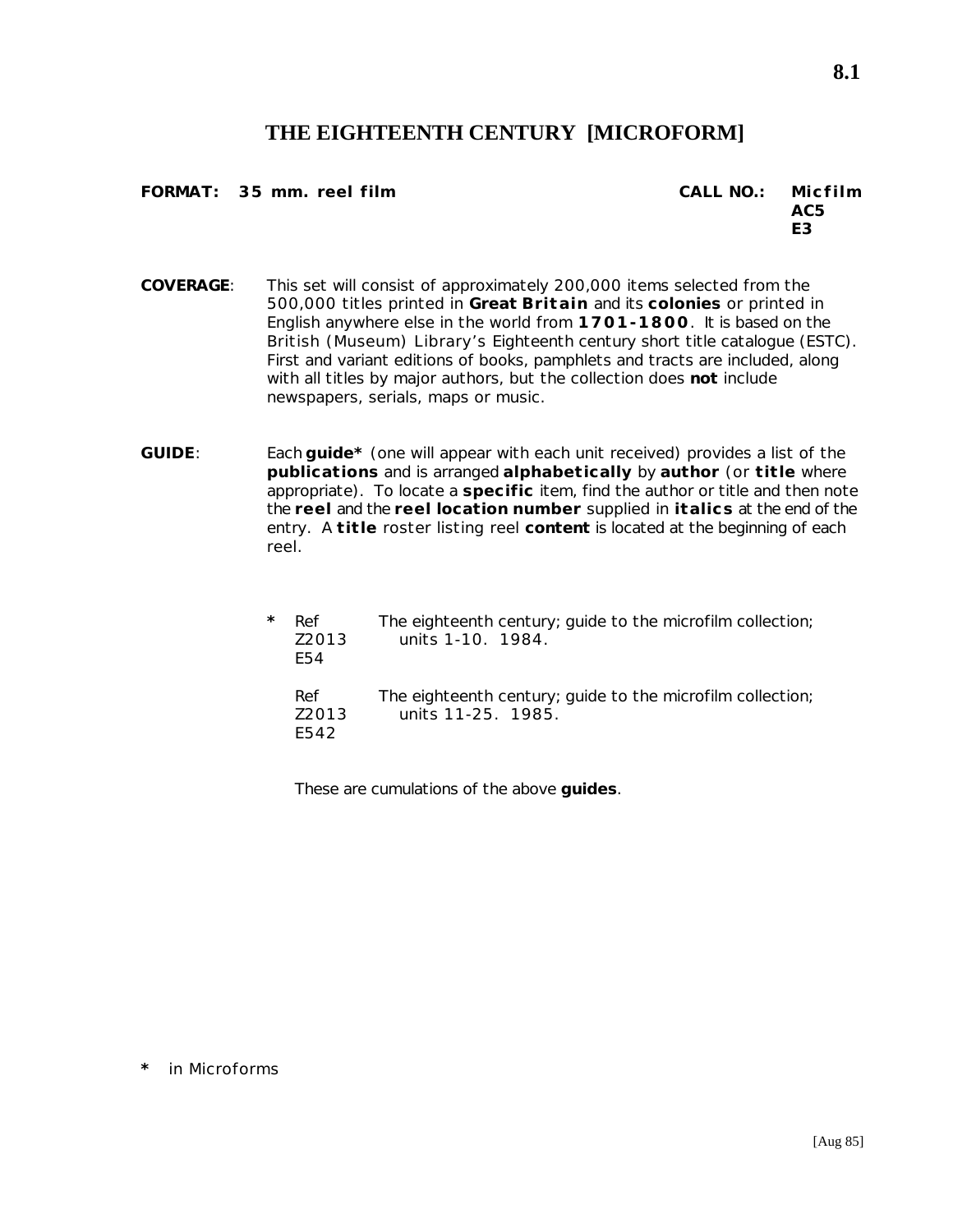8.1

# THE EIGHTEENTH CENTURY [MICROFORM]

**FORMAT: 35 mm. reel film** **CALL NO.: Micfilm AC5 E3**

**COVERAGE**: This set will consist of approximately 200,000 items selected from the 500,000 titles printed in **Great Britain** and its **colonies** or printed in English anywhere else in the world from **1701-1800**. It is based on the British (Museum) Library's Eighteenth century short title catalogue (ESTC). First and variant editions of books, pamphlets and tracts are included, along with all titles by major authors, but the collection does **not** include newspapers, serials, maps or music.

**GUIDE**: Each **guide*** (one will appear with each unit received) provides a list of the **publications** and is arranged **alphabetically** by **author** (or **title** where appropriate). To locate a **specific** item, find the author or title and then note the **reel** and the **reel location number** supplied in **italics** at the end of the entry. A **title** roster listing reel **content** is located at the beginning of each reel.

\* Ref Z2013 E54 — The eighteenth century; guide to the microfilm collection; units 1-10. 1984.

Ref Z2013 E542 — The eighteenth century; guide to the microfilm collection; units 11-25. 1985.

These are cumulations of the above **guides**.

\* in Microforms

[Aug 85]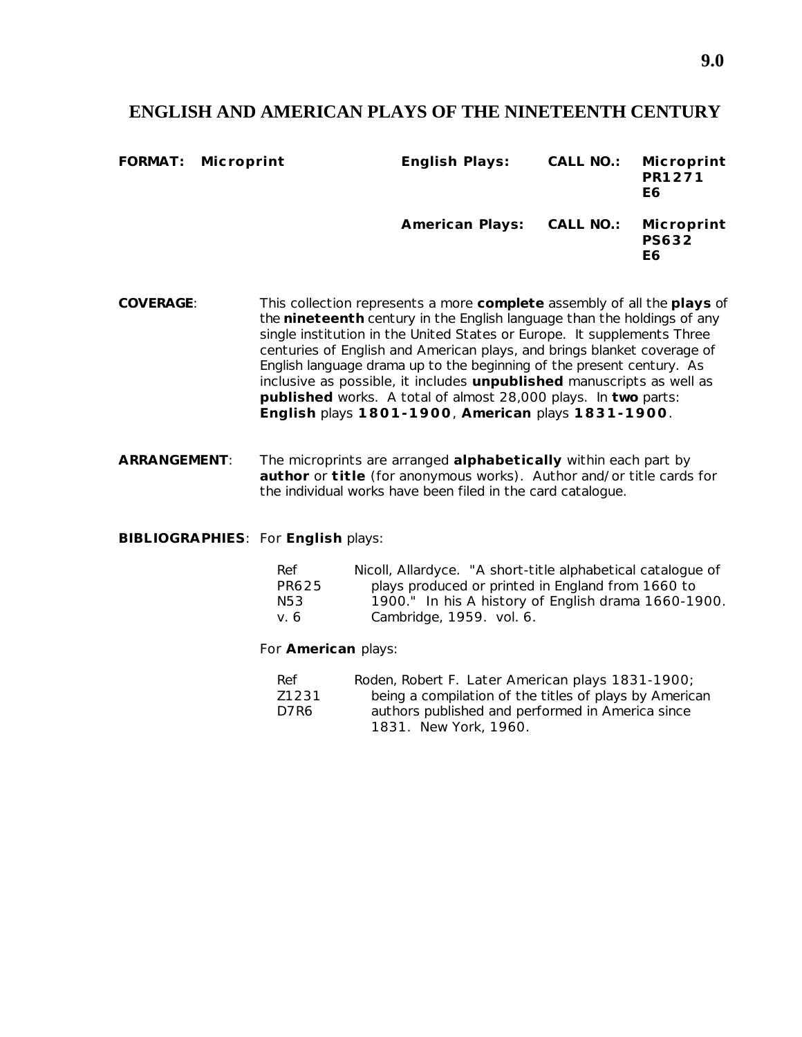# ENGLISH AND AMERICAN PLAYS OF THE NINETEENTH CENTURY

| | | | | |
|---|---|---|---|---|
| **FORMAT:** | **Microprint** | **English Plays:** | **CALL NO.:** | **Microprint PR1271 E6** |
| | | **American Plays:** | **CALL NO.:** | **Microprint PS632 E6** |

**COVERAGE**: This collection represents a more **complete** assembly of all the **plays** of the **nineteenth** century in the English language than the holdings of any single institution in the United States or Europe. It supplements Three centuries of English and American plays, and brings blanket coverage of English language drama up to the beginning of the present century. As inclusive as possible, it includes **unpublished** manuscripts as well as **published** works. A total of almost 28,000 plays. In **two** parts: **English** plays **1801-1900**, **American** plays **1831-1900**.

**ARRANGEMENT**: The microprints are arranged **alphabetically** within each part by **author** or **title** (for anonymous works). Author and/or title cards for the individual works have been filed in the card catalogue.

**BIBLIOGRAPHIES**: For **English** plays:

| | |
|---|---|
| Ref PR625 N53 v. 6 | Nicoll, Allardyce. "A short-title alphabetical catalogue of plays produced or printed in England from 1660 to 1900." In his A history of English drama 1660-1900. Cambridge, 1959. vol. 6. |

For **American** plays:

| | |
|---|---|
| Ref Z1231 D7R6 | Roden, Robert F. Later American plays 1831-1900; being a compilation of the titles of plays by American authors published and performed in America since 1831. New York, 1960. |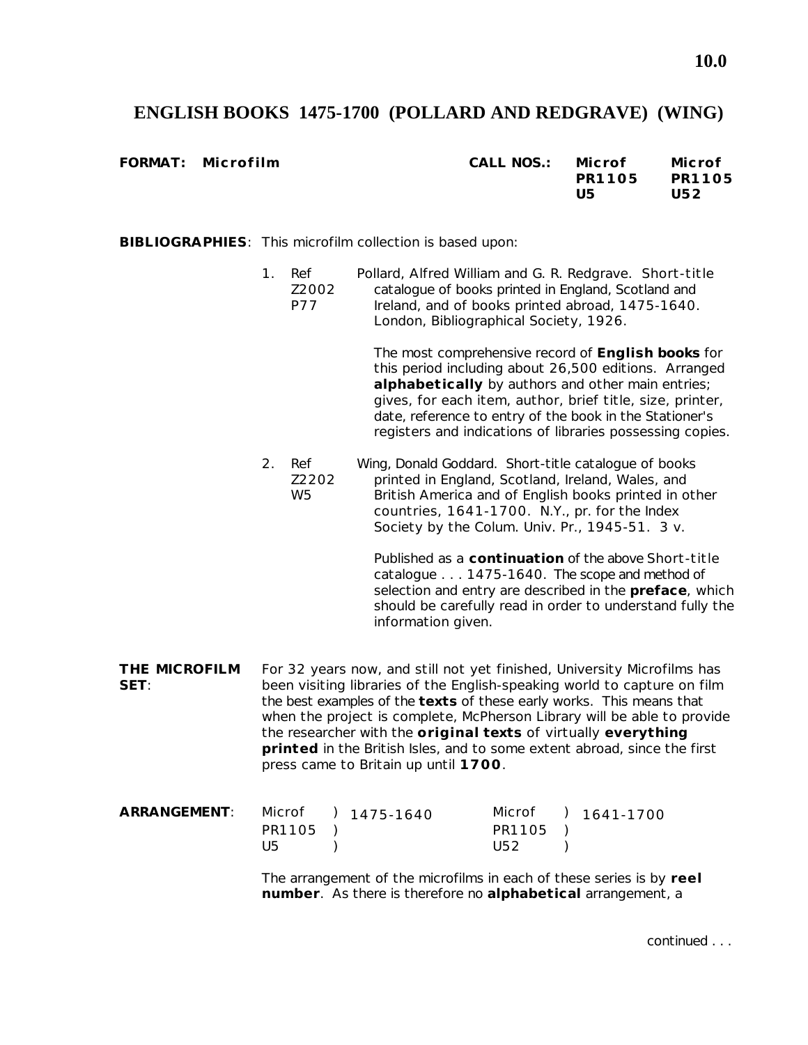# ENGLISH BOOKS 1475-1700 (POLLARD AND REDGRAVE) (WING)

**FORMAT: Microfilm**

**CALL NOS.: Microf PR1105 U5 — Microf PR1105 U52**

**BIBLIOGRAPHIES**: This microfilm collection is based upon:

1. Ref Z2002 P77 — Pollard, Alfred William and G. R. Redgrave. Short-title catalogue of books printed in England, Scotland and Ireland, and of books printed abroad, 1475-1640. London, Bibliographical Society, 1926.

   The most comprehensive record of **English books** for this period including about 26,500 editions. Arranged **alphabetically** by authors and other main entries; gives, for each item, author, brief title, size, printer, date, reference to entry of the book in the Stationer's registers and indications of libraries possessing copies.

2. Ref Z2202 W5 — Wing, Donald Goddard. Short-title catalogue of books printed in England, Scotland, Ireland, Wales, and British America and of English books printed in other countries, 1641-1700. N.Y., pr. for the Index Society by the Colum. Univ. Pr., 1945-51. 3 v.

   Published as a **continuation** of the above Short-title catalogue . . . 1475-1640. The scope and method of selection and entry are described in the **preface**, which should be carefully read in order to understand fully the information given.

**THE MICROFILM SET**: For 32 years now, and still not yet finished, University Microfilms has been visiting libraries of the English-speaking world to capture on film the best examples of the **texts** of these early works. This means that when the project is complete, McPherson Library will be able to provide the researcher with the **original texts** of virtually **everything printed** in the British Isles, and to some extent abroad, since the first press came to Britain up until **1700**.

**ARRANGEMENT**:

| Call No. | Period |
|---|---|
| Microf PR1105 U5 | 1475-1640 |
| Microf PR1105 U52 | 1641-1700 |

The arrangement of the microfilms in each of these series is by **reel number**. As there is therefore no **alphabetical** arrangement, a

continued . . .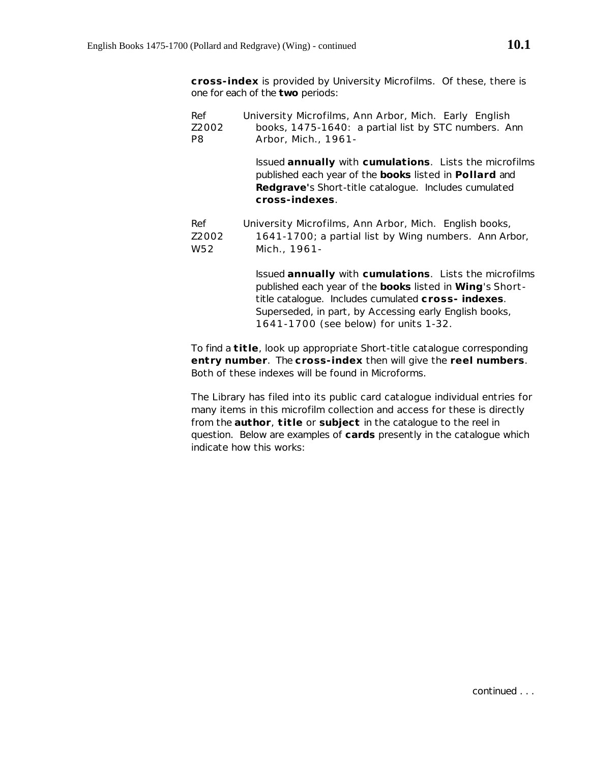**cross-index** is provided by University Microfilms. Of these, there is one for each of the **two** periods:

Ref
Z2002
P8

University Microfilms, Ann Arbor, Mich. Early English books, 1475-1640: a partial list by STC numbers. Ann Arbor, Mich., 1961-

Issued **annually** with **cumulations**. Lists the microfilms published each year of the **books** listed in **Pollard** and **Redgrave'**s Short-title catalogue. Includes cumulated **cross-indexes**.

Ref
Z2002
W52

University Microfilms, Ann Arbor, Mich. English books, 1641-1700; a partial list by Wing numbers. Ann Arbor, Mich., 1961-

Issued **annually** with **cumulations**. Lists the microfilms published each year of the **books** listed in **Wing**'s Short-title catalogue. Includes cumulated **cross- indexes**. Superseded, in part, by Accessing early English books, 1641-1700 (see below) for units 1-32.

To find a **title**, look up appropriate Short-title catalogue corresponding **entry number**. The **cross-index** then will give the **reel numbers**. Both of these indexes will be found in Microforms.

The Library has filed into its public card catalogue individual entries for many items in this microfilm collection and access for these is directly from the **author**, **title** or **subject** in the catalogue to the reel in question. Below are examples of **cards** presently in the catalogue which indicate how this works:

continued . . .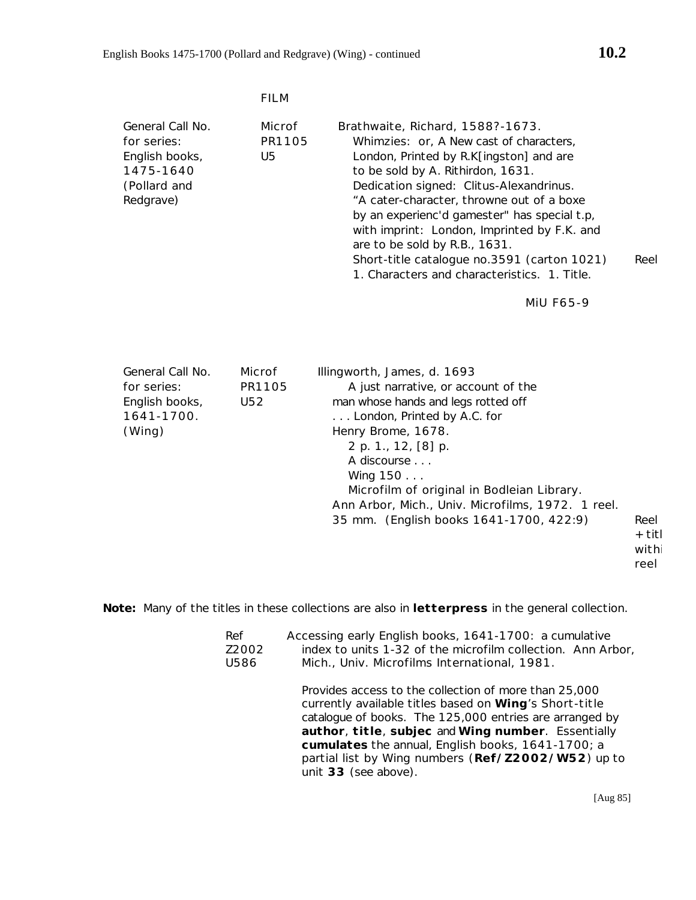FILM

| | | | |
|---|---|---|---|
| General Call No. for series: English books, 1475-1640 (Pollard and Redgrave) | Microf PR1105 U5 | Brathwaite, Richard, 1588?-1673. Whimzies: or, A New cast of characters, London, Printed by R.K[ingston] and are to be sold by A. Rithirdon, 1631. Dedication signed: Clitus-Alexandrinus. "A cater-character, throwne out of a boxe by an experienc'd gamester" has special t.p, with imprint: London, Imprinted by F.K. and are to be sold by R.B., 1631. Short-title catalogue no.3591 (carton 1021) 1. Characters and characteristics. 1. Title. MiU F65-9 | Reel |
| General Call No. for series: English books, 1641-1700. (Wing) | Microf PR1105 U52 | Illingworth, James, d. 1693 A just narrative, or account of the man whose hands and legs rotted off . . . London, Printed by A.C. for Henry Brome, 1678. 2 p. 1., 12, [8] p. A discourse . . . Wing 150 . . . Microfilm of original in Bodleian Library. Ann Arbor, Mich., Univ. Microfilms, 1972. 1 reel. 35 mm. (English books 1641-1700, 422:9) | Reel + titl withi reel |

**Note:** Many of the titles in these collections are also in **letterpress** in the general collection.

Ref Z2002 U586 — Accessing early English books, 1641-1700: a cumulative index to units 1-32 of the microfilm collection. Ann Arbor, Mich., Univ. Microfilms International, 1981.

Provides access to the collection of more than 25,000 currently available titles based on **Wing**'s Short-title catalogue of books. The 125,000 entries are arranged by **author**, **title**, **subjec** and **Wing number**. Essentially **cumulates** the annual, English books, 1641-1700; a partial list by Wing numbers (**Ref/Z2002/W52**) up to unit **33** (see above).

[Aug 85]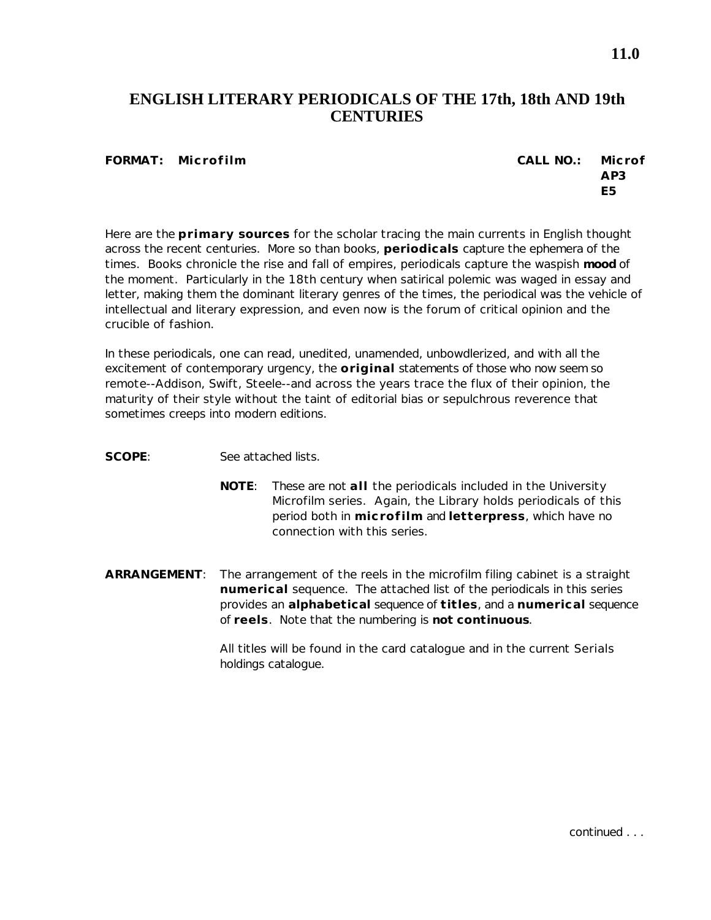# ENGLISH LITERARY PERIODICALS OF THE 17th, 18th AND 19th CENTURIES

**FORMAT: Microfilm** **CALL NO.: Microf AP3 E5**

Here are the **primary sources** for the scholar tracing the main currents in English thought across the recent centuries. More so than books, **periodicals** capture the ephemera of the times. Books chronicle the rise and fall of empires, periodicals capture the waspish **mood** of the moment. Particularly in the 18th century when satirical polemic was waged in essay and letter, making them the dominant literary genres of the times, the periodical was the vehicle of intellectual and literary expression, and even now is the forum of critical opinion and the crucible of fashion.

In these periodicals, one can read, unedited, unamended, unbowdlerized, and with all the excitement of contemporary urgency, the **original** statements of those who now seem so remote--Addison, Swift, Steele--and across the years trace the flux of their opinion, the maturity of their style without the taint of editorial bias or sepulchrous reverence that sometimes creeps into modern editions.

**SCOPE**: See attached lists.

> **NOTE**: These are not **all** the periodicals included in the University Microfilm series. Again, the Library holds periodicals of this period both in **microfilm** and **letterpress**, which have no connection with this series.

**ARRANGEMENT**: The arrangement of the reels in the microfilm filing cabinet is a straight **numerical** sequence. The attached list of the periodicals in this series provides an **alphabetical** sequence of **titles**, and a **numerical** sequence of **reels**. Note that the numbering is **not continuous**.

All titles will be found in the card catalogue and in the current Serials holdings catalogue.

continued . . .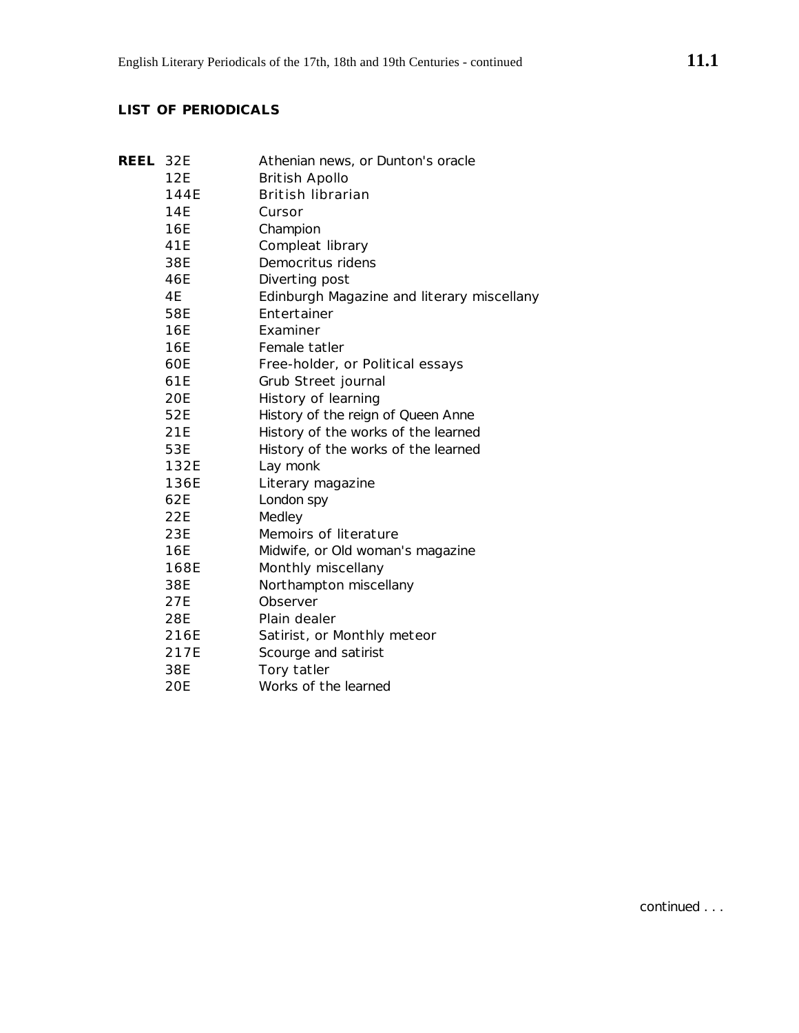## LIST OF PERIODICALS

| REEL | |
|---|---|
| 32E | Athenian news, or Dunton's oracle |
| 12E | British Apollo |
| 144E | British librarian |
| 14E | Cursor |
| 16E | Champion |
| 41E | Compleat library |
| 38E | Democritus ridens |
| 46E | Diverting post |
| 4E | Edinburgh Magazine and literary miscellany |
| 58E | Entertainer |
| 16E | Examiner |
| 16E | Female tatler |
| 60E | Free-holder, or Political essays |
| 61E | Grub Street journal |
| 20E | History of learning |
| 52E | History of the reign of Queen Anne |
| 21E | History of the works of the learned |
| 53E | History of the works of the learned |
| 132E | Lay monk |
| 136E | Literary magazine |
| 62E | London spy |
| 22E | Medley |
| 23E | Memoirs of literature |
| 16E | Midwife, or Old woman's magazine |
| 168E | Monthly miscellany |
| 38E | Northampton miscellany |
| 27E | Observer |
| 28E | Plain dealer |
| 216E | Satirist, or Monthly meteor |
| 217E | Scourge and satirist |
| 38E | Tory tatler |
| 20E | Works of the learned |

continued . . .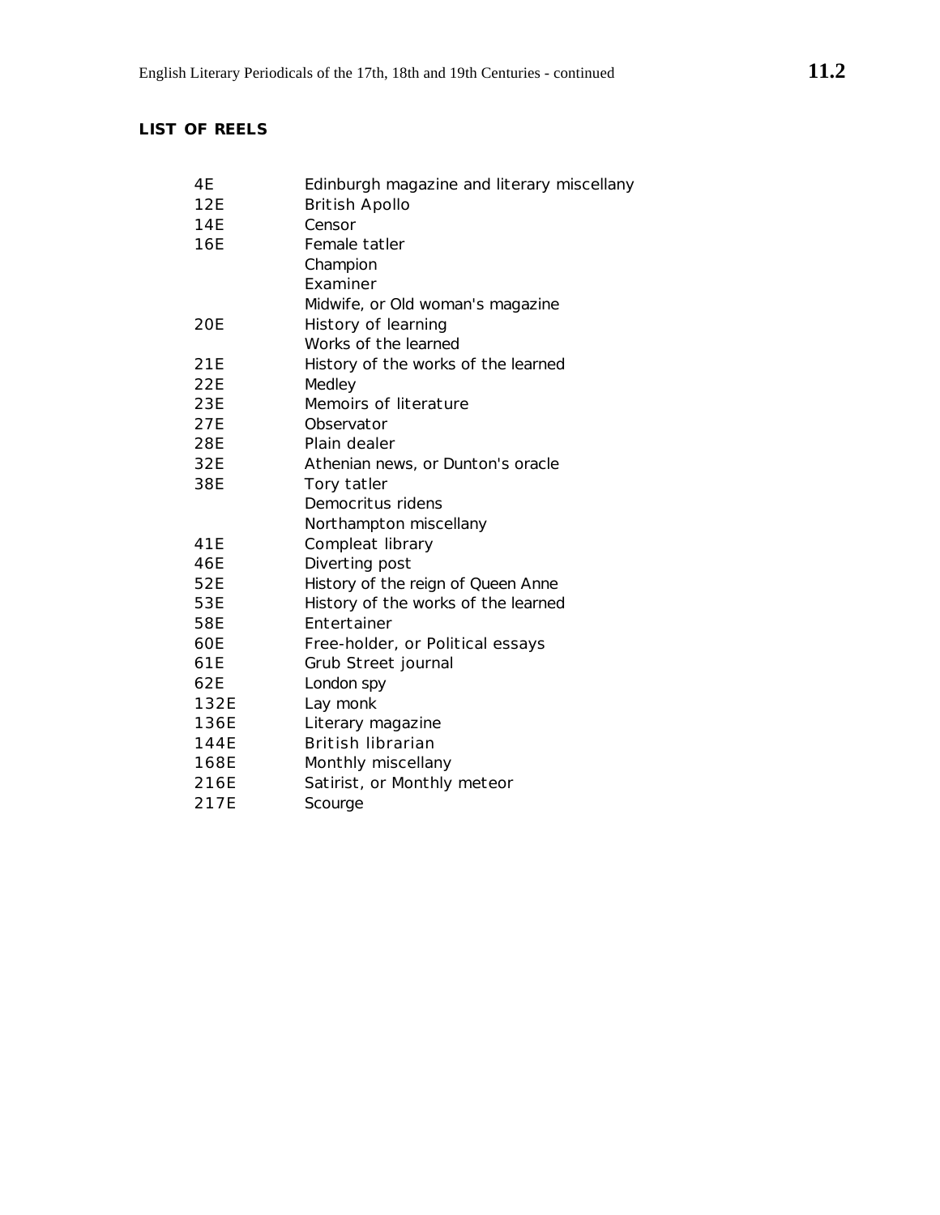**LIST OF REELS**

| | |
|---|---|
| 4E | Edinburgh magazine and literary miscellany |
| 12E | British Apollo |
| 14E | Censor |
| 16E | Female tatler |
| | Champion |
| | Examiner |
| | Midwife, or Old woman's magazine |
| 20E | History of learning |
| | Works of the learned |
| 21E | History of the works of the learned |
| 22E | Medley |
| 23E | Memoirs of literature |
| 27E | Observator |
| 28E | Plain dealer |
| 32E | Athenian news, or Dunton's oracle |
| 38E | Tory tatler |
| | Democritus ridens |
| | Northampton miscellany |
| 41E | Compleat library |
| 46E | Diverting post |
| 52E | History of the reign of Queen Anne |
| 53E | History of the works of the learned |
| 58E | Entertainer |
| 60E | Free-holder, or Political essays |
| 61E | Grub Street journal |
| 62E | London spy |
| 132E | Lay monk |
| 136E | Literary magazine |
| 144E | British librarian |
| 168E | Monthly miscellany |
| 216E | Satirist, or Monthly meteor |
| 217E | Scourge |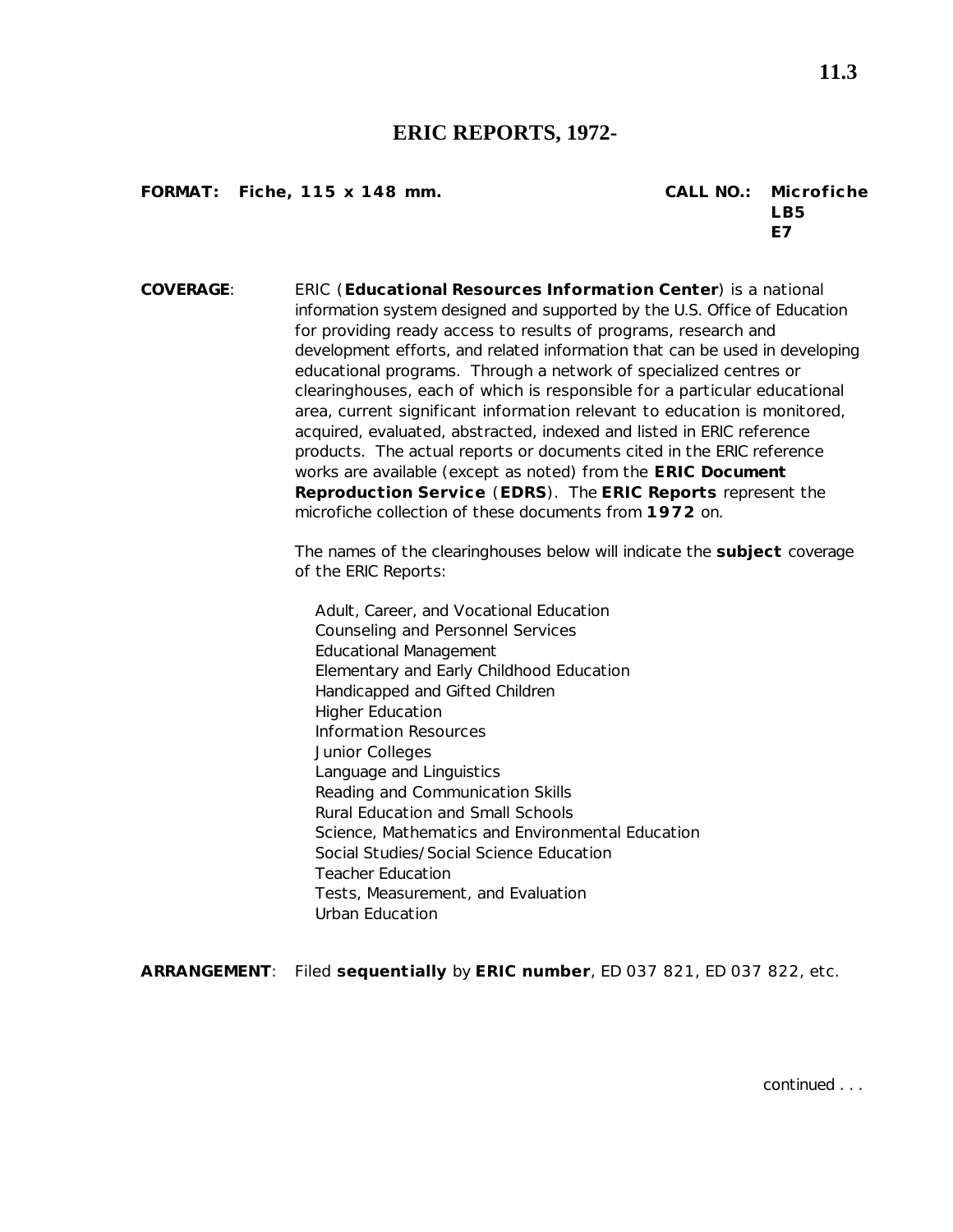# ERIC REPORTS, 1972-

**FORMAT: Fiche, 115 x 148 mm.**

**CALL NO.: Microfiche LB5 E7**

**COVERAGE**: ERIC (**Educational Resources Information Center**) is a national information system designed and supported by the U.S. Office of Education for providing ready access to results of programs, research and development efforts, and related information that can be used in developing educational programs. Through a network of specialized centres or clearinghouses, each of which is responsible for a particular educational area, current significant information relevant to education is monitored, acquired, evaluated, abstracted, indexed and listed in ERIC reference products. The actual reports or documents cited in the ERIC reference works are available (except as noted) from the **ERIC Document Reproduction Service** (**EDRS**). The **ERIC Reports** represent the microfiche collection of these documents from **1972** on.

The names of the clearinghouses below will indicate the **subject** coverage of the ERIC Reports:

- Adult, Career, and Vocational Education
- Counseling and Personnel Services
- Educational Management
- Elementary and Early Childhood Education
- Handicapped and Gifted Children
- Higher Education
- Information Resources
- Junior Colleges
- Language and Linguistics
- Reading and Communication Skills
- Rural Education and Small Schools
- Science, Mathematics and Environmental Education
- Social Studies/Social Science Education
- Teacher Education
- Tests, Measurement, and Evaluation
- Urban Education

**ARRANGEMENT**: Filed **sequentially** by **ERIC number**, ED 037 821, ED 037 822, etc.

continued . . .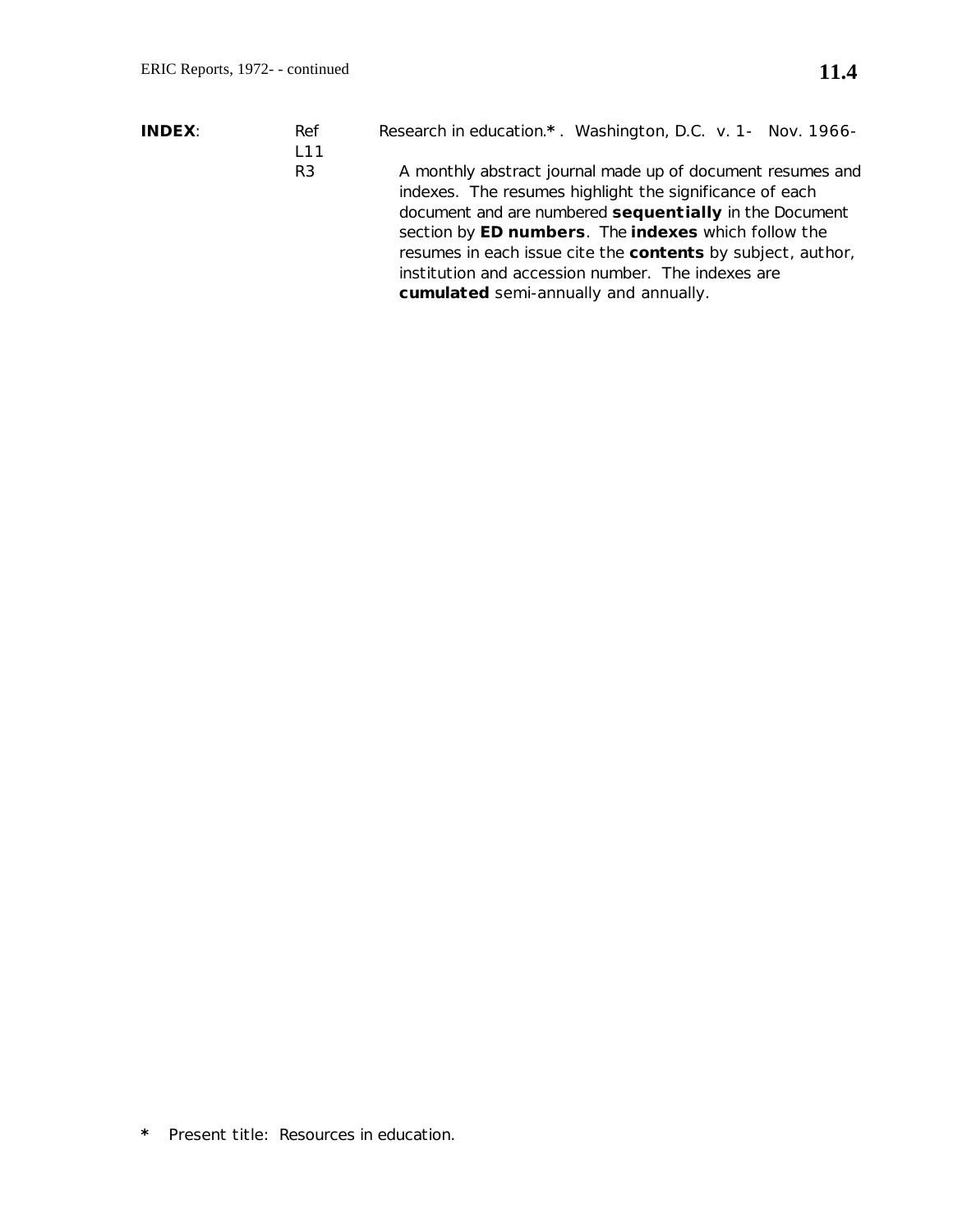**INDEX**: Ref L11 R3 — Research in education.**\***. Washington, D.C. v. 1- Nov. 1966-

A monthly abstract journal made up of document resumes and indexes. The resumes highlight the significance of each document and are numbered **sequentially** in the Document section by **ED numbers**. The **indexes** which follow the resumes in each issue cite the **contents** by subject, author, institution and accession number. The indexes are **cumulated** semi-annually and annually.

**\*** Present title: Resources in education.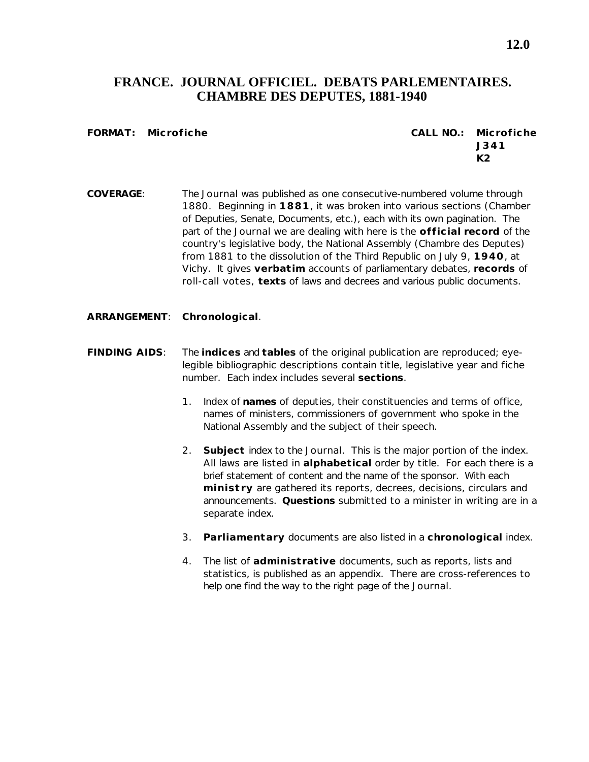# FRANCE. JOURNAL OFFICIEL. DEBATS PARLEMENTAIRES. CHAMBRE DES DEPUTES, 1881-1940

**FORMAT:** **Microfiche**

**CALL NO.:** **Microfiche J341 K2**

**COVERAGE**: The *Journal* was published as one consecutive-numbered volume through 1880. Beginning in **1881**, it was broken into various sections (Chamber of Deputies, Senate, Documents, etc.), each with its own pagination. The part of the *Journal* we are dealing with here is the **official record** of the country's legislative body, the National Assembly (Chambre des Deputes) from 1881 to the dissolution of the Third Republic on July 9, **1940**, at Vichy. It gives **verbatim** accounts of parliamentary debates, **records** of roll-call votes, **texts** of laws and decrees and various public documents.

**ARRANGEMENT**: **Chronological**.

**FINDING AIDS**: The **indices** and **tables** of the original publication are reproduced; eye-legible bibliographic descriptions contain title, legislative year and fiche number. Each index includes several **sections**.

1. Index of **names** of deputies, their constituencies and terms of office, names of ministers, commissioners of government who spoke in the National Assembly and the subject of their speech.
2. **Subject** index to the *Journal*. This is the major portion of the index. All laws are listed in **alphabetical** order by title. For each there is a brief statement of content and the name of the sponsor. With each **ministry** are gathered its reports, decrees, decisions, circulars and announcements. **Questions** submitted to a minister in writing are in a separate index.
3. **Parliamentary** documents are also listed in a **chronological** index.
4. The list of **administrative** documents, such as reports, lists and statistics, is published as an appendix. There are cross-references to help one find the way to the right page of the *Journal*.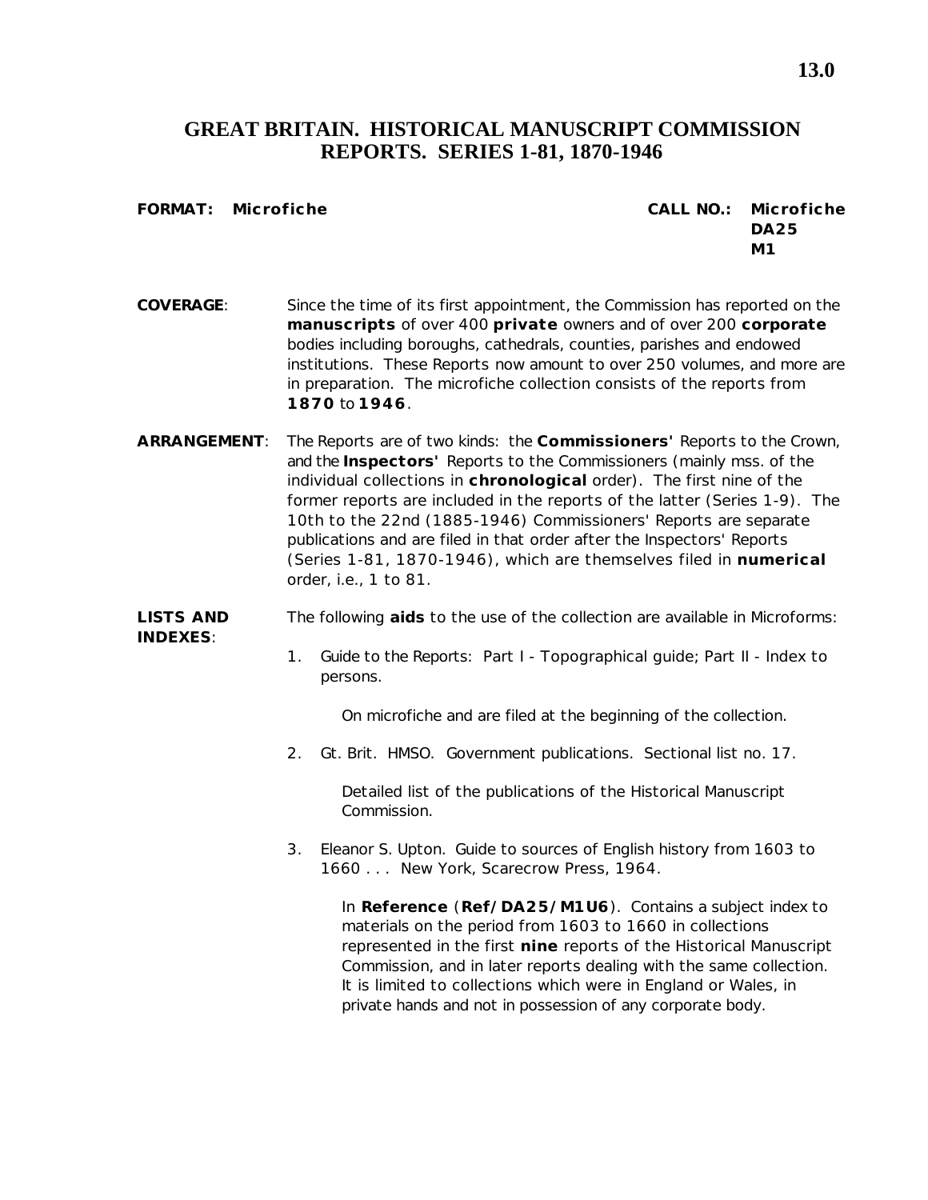# GREAT BRITAIN. HISTORICAL MANUSCRIPT COMMISSION REPORTS. SERIES 1-81, 1870-1946

**FORMAT: Microfiche**

**CALL NO.: Microfiche DA25 M1**

**COVERAGE**: Since the time of its first appointment, the Commission has reported on the **manuscripts** of over 400 **private** owners and of over 200 **corporate** bodies including boroughs, cathedrals, counties, parishes and endowed institutions. These Reports now amount to over 250 volumes, and more are in preparation. The microfiche collection consists of the reports from **1870** to **1946**.

**ARRANGEMENT**: The Reports are of two kinds: the **Commissioners'** Reports to the Crown, and the **Inspectors'** Reports to the Commissioners (mainly mss. of the individual collections in **chronological** order). The first nine of the former reports are included in the reports of the latter (Series 1-9). The 10th to the 22nd (1885-1946) Commissioners' Reports are separate publications and are filed in that order after the Inspectors' Reports (Series 1-81, 1870-1946), which are themselves filed in **numerical** order, i.e., 1 to 81.

**LISTS AND INDEXES**: The following **aids** to the use of the collection are available in Microforms:

1. Guide to the Reports: Part I - Topographical guide; Part II - Index to persons.

   On microfiche and are filed at the beginning of the collection.

2. Gt. Brit. HMSO. Government publications. Sectional list no. 17.

   Detailed list of the publications of the Historical Manuscript Commission.

3. Eleanor S. Upton. Guide to sources of English history from 1603 to 1660 . . . New York, Scarecrow Press, 1964.

   In **Reference** (**Ref/DA25/M1U6**). Contains a subject index to materials on the period from 1603 to 1660 in collections represented in the first **nine** reports of the Historical Manuscript Commission, and in later reports dealing with the same collection. It is limited to collections which were in England or Wales, in private hands and not in possession of any corporate body.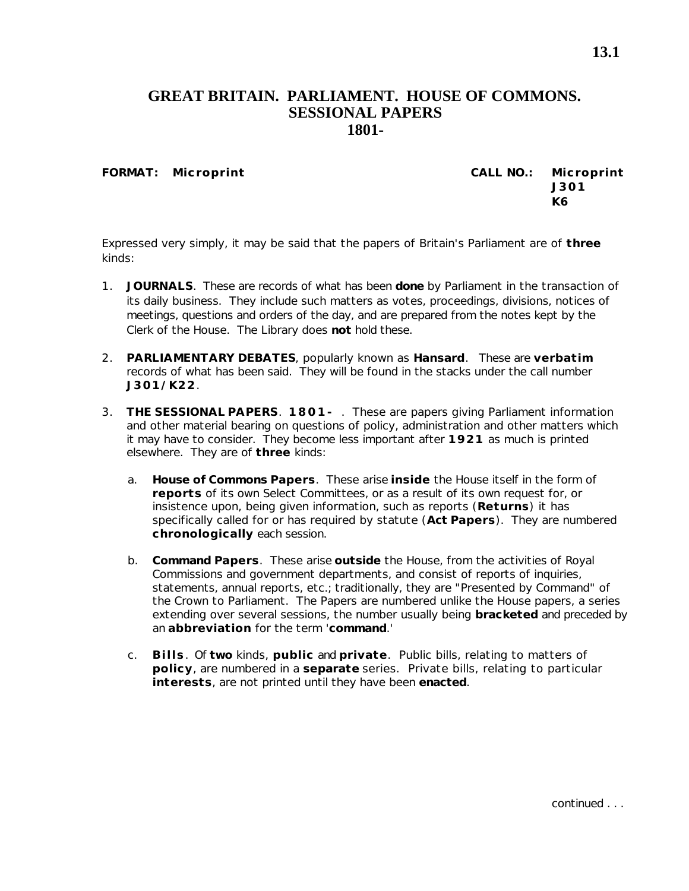# GREAT BRITAIN. PARLIAMENT. HOUSE OF COMMONS. SESSIONAL PAPERS 1801-

**FORMAT: Microprint**

**CALL NO.: Microprint J301 K6**

Expressed very simply, it may be said that the papers of Britain's Parliament are of **three** kinds:

1. **JOURNALS**. These are records of what has been **done** by Parliament in the transaction of its daily business. They include such matters as votes, proceedings, divisions, notices of meetings, questions and orders of the day, and are prepared from the notes kept by the Clerk of the House. The Library does **not** hold these.

2. **PARLIAMENTARY DEBATES**, popularly known as **Hansard**. These are **verbatim** records of what has been said. They will be found in the stacks under the call number **J301/K22**.

3. **THE SESSIONAL PAPERS**. **1801-** . These are papers giving Parliament information and other material bearing on questions of policy, administration and other matters which it may have to consider. They become less important after **1921** as much is printed elsewhere. They are of **three** kinds:

   a. **House of Commons Papers**. These arise **inside** the House itself in the form of **reports** of its own Select Committees, or as a result of its own request for, or insistence upon, being given information, such as reports (**Returns**) it has specifically called for or has required by statute (**Act Papers**). They are numbered **chronologically** each session.

   b. **Command Papers**. These arise **outside** the House, from the activities of Royal Commissions and government departments, and consist of reports of inquiries, statements, annual reports, etc.; traditionally, they are "Presented by Command" of the Crown to Parliament. The Papers are numbered unlike the House papers, a series extending over several sessions, the number usually being **bracketed** and preceded by an **abbreviation** for the term '**command**.'

   c. **Bills**. Of **two** kinds, **public** and **private**. Public bills, relating to matters of **policy**, are numbered in a **separate** series. Private bills, relating to particular **interests**, are not printed until they have been **enacted**.

continued . . .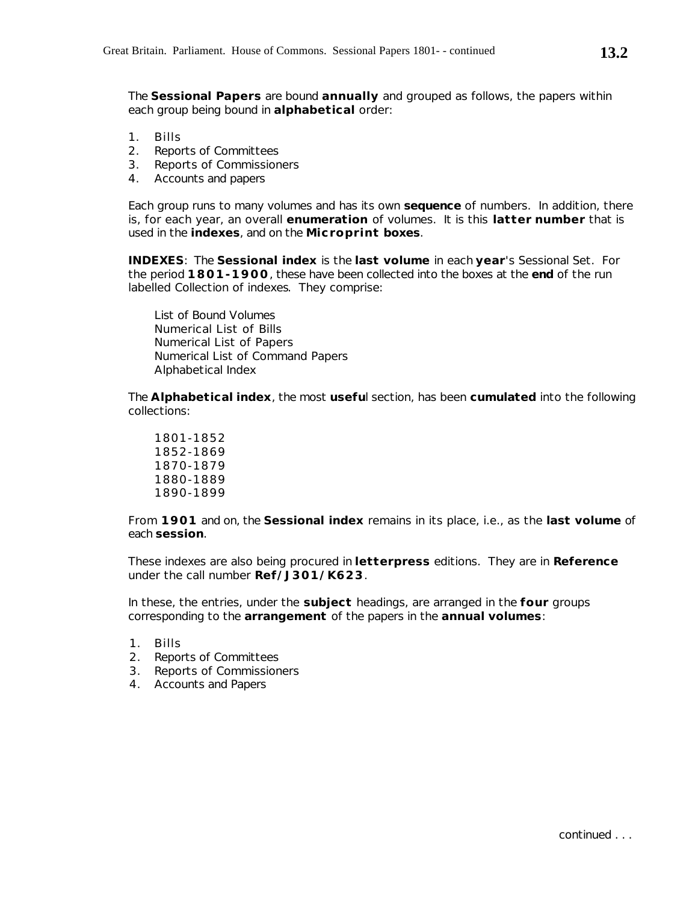The **Sessional Papers** are bound **annually** and grouped as follows, the papers within each group being bound in **alphabetical** order:

1. Bills
2. Reports of Committees
3. Reports of Commissioners
4. Accounts and papers

Each group runs to many volumes and has its own **sequence** of numbers. In addition, there is, for each year, an overall **enumeration** of volumes. It is this **latter number** that is used in the **indexes**, and on the **Microprint boxes**.

**INDEXES**: The **Sessional index** is the **last volume** in each **year**'s Sessional Set. For the period **1801-1900**, these have been collected into the boxes at the **end** of the run labelled Collection of indexes. They comprise:

List of Bound Volumes
Numerical List of Bills
Numerical List of Papers
Numerical List of Command Papers
Alphabetical Index

The **Alphabetical index**, the most **usefu**l section, has been **cumulated** into the following collections:

1801-1852
1852-1869
1870-1879
1880-1889
1890-1899

From **1901** and on, the **Sessional index** remains in its place, i.e., as the **last volume** of each **session**.

These indexes are also being procured in **letterpress** editions. They are in **Reference** under the call number **Ref/J301/K623**.

In these, the entries, under the **subject** headings, are arranged in the **four** groups corresponding to the **arrangement** of the papers in the **annual volumes**:

1. Bills
2. Reports of Committees
3. Reports of Commissioners
4. Accounts and Papers

continued . . .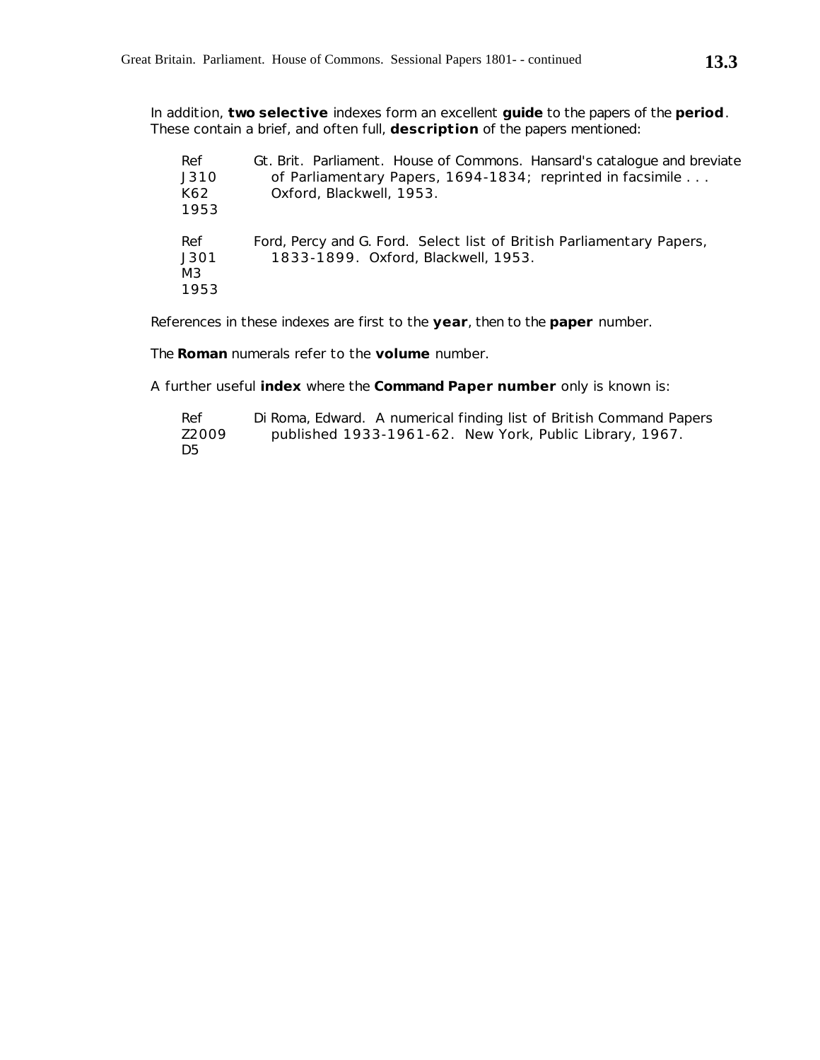In addition, **two selective** indexes form an excellent **guide** to the papers of the **period**. These contain a brief, and often full, **description** of the papers mentioned:

| | |
|---|---|
| Ref J310 K62 1953 | Gt. Brit. Parliament. House of Commons. Hansard's catalogue and breviate of Parliamentary Papers, 1694-1834; reprinted in facsimile . . . Oxford, Blackwell, 1953. |
| Ref J301 M3 1953 | Ford, Percy and G. Ford. Select list of British Parliamentary Papers, 1833-1899. Oxford, Blackwell, 1953. |

References in these indexes are first to the **year**, then to the **paper** number.

The **Roman** numerals refer to the **volume** number.

A further useful **index** where the **Command Paper number** only is known is:

| | |
|---|---|
| Ref Z2009 D5 | Di Roma, Edward. A numerical finding list of British Command Papers published 1933-1961-62. New York, Public Library, 1967. |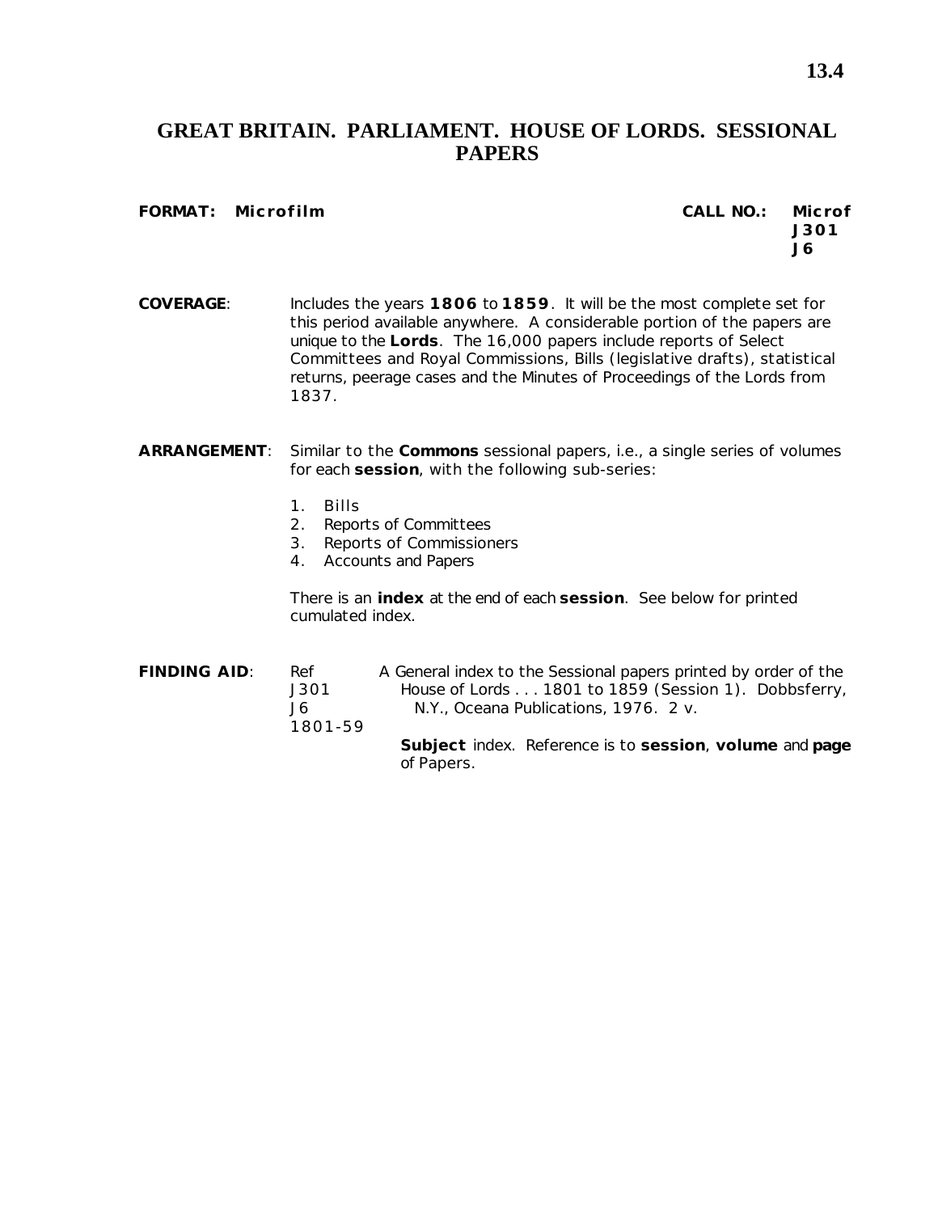# GREAT BRITAIN. PARLIAMENT. HOUSE OF LORDS. SESSIONAL PAPERS

**FORMAT:** **Microfilm**

**CALL NO.:** **Microf J301 J6**

**COVERAGE**: Includes the years **1806** to **1859**. It will be the most complete set for this period available anywhere. A considerable portion of the papers are unique to the **Lords**. The 16,000 papers include reports of Select Committees and Royal Commissions, Bills (legislative drafts), statistical returns, peerage cases and the Minutes of Proceedings of the Lords from 1837.

**ARRANGEMENT**: Similar to the **Commons** sessional papers, i.e., a single series of volumes for each **session**, with the following sub-series:

1. Bills
2. Reports of Committees
3. Reports of Commissioners
4. Accounts and Papers

There is an **index** at the end of each **session**. See below for printed cumulated index.

**FINDING AID**: Ref J301 J6 1801-59

A General index to the Sessional papers printed by order of the House of Lords . . . 1801 to 1859 (Session 1). Dobbsferry, N.Y., Oceana Publications, 1976. 2 v.

**Subject** index. Reference is to **session**, **volume** and **page** of Papers.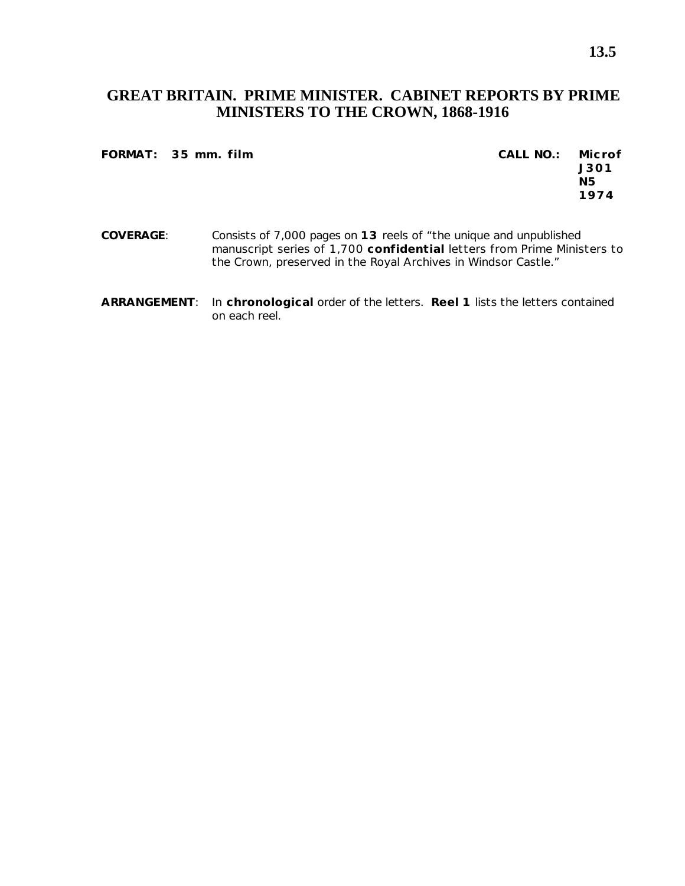# GREAT BRITAIN. PRIME MINISTER. CABINET REPORTS BY PRIME MINISTERS TO THE CROWN, 1868-1916

**FORMAT: 35 mm. film**

**CALL NO.: Microf J301 N5 1974**

**COVERAGE**: Consists of 7,000 pages on **13** reels of "the unique and unpublished manuscript series of 1,700 **confidential** letters from Prime Ministers to the Crown, preserved in the Royal Archives in Windsor Castle."

**ARRANGEMENT**: In **chronological** order of the letters. **Reel 1** lists the letters contained on each reel.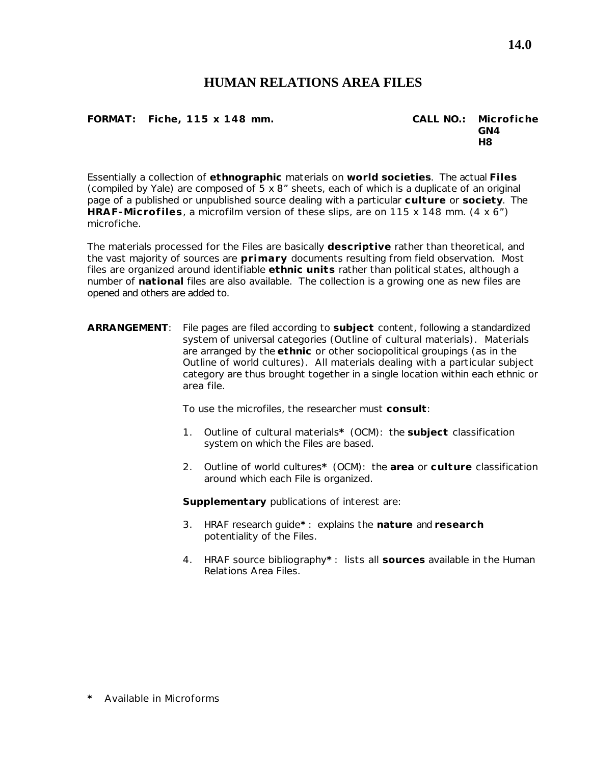# HUMAN RELATIONS AREA FILES

**FORMAT: Fiche, 115 x 148 mm.**

**CALL NO.: Microfiche GN4 H8**

Essentially a collection of **ethnographic** materials on **world societies**. The actual **Files** (compiled by Yale) are composed of 5 x 8" sheets, each of which is a duplicate of an original page of a published or unpublished source dealing with a particular **culture** or **society**. The **HRAF-Microfiles**, a microfilm version of these slips, are on 115 x 148 mm. (4 x 6") microfiche.

The materials processed for the Files are basically **descriptive** rather than theoretical, and the vast majority of sources are **primary** documents resulting from field observation. Most files are organized around identifiable **ethnic units** rather than political states, although a number of **national** files are also available. The collection is a growing one as new files are opened and others are added to.

**ARRANGEMENT**: File pages are filed according to **subject** content, following a standardized system of universal categories (Outline of cultural materials). Materials are arranged by the **ethnic** or other sociopolitical groupings (as in the Outline of world cultures). All materials dealing with a particular subject category are thus brought together in a single location within each ethnic or area file.

To use the microfiles, the researcher must **consult**:

1. Outline of cultural materials* (OCM): the **subject** classification system on which the Files are based.

2. Outline of world cultures* (OCM): the **area** or **culture** classification around which each File is organized.

**Supplementary** publications of interest are:

3. HRAF research guide* : explains the **nature** and **research** potentiality of the Files.

4. HRAF source bibliography* : lists all **sources** available in the Human Relations Area Files.

\* Available in Microforms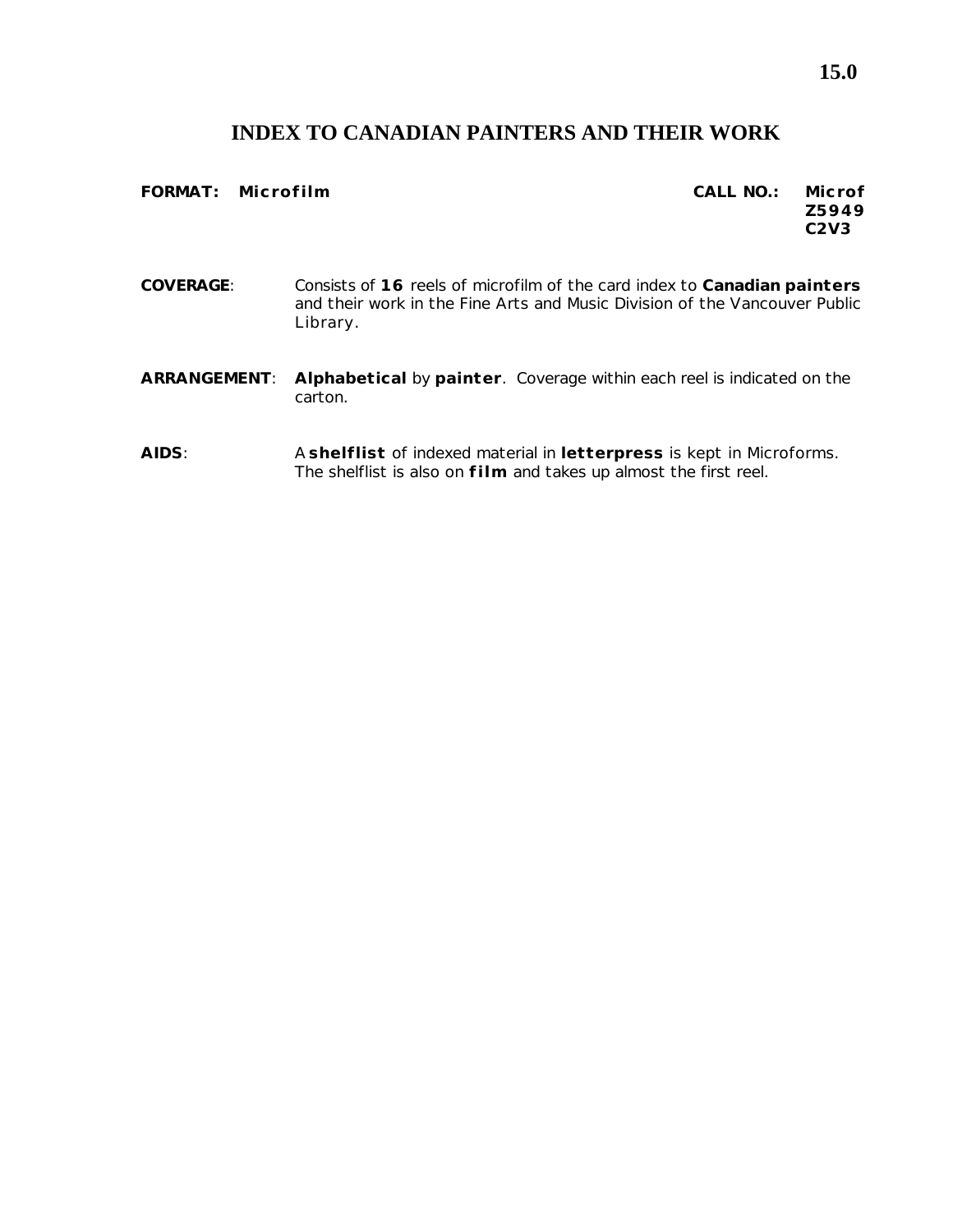# INDEX TO CANADIAN PAINTERS AND THEIR WORK

**FORMAT:** **Microfilm**

**CALL NO.:** **Microf Z5949 C2V3**

**COVERAGE**: Consists of **16** reels of microfilm of the card index to **Canadian painters** and their work in the Fine Arts and Music Division of the Vancouver Public Library.

**ARRANGEMENT**: **Alphabetical** by **painter**. Coverage within each reel is indicated on the carton.

**AIDS**: A **shelflist** of indexed material in **letterpress** is kept in Microforms. The shelflist is also on **film** and takes up almost the first reel.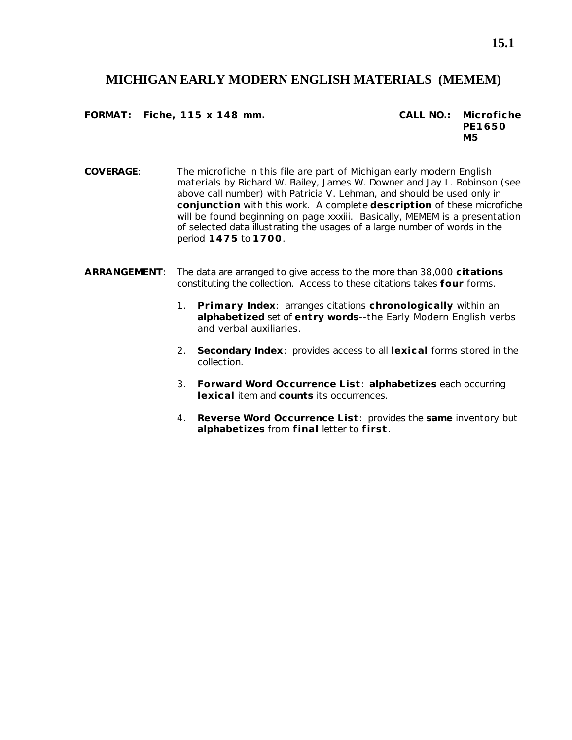# MICHIGAN EARLY MODERN ENGLISH MATERIALS (MEMEM)

**FORMAT:** **Fiche, 115 x 148 mm.**

**CALL NO.:** **Microfiche PE1650 M5**

**COVERAGE**: The microfiche in this file are part of Michigan early modern English materials by Richard W. Bailey, James W. Downer and Jay L. Robinson (see above call number) with Patricia V. Lehman, and should be used only in **conjunction** with this work. A complete **description** of these microfiche will be found beginning on page xxxiii. Basically, MEMEM is a presentation of selected data illustrating the usages of a large number of words in the period **1475** to **1700**.

**ARRANGEMENT**: The data are arranged to give access to the more than 38,000 **citations** constituting the collection. Access to these citations takes **four** forms.

1. **Primary Index**: arranges citations **chronologically** within an **alphabetized** set of **entry words**--the Early Modern English verbs and verbal auxiliaries.
2. **Secondary Index**: provides access to all **lexical** forms stored in the collection.
3. **Forward Word Occurrence List**: **alphabetizes** each occurring **lexical** item and **counts** its occurrences.
4. **Reverse Word Occurrence List**: provides the **same** inventory but **alphabetizes** from **final** letter to **first**.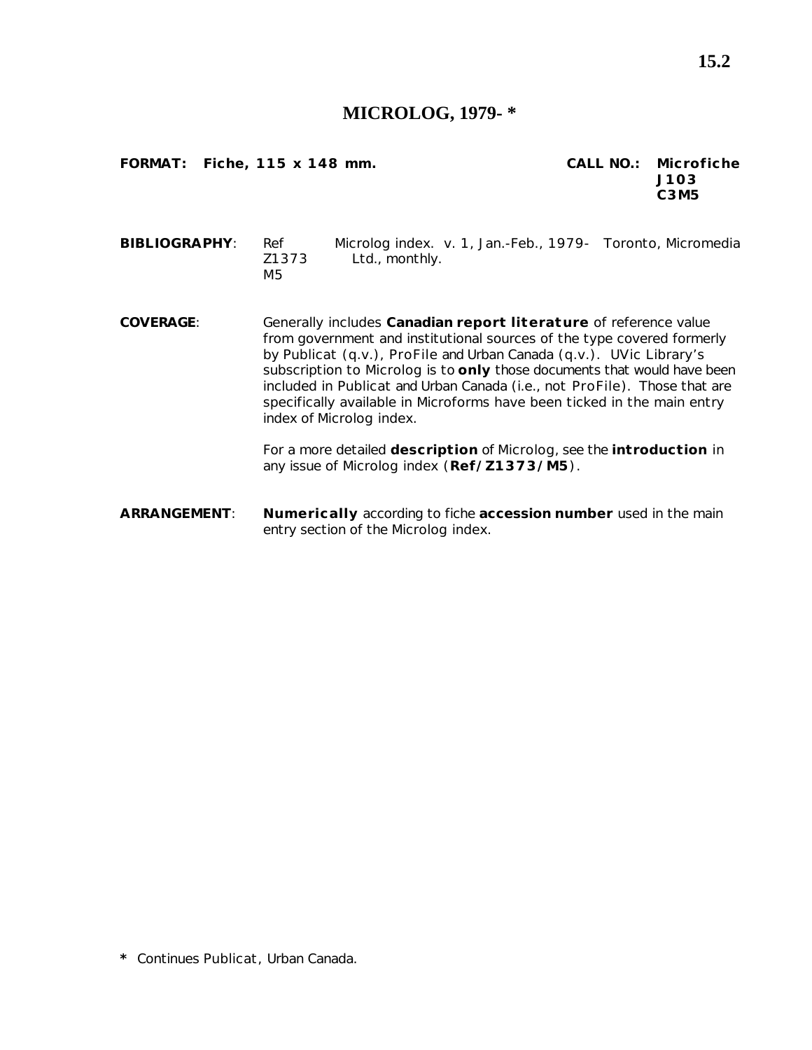# MICROLOG, 1979- *

**FORMAT: Fiche, 115 x 148 mm.**

**CALL NO.: Microfiche J103 C3M5**

**BIBLIOGRAPHY**: Ref Z1373 M5 — Microlog index. v. 1, Jan.-Feb., 1979- Toronto, Micromedia Ltd., monthly.

**COVERAGE**: Generally includes **Canadian report literature** of reference value from government and institutional sources of the type covered formerly by Publicat (q.v.), ProFile and Urban Canada (q.v.). UVic Library's subscription to Microlog is to **only** those documents that would have been included in Publicat and Urban Canada (i.e., not ProFile). Those that are specifically available in Microforms have been ticked in the main entry index of Microlog index.

For a more detailed **description** of Microlog, see the **introduction** in any issue of Microlog index (**Ref/Z1373/M5**).

**ARRANGEMENT**: **Numerically** according to fiche **accession number** used in the main entry section of the Microlog index.

**\*** Continues Publicat, Urban Canada.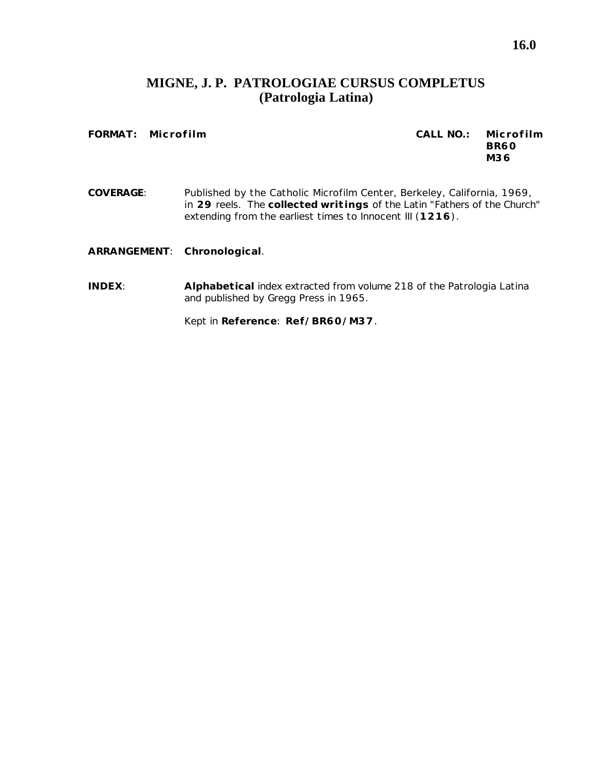# MIGNE, J. P. PATROLOGIAE CURSUS COMPLETUS (Patrologia Latina)

**FORMAT:** **Microfilm**

**CALL NO.:** **Microfilm BR60 M36**

**COVERAGE:** Published by the Catholic Microfilm Center, Berkeley, California, 1969, in **29** reels. The **collected writings** of the Latin "Fathers of the Church" extending from the earliest times to Innocent III (**1216**).

**ARRANGEMENT:** **Chronological**.

**INDEX:** **Alphabetical** index extracted from volume 218 of the Patrologia Latina and published by Gregg Press in 1965.

Kept in **Reference**: **Ref/BR60/M37**.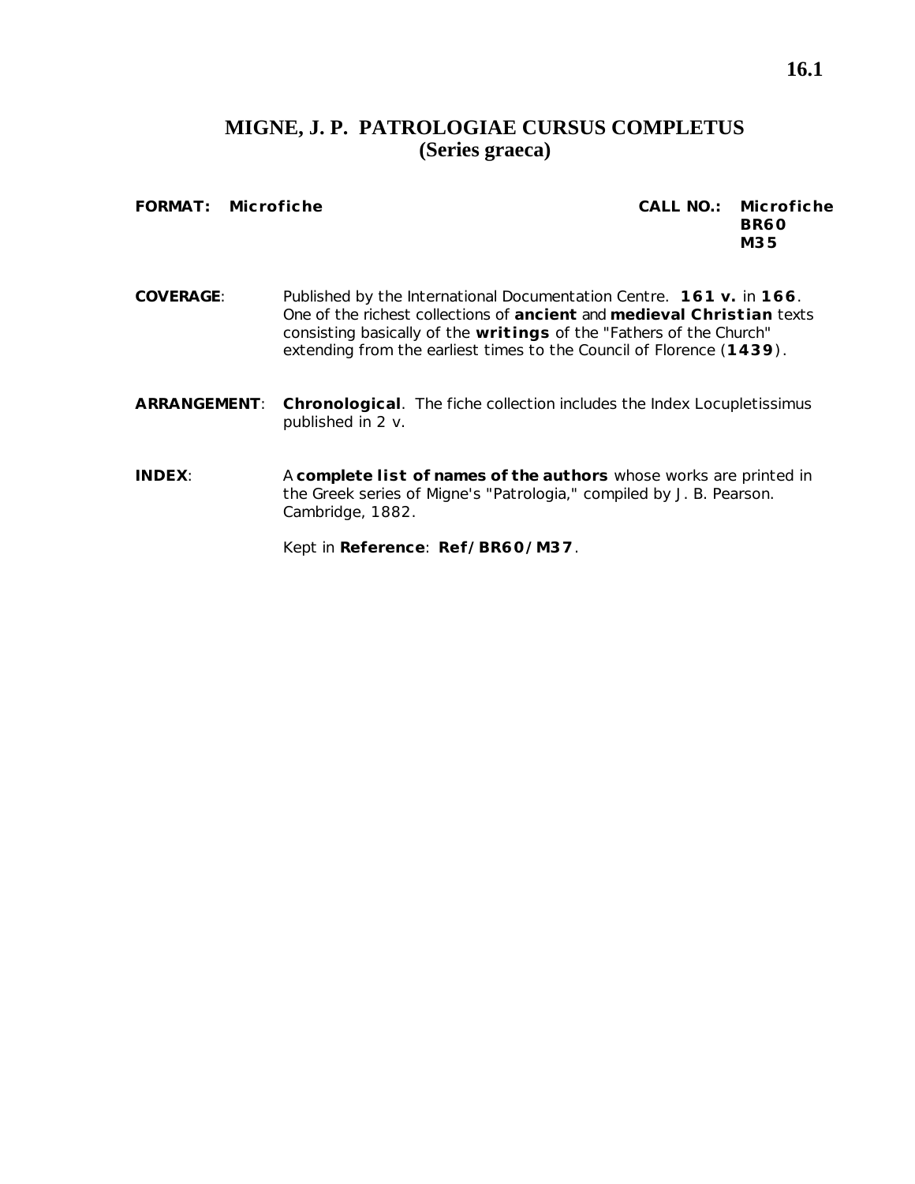# MIGNE, J. P. PATROLOGIAE CURSUS COMPLETUS
## (Series graeca)

**FORMAT:** **Microfiche**

**CALL NO.:** **Microfiche BR60 M35**

**COVERAGE**: Published by the International Documentation Centre. **161 v.** in **166**. One of the richest collections of **ancient** and **medieval Christian** texts consisting basically of the **writings** of the "Fathers of the Church" extending from the earliest times to the Council of Florence (**1439**).

**ARRANGEMENT**: **Chronological**. The fiche collection includes the Index Locupletissimus published in 2 v.

**INDEX**: A **complete list of names of the authors** whose works are printed in the Greek series of Migne's "Patrologia," compiled by J. B. Pearson. Cambridge, 1882.

Kept in **Reference**: **Ref/BR60/M37**.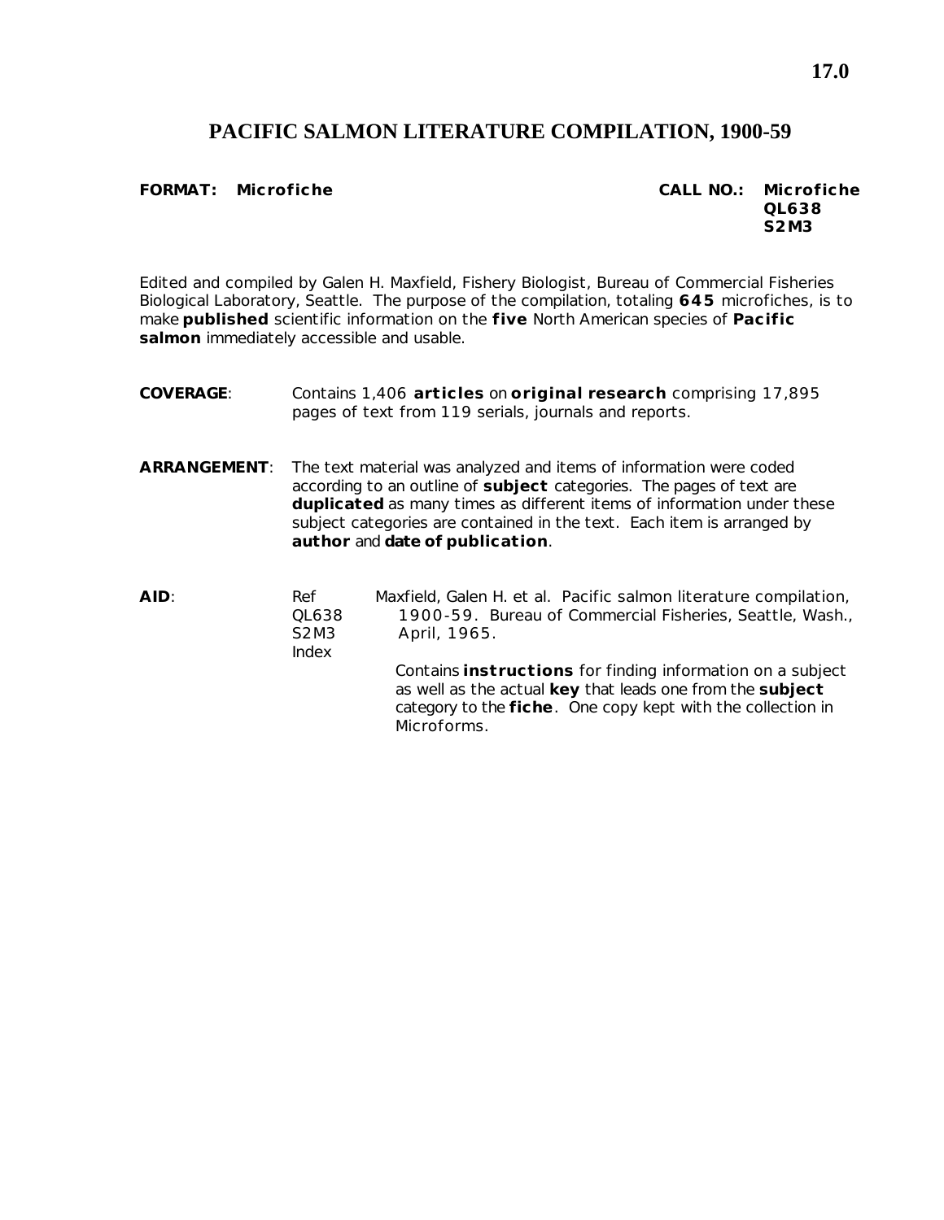# PACIFIC SALMON LITERATURE COMPILATION, 1900-59

**FORMAT: Microfiche** **CALL NO.: Microfiche QL638 S2M3**

Edited and compiled by Galen H. Maxfield, Fishery Biologist, Bureau of Commercial Fisheries Biological Laboratory, Seattle. The purpose of the compilation, totaling **645** microfiches, is to make **published** scientific information on the **five** North American species of **Pacific salmon** immediately accessible and usable.

**COVERAGE**: Contains 1,406 **articles** on **original research** comprising 17,895 pages of text from 119 serials, journals and reports.

**ARRANGEMENT**: The text material was analyzed and items of information were coded according to an outline of **subject** categories. The pages of text are **duplicated** as many times as different items of information under these subject categories are contained in the text. Each item is arranged by **author** and **date of publication**.

**AID**: Ref QL638 S2M3 Index

Maxfield, Galen H. et al. Pacific salmon literature compilation, 1900-59. Bureau of Commercial Fisheries, Seattle, Wash., April, 1965.

Contains **instructions** for finding information on a subject as well as the actual **key** that leads one from the **subject** category to the **fiche**. One copy kept with the collection in Microforms.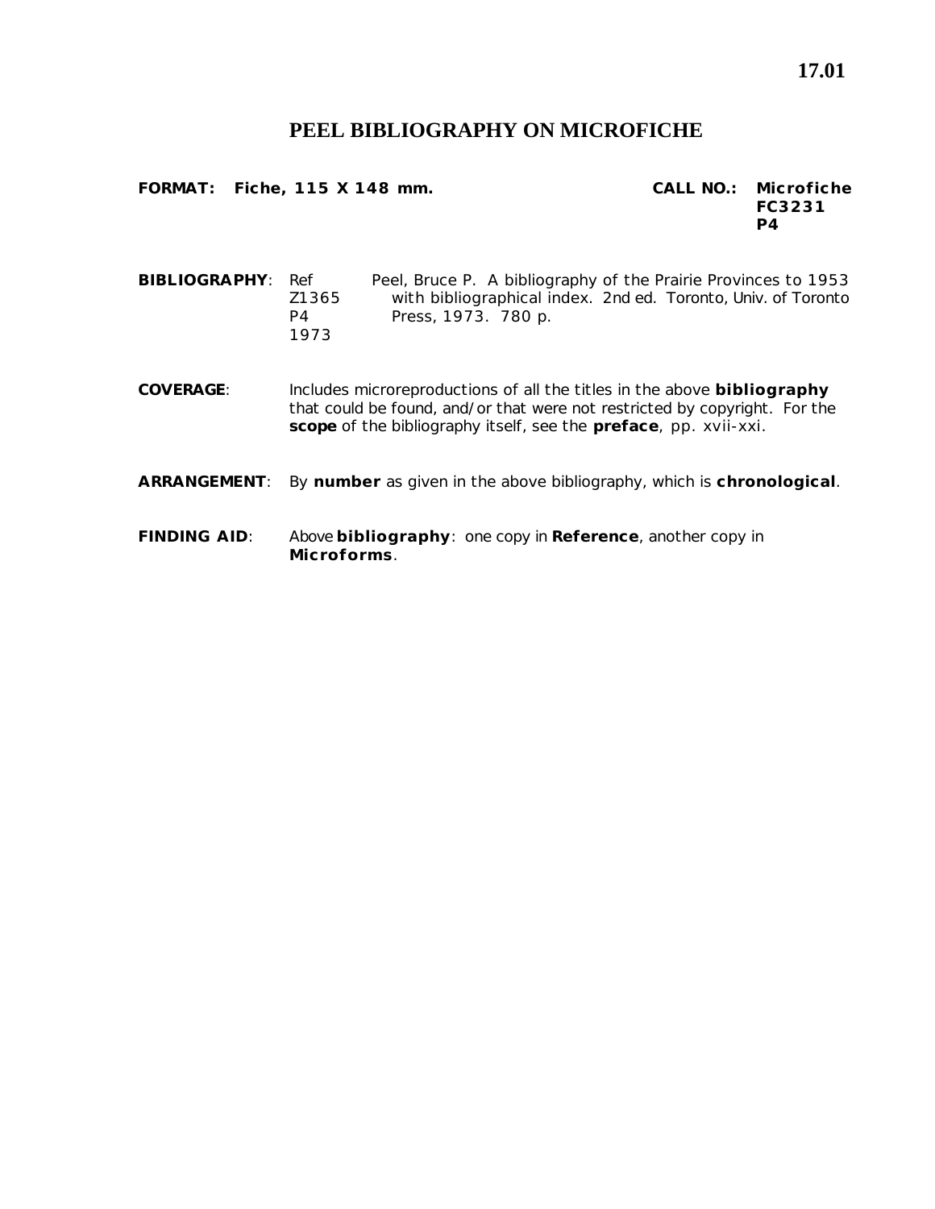# PEEL BIBLIOGRAPHY ON MICROFICHE

**FORMAT: Fiche, 115 X 148 mm.**

**CALL NO.: Microfiche FC3231 P4**

**BIBLIOGRAPHY**: Ref Z1365 P4 1973 — Peel, Bruce P. A bibliography of the Prairie Provinces to 1953 with bibliographical index. 2nd ed. Toronto, Univ. of Toronto Press, 1973. 780 p.

**COVERAGE**: Includes microreproductions of all the titles in the above **bibliography** that could be found, and/or that were not restricted by copyright. For the **scope** of the bibliography itself, see the **preface**, pp. xvii-xxi.

**ARRANGEMENT**: By **number** as given in the above bibliography, which is **chronological**.

**FINDING AID**: Above **bibliography**: one copy in **Reference**, another copy in **Microforms**.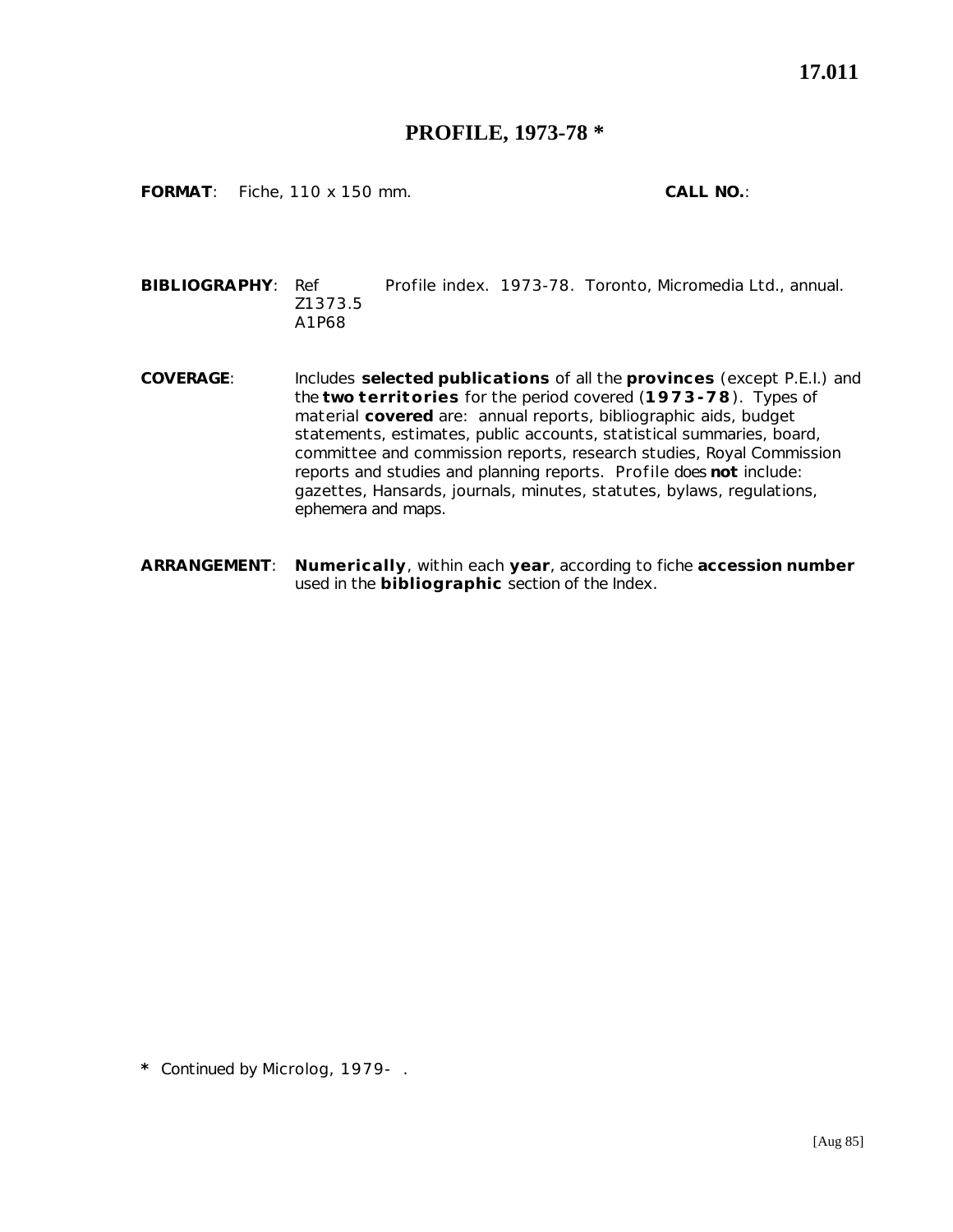**17.011**

# PROFILE, 1973-78 *

**FORMAT**: Fiche, 110 x 150 mm. **CALL NO.**:

**BIBLIOGRAPHY**: Ref Z1373.5 A1P68 — *Profile index*. 1973-78. Toronto, Micromedia Ltd., annual.

**COVERAGE**: Includes **selected publications** of all the **provinces** (except P.E.I.) and the **two territories** for the period covered (**1973-78**). Types of material **covered** are: annual reports, bibliographic aids, budget statements, estimates, public accounts, statistical summaries, board, committee and commission reports, research studies, Royal Commission reports and studies and planning reports. *Profile* does **not** include: gazettes, Hansards, journals, minutes, statutes, bylaws, regulations, ephemera and maps.

**ARRANGEMENT**: **Numerically**, within each **year**, according to fiche **accession number** used in the **bibliographic** section of the Index.

**\*** Continued by *Microlog*, 1979- .

[Aug 85]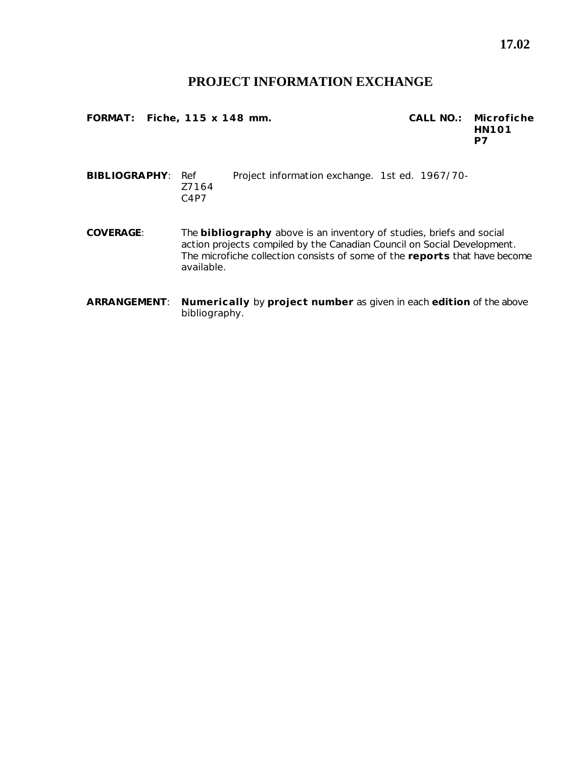17.02

# PROJECT INFORMATION EXCHANGE

**FORMAT:** **Fiche, 115 x 148 mm.**

**CALL NO.:** **Microfiche HN101 P7**

**BIBLIOGRAPHY**: Ref Z7164 C4P7 — Project information exchange. 1st ed. 1967/70-

**COVERAGE**: The **bibliography** above is an inventory of studies, briefs and social action projects compiled by the Canadian Council on Social Development. The microfiche collection consists of some of the **reports** that have become available.

**ARRANGEMENT**: **Numerically** by **project number** as given in each **edition** of the above bibliography.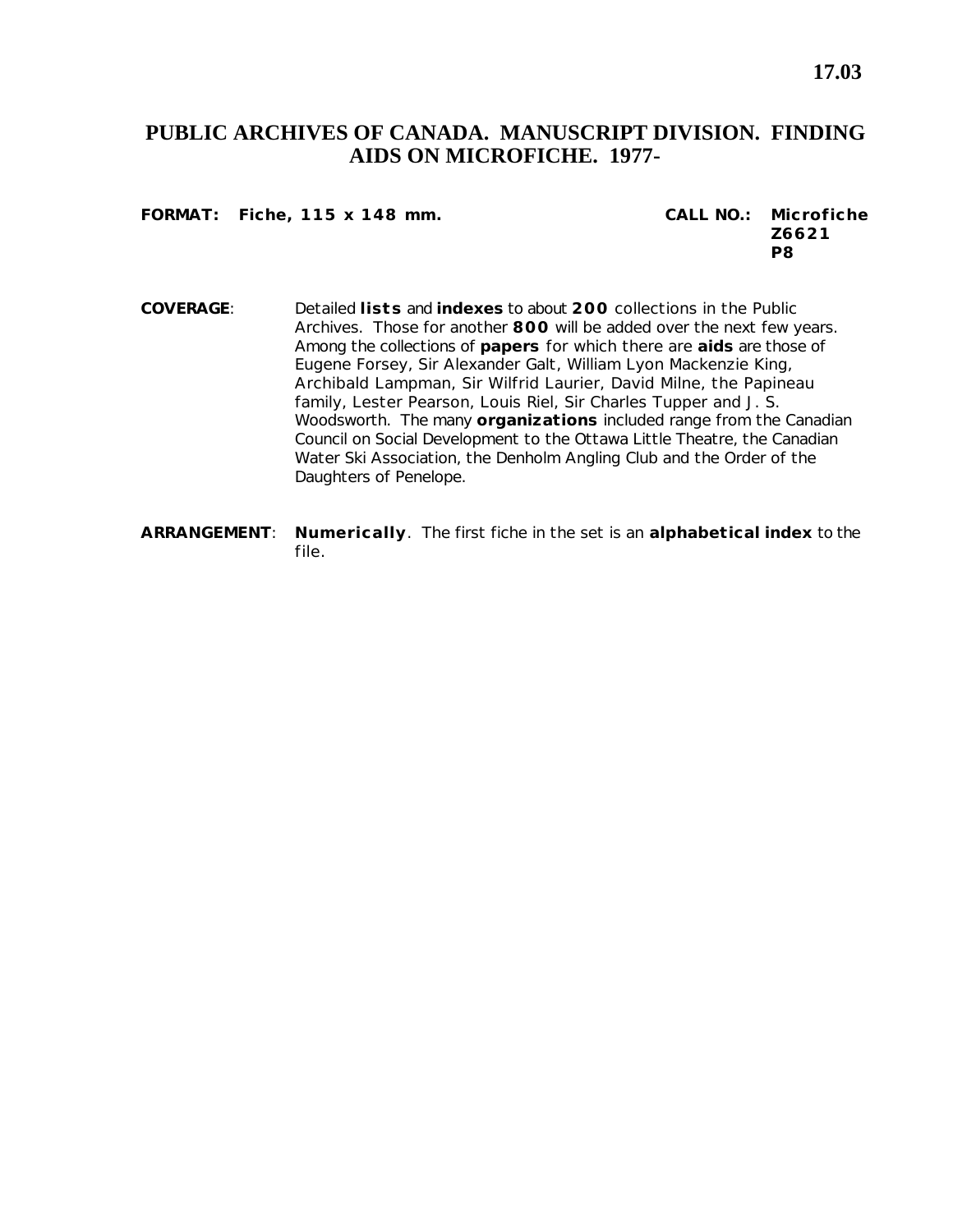**17.03**

# PUBLIC ARCHIVES OF CANADA. MANUSCRIPT DIVISION. FINDING AIDS ON MICROFICHE. 1977-

**FORMAT:** **Fiche, 115 x 148 mm.**

**CALL NO.:** **Microfiche Z6621 P8**

**COVERAGE**: Detailed **lists** and **indexes** to about **200** collections in the Public Archives. Those for another **800** will be added over the next few years. Among the collections of **papers** for which there are **aids** are those of Eugene Forsey, Sir Alexander Galt, William Lyon Mackenzie King, Archibald Lampman, Sir Wilfrid Laurier, David Milne, the Papineau family, Lester Pearson, Louis Riel, Sir Charles Tupper and J. S. Woodsworth. The many **organizations** included range from the Canadian Council on Social Development to the Ottawa Little Theatre, the Canadian Water Ski Association, the Denholm Angling Club and the Order of the Daughters of Penelope.

**ARRANGEMENT**: **Numerically**. The first fiche in the set is an **alphabetical index** to the file.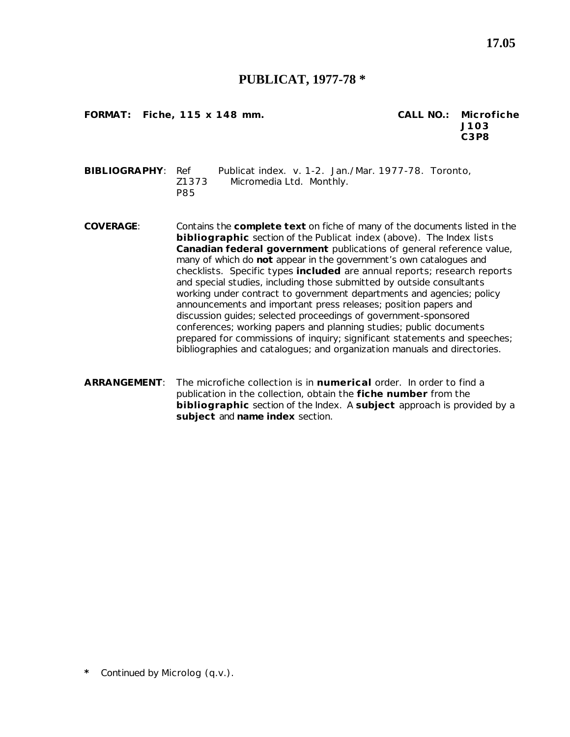17.05

# PUBLICAT, 1977-78 *

**FORMAT: Fiche, 115 x 148 mm.**

**CALL NO.: Microfiche J103 C3P8**

**BIBLIOGRAPHY**: Ref Z1373 P85 — Publicat index. v. 1-2. Jan./Mar. 1977-78. Toronto, Micromedia Ltd. Monthly.

**COVERAGE**: Contains the **complete text** on fiche of many of the documents listed in the **bibliographic** section of the Publicat index (above). The Index lists **Canadian federal government** publications of general reference value, many of which do **not** appear in the government's own catalogues and checklists. Specific types **included** are annual reports; research reports and special studies, including those submitted by outside consultants working under contract to government departments and agencies; policy announcements and important press releases; position papers and discussion guides; selected proceedings of government-sponsored conferences; working papers and planning studies; public documents prepared for commissions of inquiry; significant statements and speeches; bibliographies and catalogues; and organization manuals and directories.

**ARRANGEMENT**: The microfiche collection is in **numerical** order. In order to find a publication in the collection, obtain the **fiche number** from the **bibliographic** section of the Index. A **subject** approach is provided by a **subject** and **name index** section.

\* Continued by Microlog (q.v.).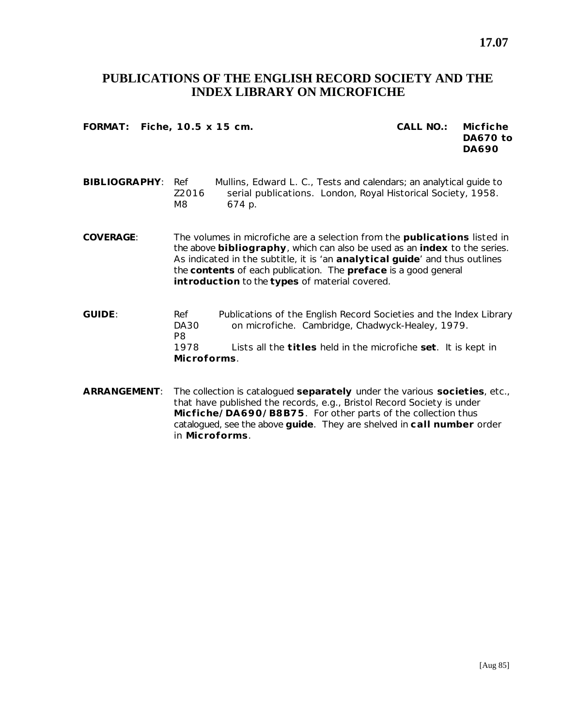**17.07**

# PUBLICATIONS OF THE ENGLISH RECORD SOCIETY AND THE INDEX LIBRARY ON MICROFICHE

**FORMAT:** **Fiche, 10.5 x 15 cm.** **CALL NO.:** **Micfiche DA670 to DA690**

**BIBLIOGRAPHY**: Ref Z2016 M8 — Mullins, Edward L. C., Tests and calendars; an analytical guide to serial publications. London, Royal Historical Society, 1958. 674 p.

**COVERAGE**: The volumes in microfiche are a selection from the **publications** listed in the above **bibliography**, which can also be used as an **index** to the series. As indicated in the subtitle, it is 'an **analytical guide**' and thus outlines the **contents** of each publication. The **preface** is a good general **introduction** to the **types** of material covered.

**GUIDE**: Ref DA30 P8 1978 — Publications of the English Record Societies and the Index Library on microfiche. Cambridge, Chadwyck-Healey, 1979. Lists all the **titles** held in the microfiche **set**. It is kept in **Microforms**.

**ARRANGEMENT**: The collection is catalogued **separately** under the various **societies**, etc., that have published the records, e.g., Bristol Record Society is under **Micfiche/DA690/B8B75**. For other parts of the collection thus catalogued, see the above **guide**. They are shelved in **call number** order in **Microforms**.

[Aug 85]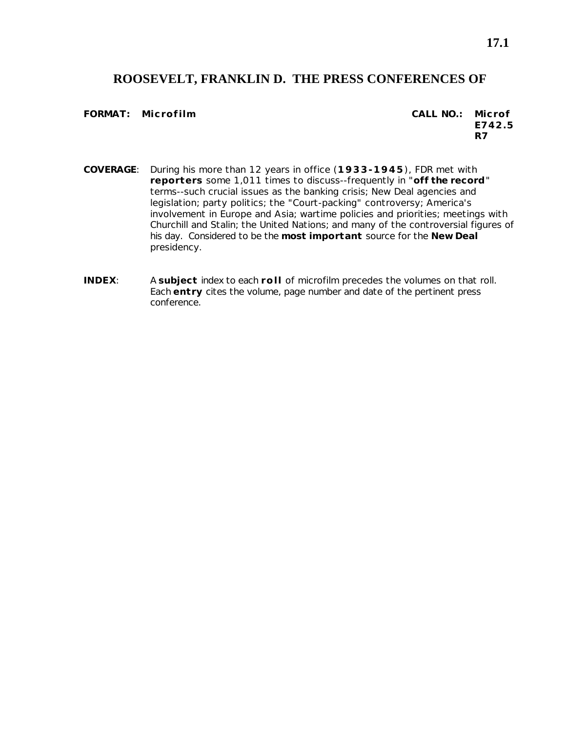# ROOSEVELT, FRANKLIN D. THE PRESS CONFERENCES OF

**FORMAT: Microfilm** **CALL NO.: Microf E742.5 R7**

**COVERAGE**: During his more than 12 years in office (**1933-1945**), FDR met with **reporters** some 1,011 times to discuss--frequently in "**off the record**" terms--such crucial issues as the banking crisis; New Deal agencies and legislation; party politics; the "Court-packing" controversy; America's involvement in Europe and Asia; wartime policies and priorities; meetings with Churchill and Stalin; the United Nations; and many of the controversial figures of his day. Considered to be the **most important** source for the **New Deal** presidency.

**INDEX**: A **subject** index to each **roll** of microfilm precedes the volumes on that roll. Each **entry** cites the volume, page number and date of the pertinent press conference.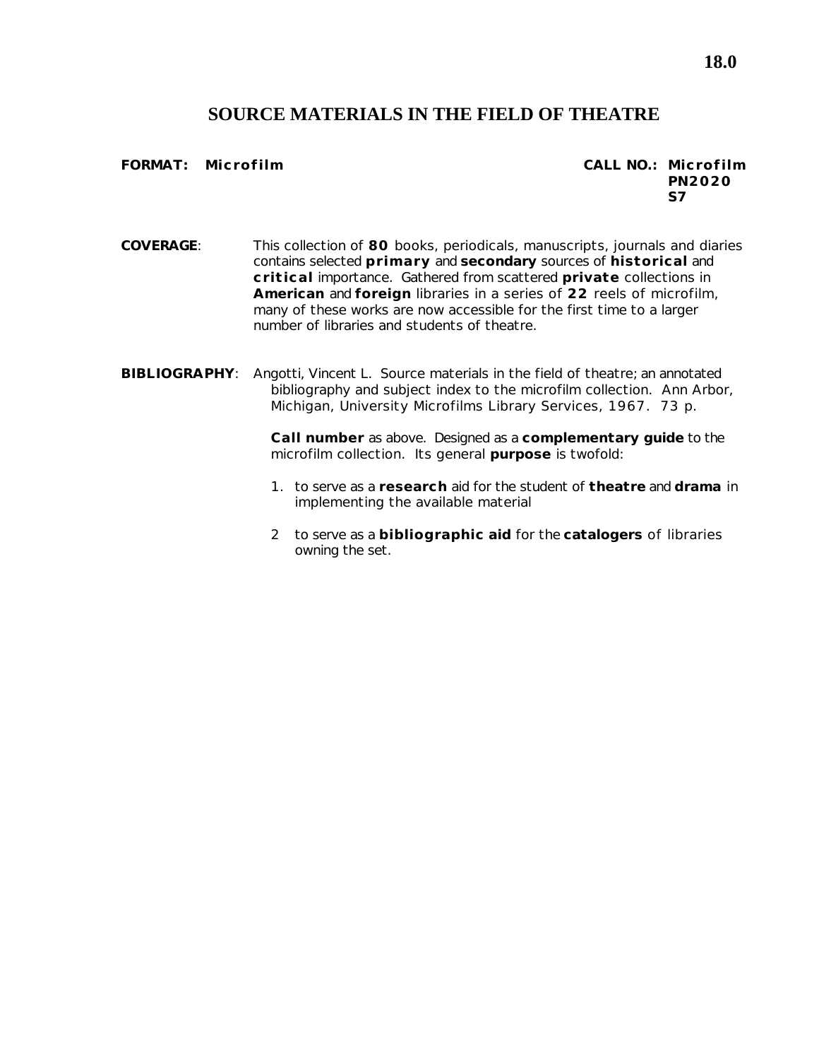18.0

# SOURCE MATERIALS IN THE FIELD OF THEATRE

**FORMAT: Microfilm**

**CALL NO.: Microfilm PN2020 S7**

**COVERAGE**: This collection of **80** books, periodicals, manuscripts, journals and diaries contains selected **primary** and **secondary** sources of **historical** and **critical** importance. Gathered from scattered **private** collections in **American** and **foreign** libraries in a series of **22** reels of microfilm, many of these works are now accessible for the first time to a larger number of libraries and students of theatre.

**BIBLIOGRAPHY**: Angotti, Vincent L. Source materials in the field of theatre; an annotated bibliography and subject index to the microfilm collection. Ann Arbor, Michigan, University Microfilms Library Services, 1967. 73 p.

**Call number** as above. Designed as a **complementary guide** to the microfilm collection. Its general **purpose** is twofold:

1. to serve as a **research** aid for the student of **theatre** and **drama** in implementing the available material

2. to serve as a **bibliographic aid** for the **catalogers** of libraries owning the set.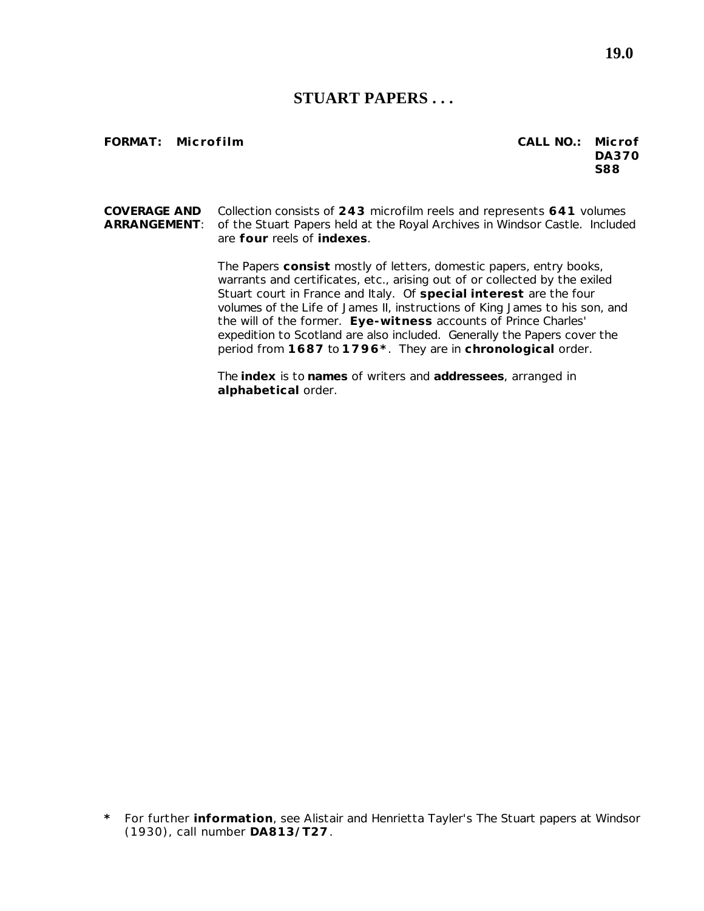# STUART PAPERS . . .

**FORMAT: Microfilm** **CALL NO.: Microf DA370 S88**

**COVERAGE AND ARRANGEMENT**: Collection consists of **243** microfilm reels and represents **641** volumes of the Stuart Papers held at the Royal Archives in Windsor Castle. Included are **four** reels of **indexes**.

The Papers **consist** mostly of letters, domestic papers, entry books, warrants and certificates, etc., arising out of or collected by the exiled Stuart court in France and Italy. Of **special interest** are the four volumes of the Life of James II, instructions of King James to his son, and the will of the former. **Eye-witness** accounts of Prince Charles' expedition to Scotland are also included. Generally the Papers cover the period from **1687** to **1796***. They are in **chronological** order.

The **index** is to **names** of writers and **addressees**, arranged in **alphabetical** order.

**\*** For further **information**, see Alistair and Henrietta Tayler's The Stuart papers at Windsor (1930), call number **DA813/T27**.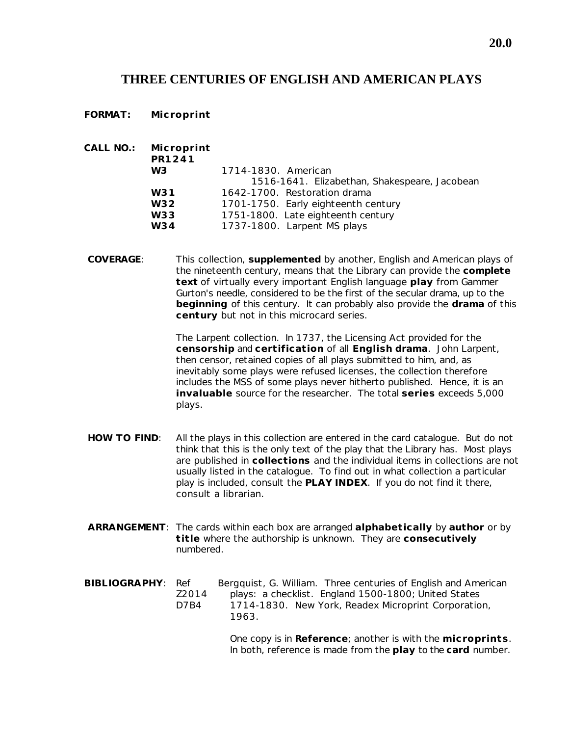## THREE CENTURIES OF ENGLISH AND AMERICAN PLAYS

**FORMAT:** **Microprint**

**CALL NO.:** **Microprint**
**PR1241**

| | |
|---|---|
| **W3** | 1714-1830. American |
| | 1516-1641. Elizabethan, Shakespeare, Jacobean |
| **W31** | 1642-1700. Restoration drama |
| **W32** | 1701-1750. Early eighteenth century |
| **W33** | 1751-1800. Late eighteenth century |
| **W34** | 1737-1800. Larpent MS plays |

**COVERAGE**: This collection, **supplemented** by another, English and American plays of the nineteenth century, means that the Library can provide the **complete text** of virtually every important English language **play** from Gammer Gurton's needle, considered to be the first of the secular drama, up to the **beginning** of this century. It can probably also provide the **drama** of this **century** but not in this microcard series.

The Larpent collection. In 1737, the Licensing Act provided for the **censorship** and **certification** of all **English drama**. John Larpent, then censor, retained copies of all plays submitted to him, and, as inevitably some plays were refused licenses, the collection therefore includes the MSS of some plays never hitherto published. Hence, it is an **invaluable** source for the researcher. The total **series** exceeds 5,000 plays.

**HOW TO FIND**: All the plays in this collection are entered in the card catalogue. But do not think that this is the only text of the play that the Library has. Most plays are published in **collections** and the individual items in collections are not usually listed in the catalogue. To find out in what collection a particular play is included, consult the **PLAY INDEX**. If you do not find it there, consult a librarian.

**ARRANGEMENT**: The cards within each box are arranged **alphabetically** by **author** or by **title** where the authorship is unknown. They are **consecutively** numbered.

**BIBLIOGRAPHY**: Ref Z2014 D7B4 — Bergquist, G. William. Three centuries of English and American plays: a checklist. England 1500-1800; United States 1714-1830. New York, Readex Microprint Corporation, 1963.

One copy is in **Reference**; another is with the **microprints**. In both, reference is made from the **play** to the **card** number.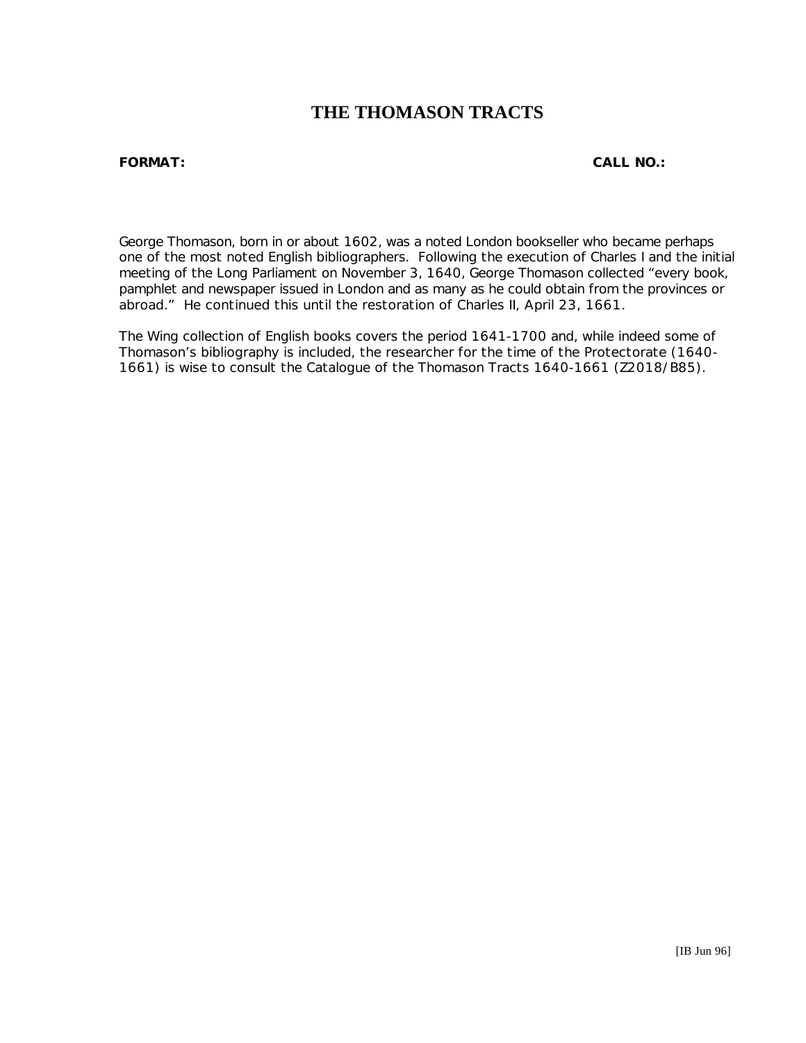# THE THOMASON TRACTS

**FORMAT:** **CALL NO.:**

George Thomason, born in or about 1602, was a noted London bookseller who became perhaps one of the most noted English bibliographers. Following the execution of Charles I and the initial meeting of the Long Parliament on November 3, 1640, George Thomason collected "every book, pamphlet and newspaper issued in London and as many as he could obtain from the provinces or abroad." He continued this until the restoration of Charles II, April 23, 1661.

The Wing collection of English books covers the period 1641-1700 and, while indeed some of Thomason's bibliography is included, the researcher for the time of the Protectorate (1640-1661) is wise to consult the Catalogue of the Thomason Tracts 1640-1661 (Z2018/B85).

[IB Jun 96]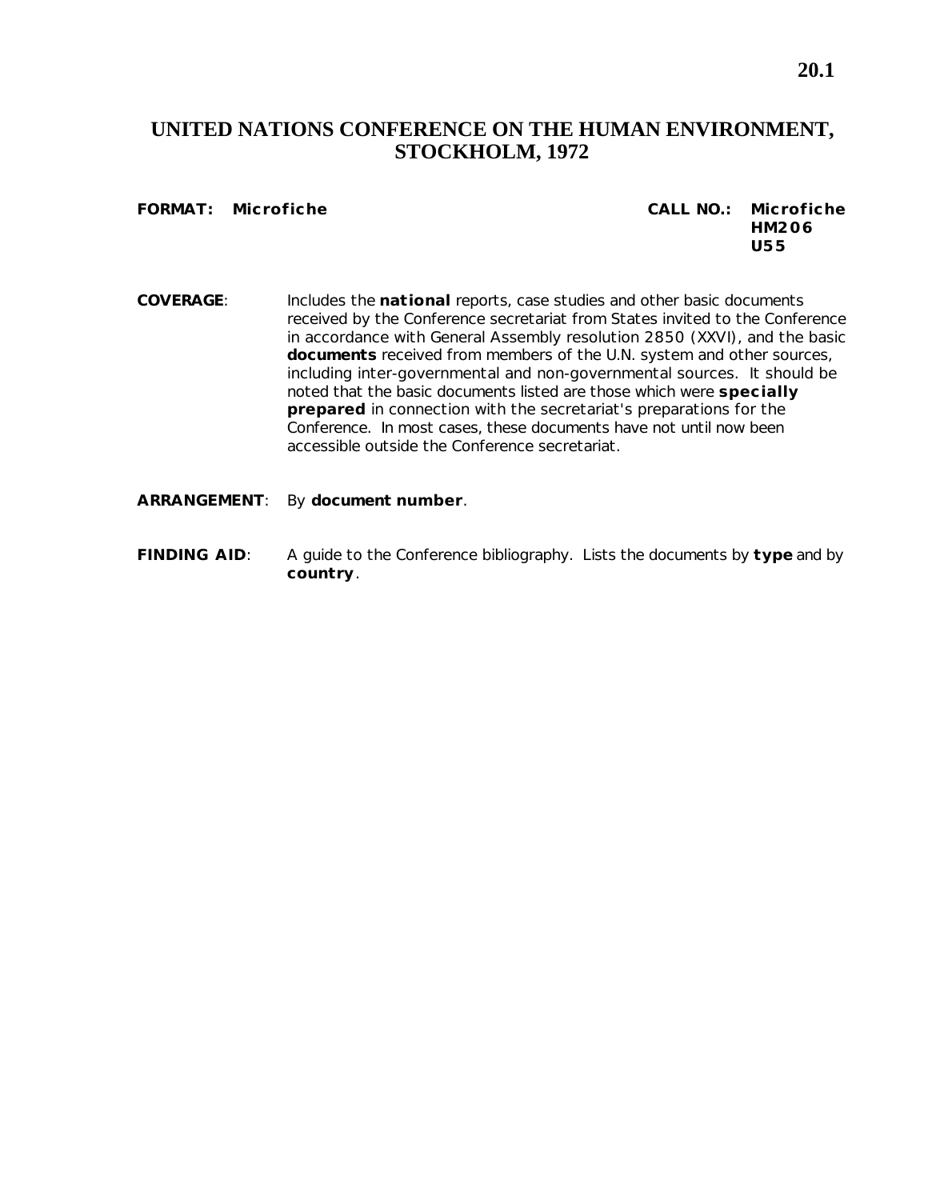# UNITED NATIONS CONFERENCE ON THE HUMAN ENVIRONMENT, STOCKHOLM, 1972

**FORMAT:** **Microfiche**

**CALL NO.:** **Microfiche HM206 U55**

**COVERAGE**: Includes the **national** reports, case studies and other basic documents received by the Conference secretariat from States invited to the Conference in accordance with General Assembly resolution 2850 (XXVI), and the basic **documents** received from members of the U.N. system and other sources, including inter-governmental and non-governmental sources. It should be noted that the basic documents listed are those which were **specially prepared** in connection with the secretariat's preparations for the Conference. In most cases, these documents have not until now been accessible outside the Conference secretariat.

**ARRANGEMENT**: By **document number**.

**FINDING AID**: A guide to the Conference bibliography. Lists the documents by **type** and by **country**.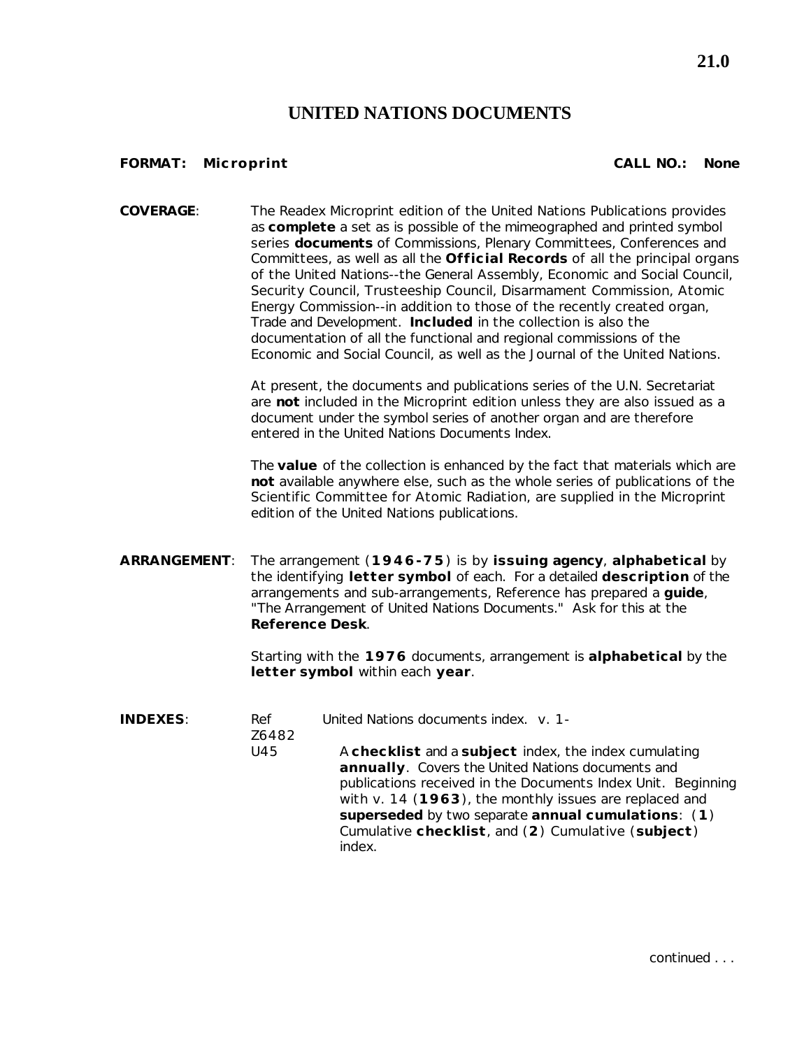# UNITED NATIONS DOCUMENTS

**FORMAT: Microprint** **CALL NO.: None**

**COVERAGE**: The Readex Microprint edition of the United Nations Publications provides as **complete** a set as is possible of the mimeographed and printed symbol series **documents** of Commissions, Plenary Committees, Conferences and Committees, as well as all the **Official Records** of all the principal organs of the United Nations--the General Assembly, Economic and Social Council, Security Council, Trusteeship Council, Disarmament Commission, Atomic Energy Commission--in addition to those of the recently created organ, Trade and Development. **Included** in the collection is also the documentation of all the functional and regional commissions of the Economic and Social Council, as well as the Journal of the United Nations.

At present, the documents and publications series of the U.N. Secretariat are **not** included in the Microprint edition unless they are also issued as a document under the symbol series of another organ and are therefore entered in the United Nations Documents Index.

The **value** of the collection is enhanced by the fact that materials which are **not** available anywhere else, such as the whole series of publications of the Scientific Committee for Atomic Radiation, are supplied in the Microprint edition of the United Nations publications.

**ARRANGEMENT**: The arrangement (**1946-75**) is by **issuing agency**, **alphabetical** by the identifying **letter symbol** of each. For a detailed **description** of the arrangements and sub-arrangements, Reference has prepared a **guide**, "The Arrangement of United Nations Documents." Ask for this at the **Reference Desk**.

Starting with the **1976** documents, arrangement is **alphabetical** by the **letter symbol** within each **year**.

**INDEXES**: Ref Z6482 U45 — United Nations documents index. v. 1-

A **checklist** and a **subject** index, the index cumulating **annually**. Covers the United Nations documents and publications received in the Documents Index Unit. Beginning with v. 14 (**1963**), the monthly issues are replaced and **superseded** by two separate **annual cumulations**: (**1**) Cumulative **checklist**, and (**2**) Cumulative (**subject**) index.

continued . . .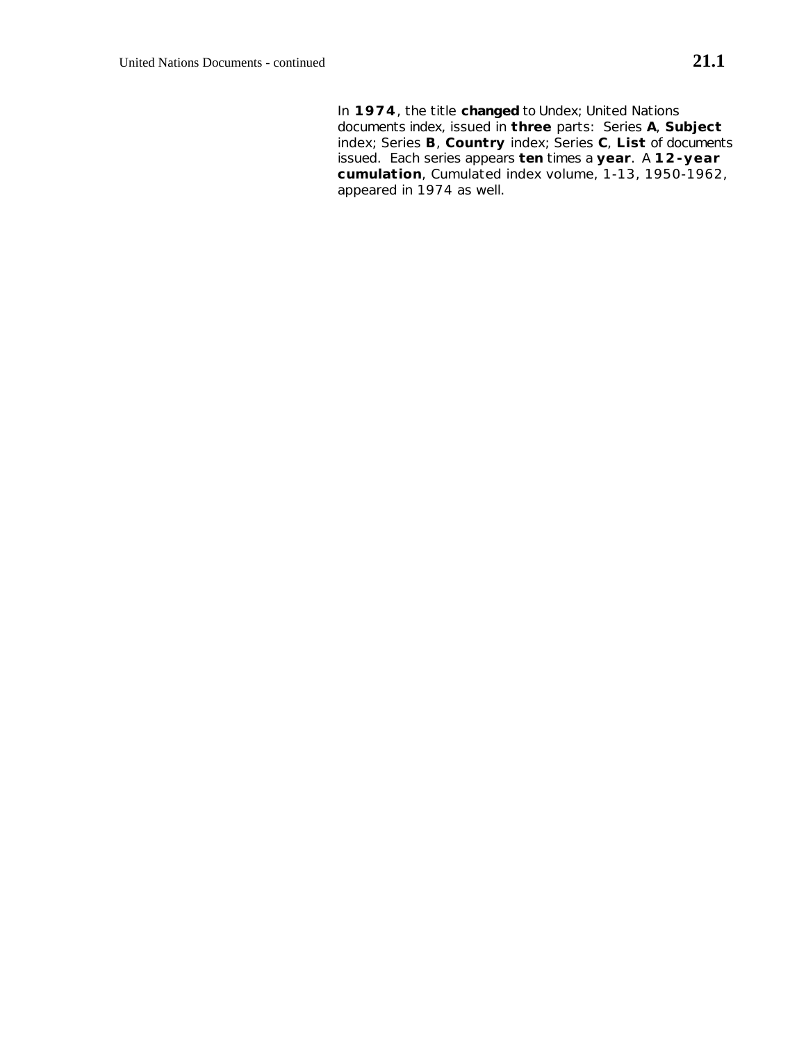In **1974**, the title **changed** to Undex; United Nations documents index, issued in **three** parts: Series **A**, **Subject** index; Series **B**, **Country** index; Series **C**, **List** of documents issued. Each series appears **ten** times a **year**. A **12-year cumulation**, Cumulated index volume, 1-13, 1950-1962, appeared in 1974 as well.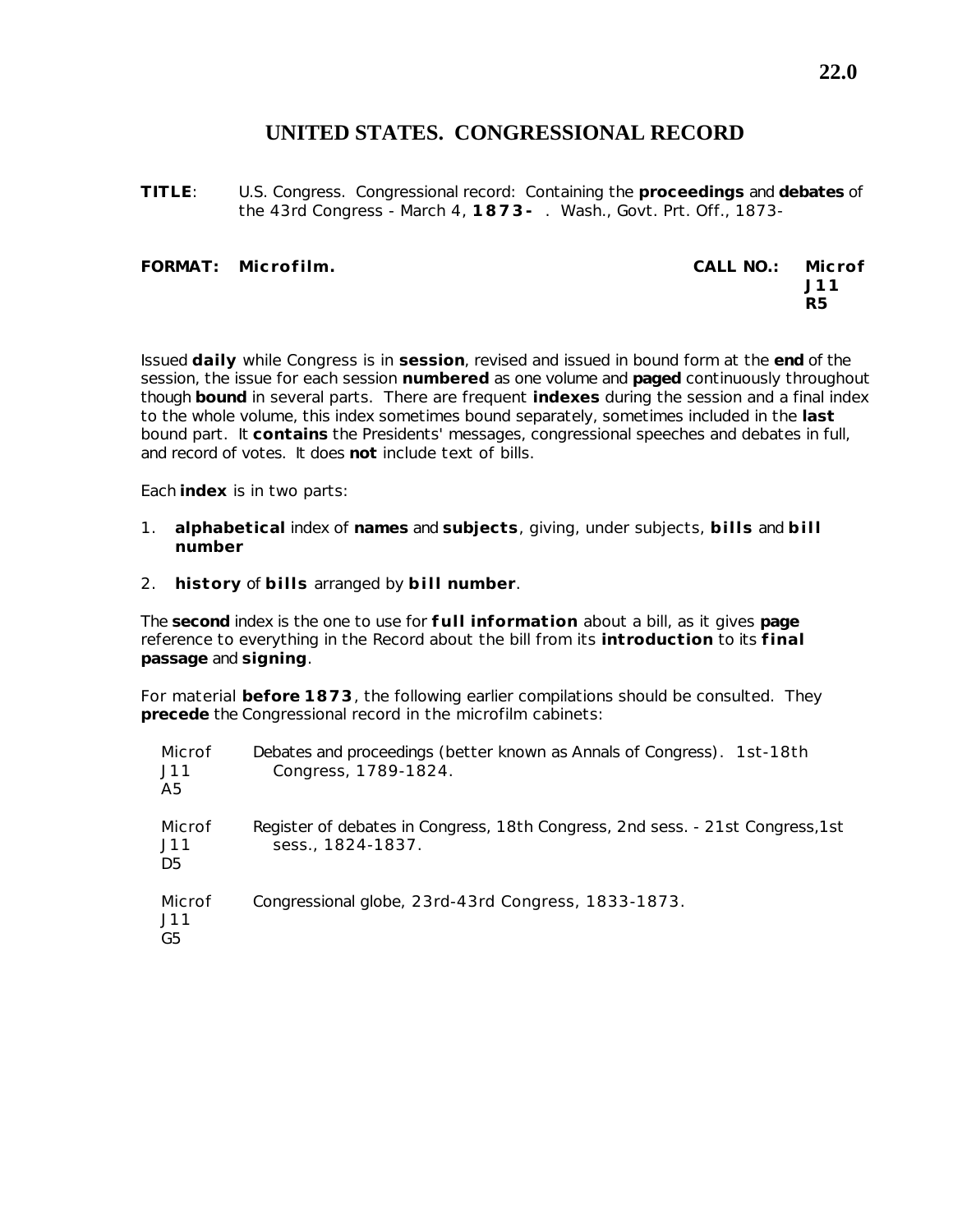# UNITED STATES. CONGRESSIONAL RECORD

**TITLE**: U.S. Congress. Congressional record: Containing the **proceedings** and **debates** of the 43rd Congress - March 4, **1873-** . Wash., Govt. Prt. Off., 1873-

**FORMAT: Microfilm.**

**CALL NO.: Microf J11 R5**

Issued **daily** while Congress is in **session**, revised and issued in bound form at the **end** of the session, the issue for each session **numbered** as one volume and **paged** continuously throughout though **bound** in several parts. There are frequent **indexes** during the session and a final index to the whole volume, this index sometimes bound separately, sometimes included in the **last** bound part. It **contains** the Presidents' messages, congressional speeches and debates in full, and record of votes. It does **not** include text of bills.

Each **index** is in two parts:

1. **alphabetical** index of **names** and **subjects**, giving, under subjects, **bills** and **bill number**
2. **history** of **bills** arranged by **bill number**.

The **second** index is the one to use for **full information** about a bill, as it gives **page** reference to everything in the Record about the bill from its **introduction** to its **final passage** and **signing**.

For material **before 1873**, the following earlier compilations should be consulted. They **precede** the Congressional record in the microfilm cabinets:

| | |
|---|---|
| Microf J11 A5 | Debates and proceedings (better known as Annals of Congress). 1st-18th Congress, 1789-1824. |
| Microf J11 D5 | Register of debates in Congress, 18th Congress, 2nd sess. - 21st Congress,1st sess., 1824-1837. |
| Microf J11 G5 | Congressional globe, 23rd-43rd Congress, 1833-1873. |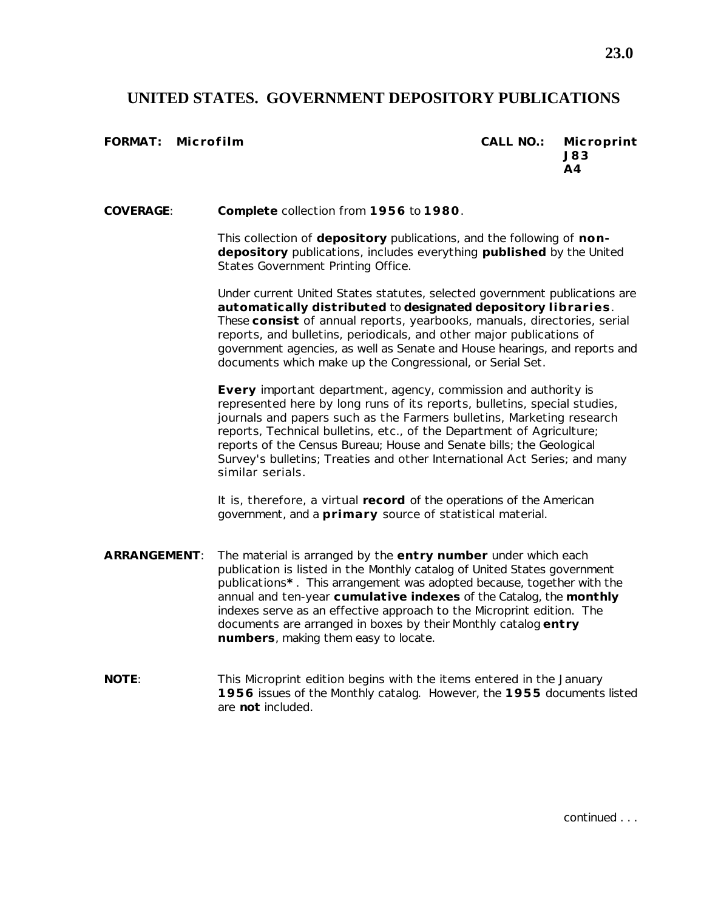**23.0**

# UNITED STATES. GOVERNMENT DEPOSITORY PUBLICATIONS

**FORMAT:** **Microfilm**

**CALL NO.:** **Microprint**
**J83**
**A4**

**COVERAGE**: **Complete** collection from **1956** to **1980**.

This collection of **depository** publications, and the following of **non-depository** publications, includes everything **published** by the United States Government Printing Office.

Under current United States statutes, selected government publications are **automatically distributed** to **designated depository libraries**. These **consist** of annual reports, yearbooks, manuals, directories, serial reports, and bulletins, periodicals, and other major publications of government agencies, as well as Senate and House hearings, and reports and documents which make up the Congressional, or Serial Set.

**Every** important department, agency, commission and authority is represented here by long runs of its reports, bulletins, special studies, journals and papers such as the Farmers bulletins, Marketing research reports, Technical bulletins, etc., of the Department of Agriculture; reports of the Census Bureau; House and Senate bills; the Geological Survey's bulletins; Treaties and other International Act Series; and many similar serials.

It is, therefore, a virtual **record** of the operations of the American government, and a **primary** source of statistical material.

**ARRANGEMENT**: The material is arranged by the **entry number** under which each publication is listed in the Monthly catalog of United States government publications**\***. This arrangement was adopted because, together with the annual and ten-year **cumulative indexes** of the Catalog, the **monthly** indexes serve as an effective approach to the Microprint edition. The documents are arranged in boxes by their Monthly catalog **entry numbers**, making them easy to locate.

**NOTE**: This Microprint edition begins with the items entered in the January **1956** issues of the Monthly catalog. However, the **1955** documents listed are **not** included.

continued . . .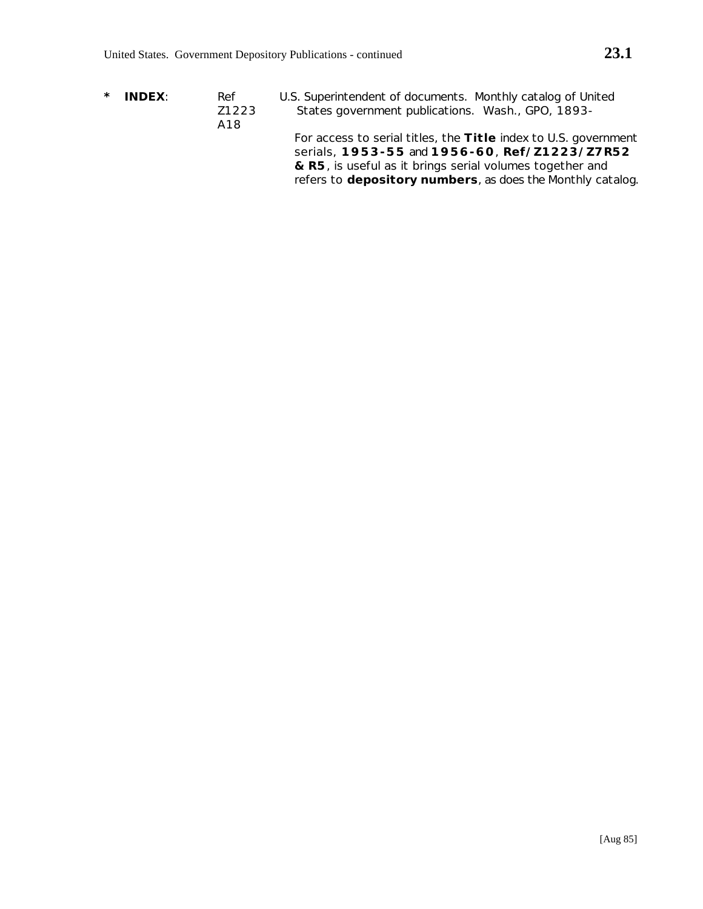\* **INDEX**: Ref Z1223 A18

U.S. Superintendent of documents. Monthly catalog of United States government publications. Wash., GPO, 1893-

For access to serial titles, the **Title** index to U.S. government serials, **1953-55** and **1956-60**, **Ref/Z1223/Z7R52 & R5**, is useful as it brings serial volumes together and refers to **depository numbers**, as does the Monthly catalog.

[Aug 85]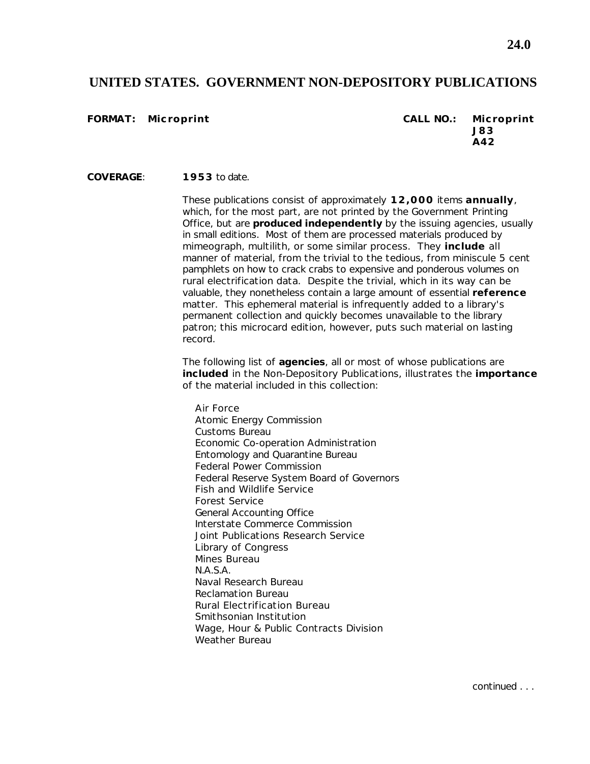# UNITED STATES. GOVERNMENT NON-DEPOSITORY PUBLICATIONS

**FORMAT: Microprint** **CALL NO.: Microprint J83 A42**

**COVERAGE**: **1953** to date.

These publications consist of approximately **12,000** items **annually**, which, for the most part, are not printed by the Government Printing Office, but are **produced independently** by the issuing agencies, usually in small editions. Most of them are processed materials produced by mimeograph, multilith, or some similar process. They **include** all manner of material, from the trivial to the tedious, from miniscule 5 cent pamphlets on how to crack crabs to expensive and ponderous volumes on rural electrification data. Despite the trivial, which in its way can be valuable, they nonetheless contain a large amount of essential **reference** matter. This ephemeral material is infrequently added to a library's permanent collection and quickly becomes unavailable to the library patron; this microcard edition, however, puts such material on lasting record.

The following list of **agencies**, all or most of whose publications are **included** in the Non-Depository Publications, illustrates the **importance** of the material included in this collection:

- Air Force
- Atomic Energy Commission
- Customs Bureau
- Economic Co-operation Administration
- Entomology and Quarantine Bureau
- Federal Power Commission
- Federal Reserve System Board of Governors
- Fish and Wildlife Service
- Forest Service
- General Accounting Office
- Interstate Commerce Commission
- Joint Publications Research Service
- Library of Congress
- Mines Bureau
- N.A.S.A.
- Naval Research Bureau
- Reclamation Bureau
- Rural Electrification Bureau
- Smithsonian Institution
- Wage, Hour & Public Contracts Division
- Weather Bureau

continued . . .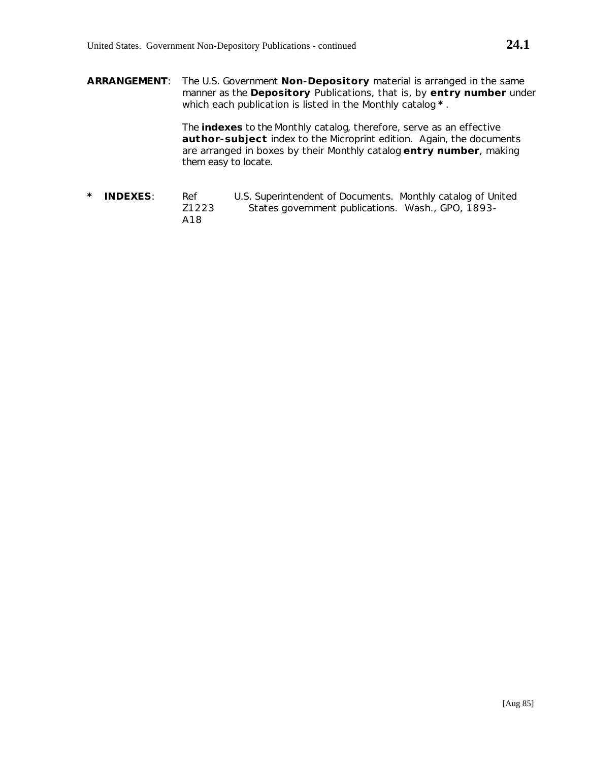**ARRANGEMENT**: The U.S. Government **Non-Depository** material is arranged in the same manner as the **Depository** Publications, that is, by **entry number** under which each publication is listed in the Monthly catalog **\***.

The **indexes** to the Monthly catalog, therefore, serve as an effective **author-subject** index to the Microprint edition. Again, the documents are arranged in boxes by their Monthly catalog **entry number**, making them easy to locate.

**\* INDEXES**: Ref Z1223 A18 — U.S. Superintendent of Documents. Monthly catalog of United States government publications. Wash., GPO, 1893-

[Aug 85]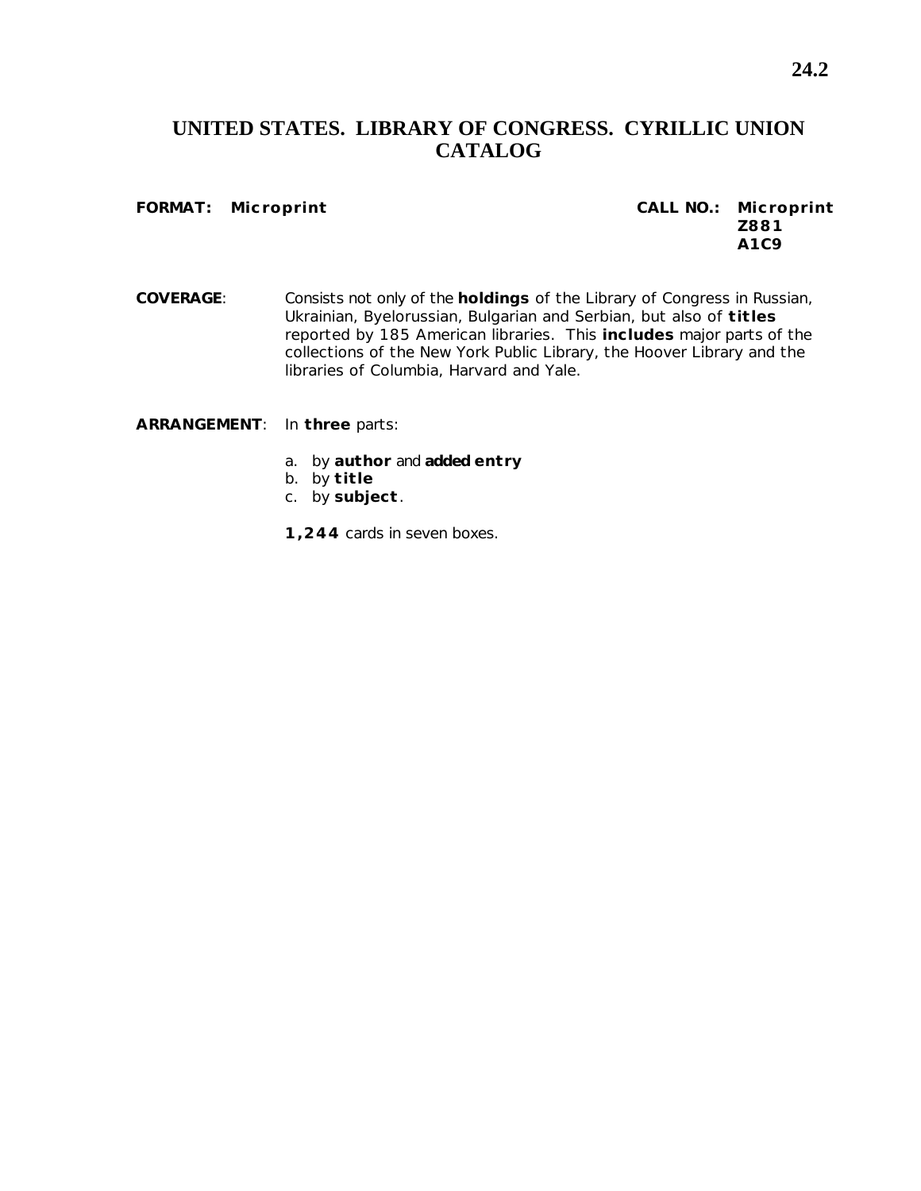# UNITED STATES. LIBRARY OF CONGRESS. CYRILLIC UNION CATALOG

**FORMAT: Microprint** 

**CALL NO.: Microprint Z881 A1C9**

**COVERAGE**: Consists not only of the **holdings** of the Library of Congress in Russian, Ukrainian, Byelorussian, Bulgarian and Serbian, but also of **titles** reported by 185 American libraries. This **includes** major parts of the collections of the New York Public Library, the Hoover Library and the libraries of Columbia, Harvard and Yale.

**ARRANGEMENT**: In **three** parts:

a. by **author** and **added entry**
b. by **title**
c. by **subject**.

**1,244** cards in seven boxes.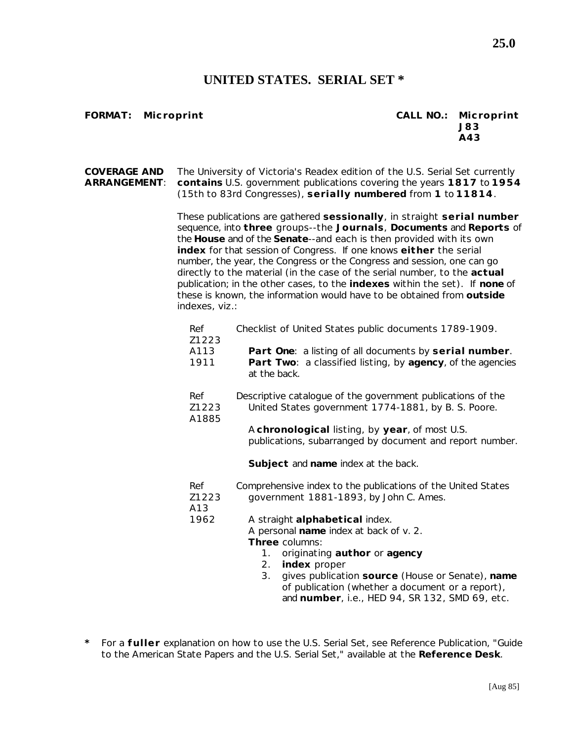# UNITED STATES. SERIAL SET *

**FORMAT: Microprint** **CALL NO.: Microprint J83 A43**

**COVERAGE AND ARRANGEMENT**: The University of Victoria's Readex edition of the U.S. Serial Set currently **contains** U.S. government publications covering the years **1817** to **1954** (15th to 83rd Congresses), **serially numbered** from **1** to **11814**.

These publications are gathered **sessionally**, in straight **serial number** sequence, into **three** groups--the **Journals**, **Documents** and **Reports** of the **House** and of the **Senate**--and each is then provided with its own **index** for that session of Congress. If one knows **either** the serial number, the year, the Congress or the Congress and session, one can go directly to the material (in the case of the serial number, to the **actual** publication; in the other cases, to the **indexes** within the set). If **none** of these is known, the information would have to be obtained from **outside** indexes, viz.:

Ref Z1223 A113 1911 — Checklist of United States public documents 1789-1909.

- **Part One**: a listing of all documents by **serial number**.
- **Part Two**: a classified listing, by **agency**, of the agencies at the back.

Ref Z1223 A1885 — Descriptive catalogue of the government publications of the United States government 1774-1881, by B. S. Poore.

A **chronological** listing, by **year**, of most U.S. publications, subarranged by document and report number.

**Subject** and **name** index at the back.

Ref Z1223 A13 1962 — Comprehensive index to the publications of the United States government 1881-1893, by John C. Ames.

A straight **alphabetical** index.
A personal **name** index at back of v. 2.
**Three** columns:

1. originating **author** or **agency**
2. **index** proper
3. gives publication **source** (House or Senate), **name** of publication (whether a document or a report), and **number**, i.e., HED 94, SR 132, SMD 69, etc.

\* For a **fuller** explanation on how to use the U.S. Serial Set, see Reference Publication, "Guide to the American State Papers and the U.S. Serial Set," available at the **Reference Desk**.

[Aug 85]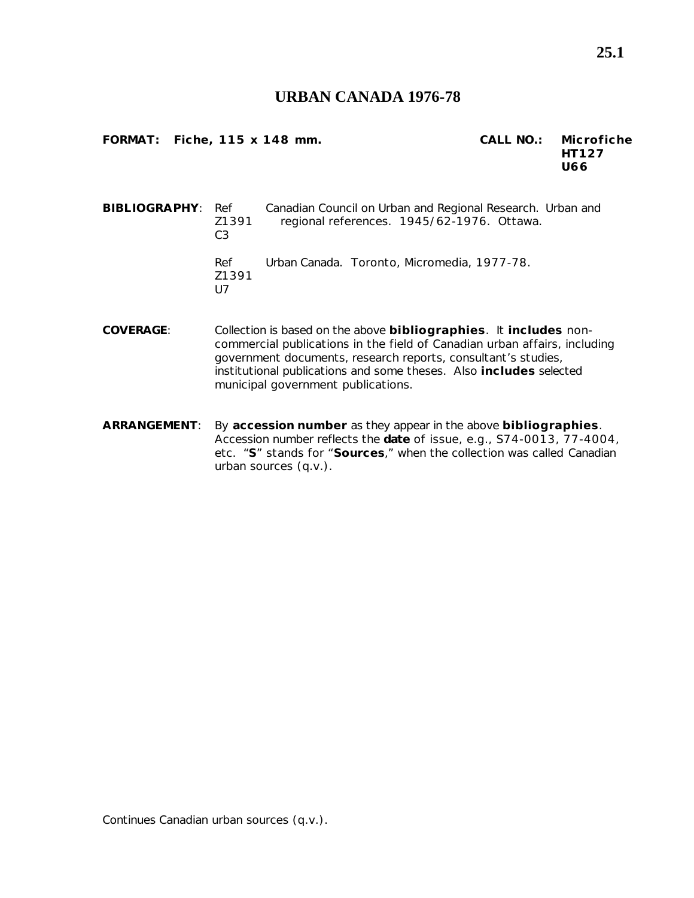# URBAN CANADA 1976-78

**FORMAT: Fiche, 115 x 148 mm.** **CALL NO.: Microfiche HT127 U66**

**BIBLIOGRAPHY**: Ref Z1391 C3 — Canadian Council on Urban and Regional Research. Urban and regional references. 1945/62-1976. Ottawa.

Ref Z1391 U7 — Urban Canada. Toronto, Micromedia, 1977-78.

**COVERAGE**: Collection is based on the above **bibliographies**. It **includes** non-commercial publications in the field of Canadian urban affairs, including government documents, research reports, consultant's studies, institutional publications and some theses. Also **includes** selected municipal government publications.

**ARRANGEMENT**: By **accession number** as they appear in the above **bibliographies**. Accession number reflects the **date** of issue, e.g., S74-0013, 77-4004, etc. "**S**" stands for "**Sources**," when the collection was called Canadian urban sources (q.v.).

Continues Canadian urban sources (q.v.).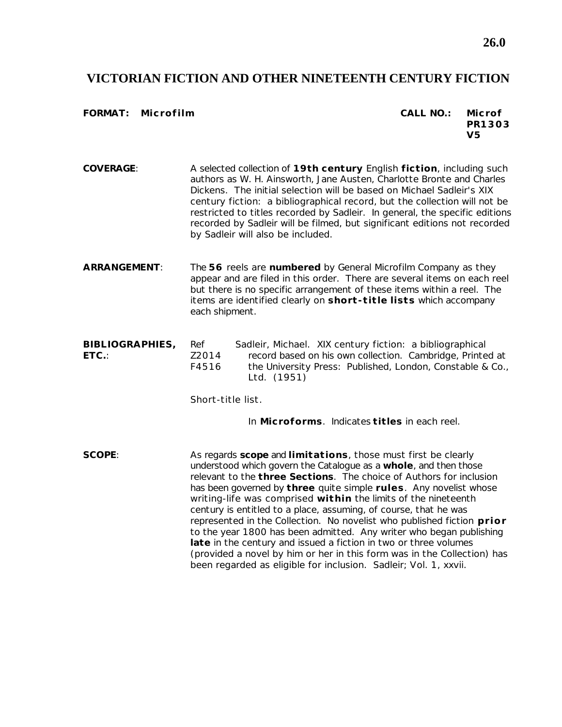# VICTORIAN FICTION AND OTHER NINETEENTH CENTURY FICTION

**FORMAT:** **Microfilm**

**CALL NO.:** **Microf PR1303 V5**

**COVERAGE**: A selected collection of **19th century** English **fiction**, including such authors as W. H. Ainsworth, Jane Austen, Charlotte Bronte and Charles Dickens. The initial selection will be based on Michael Sadleir's XIX century fiction: a bibliographical record, but the collection will not be restricted to titles recorded by Sadleir. In general, the specific editions recorded by Sadleir will be filmed, but significant editions not recorded by Sadleir will also be included.

**ARRANGEMENT**: The **56** reels are **numbered** by General Microfilm Company as they appear and are filed in this order. There are several items on each reel but there is no specific arrangement of these items within a reel. The items are identified clearly on **short-title lists** which accompany each shipment.

**BIBLIOGRAPHIES, ETC.**:

Ref Z2014 F4516 — Sadleir, Michael. XIX century fiction: a bibliographical record based on his own collection. Cambridge, Printed at the University Press: Published, London, Constable & Co., Ltd. (1951)

Short-title list.

In **Microforms**. Indicates **titles** in each reel.

**SCOPE**: As regards **scope** and **limitations**, those must first be clearly understood which govern the Catalogue as a **whole**, and then those relevant to the **three Sections**. The choice of Authors for inclusion has been governed by **three** quite simple **rules**. Any novelist whose writing-life was comprised **within** the limits of the nineteenth century is entitled to a place, assuming, of course, that he was represented in the Collection. No novelist who published fiction **prior** to the year 1800 has been admitted. Any writer who began publishing **late** in the century and issued a fiction in two or three volumes (provided a novel by him or her in this form was in the Collection) has been regarded as eligible for inclusion. Sadleir; Vol. 1, xxvii.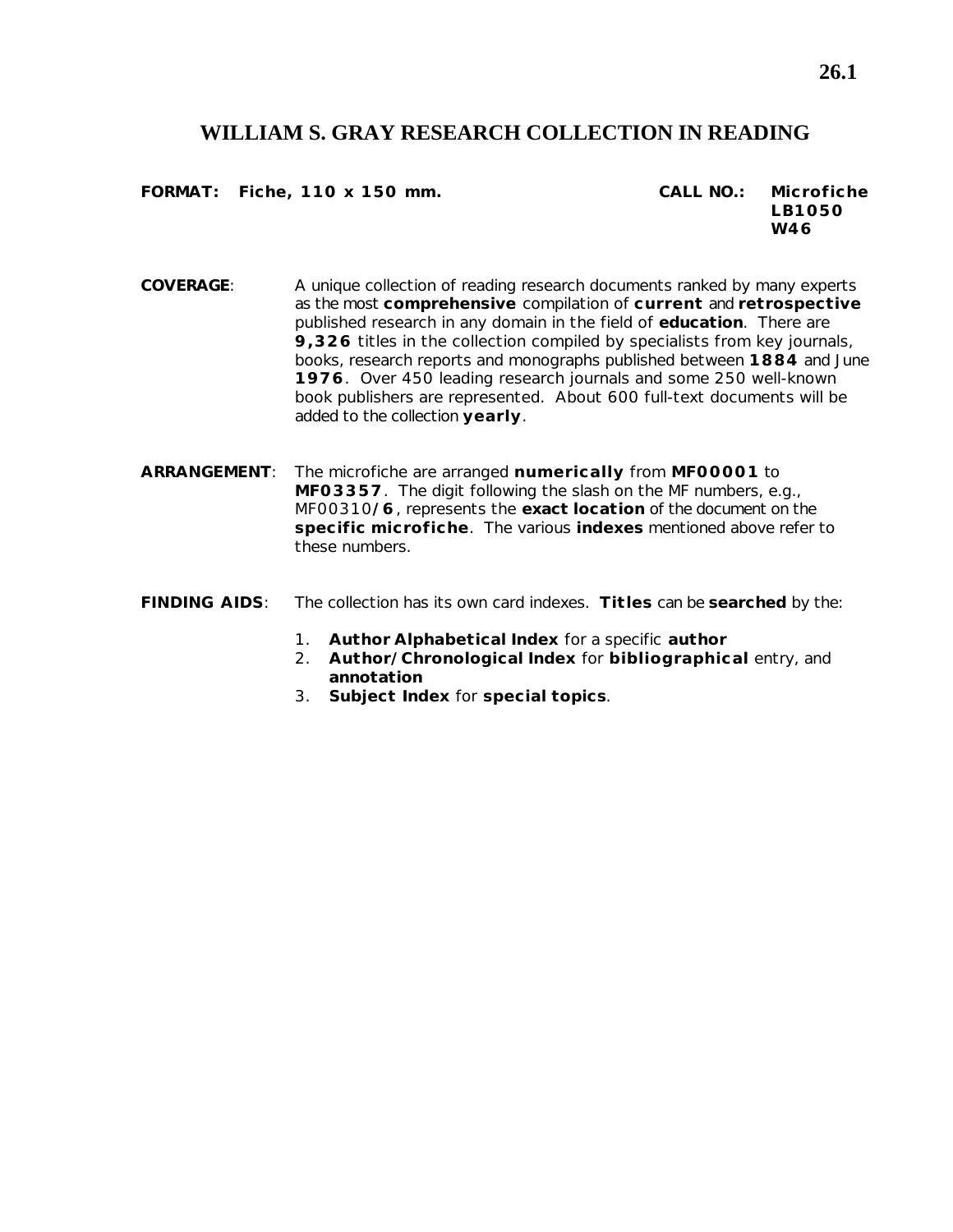# WILLIAM S. GRAY RESEARCH COLLECTION IN READING

**FORMAT:** **Fiche, 110 x 150 mm.**

**CALL NO.:** **Microfiche LB1050 W46**

**COVERAGE**: A unique collection of reading research documents ranked by many experts as the most **comprehensive** compilation of **current** and **retrospective** published research in any domain in the field of **education**. There are **9,326** titles in the collection compiled by specialists from key journals, books, research reports and monographs published between **1884** and June **1976**. Over 450 leading research journals and some 250 well-known book publishers are represented. About 600 full-text documents will be added to the collection **yearly**.

**ARRANGEMENT**: The microfiche are arranged **numerically** from **MF00001** to **MF03357**. The digit following the slash on the MF numbers, e.g., MF00310/**6**, represents the **exact location** of the document on the **specific microfiche**. The various **indexes** mentioned above refer to these numbers.

**FINDING AIDS**: The collection has its own card indexes. **Titles** can be **searched** by the:

1. **Author Alphabetical Index** for a specific **author**
2. **Author/Chronological Index** for **bibliographical** entry, and **annotation**
3. **Subject Index** for **special topics**.